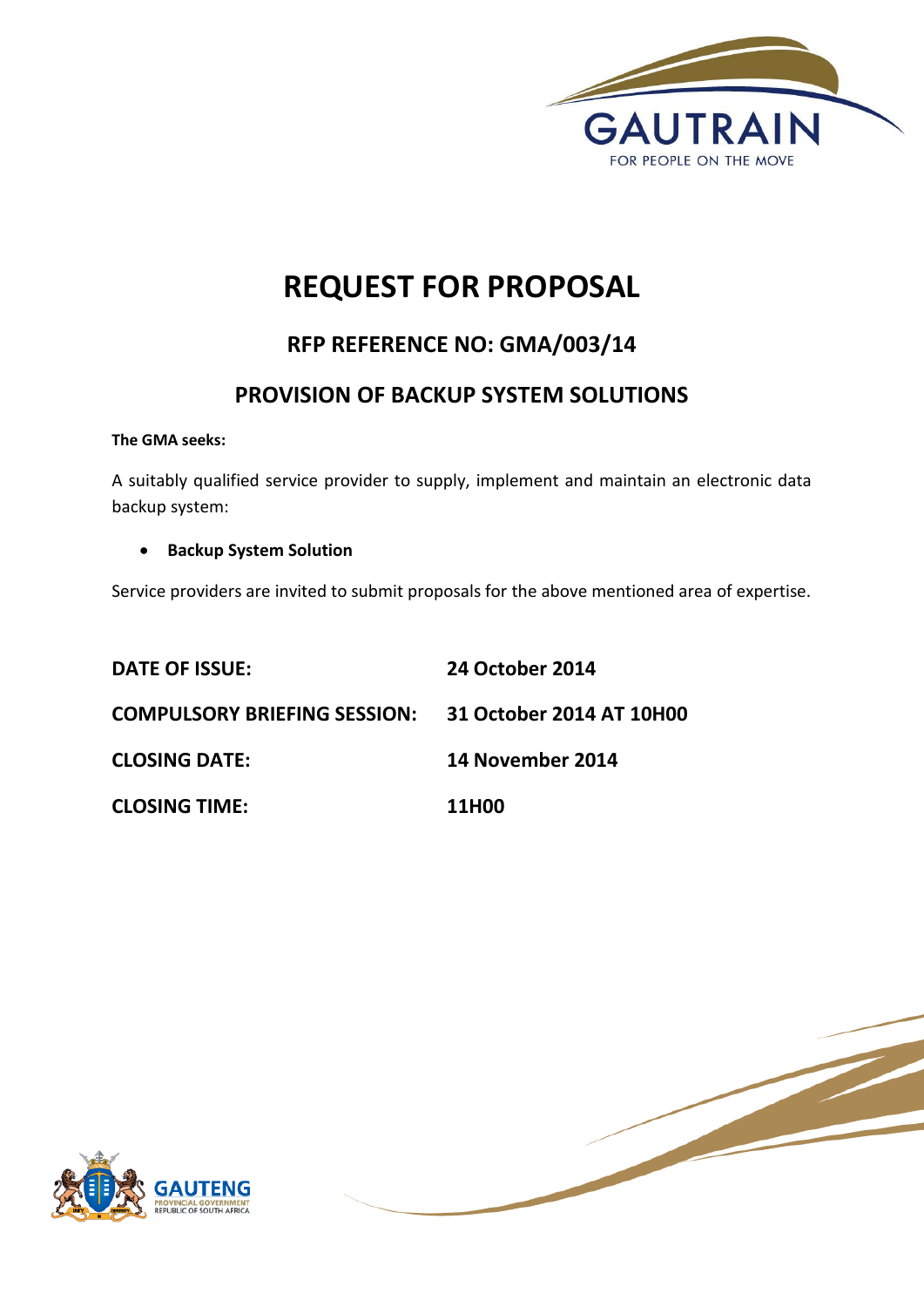# REQUEST FOR PROPOSAL

## RFP REFERENCE NO: GMA/003/14

## PROVISION OF BACKUP SYSTEM SOLUTIONS

**The GMA seeks:**

A suitably qualified service provider to supply, implement and maintain an electronic data backup system:

- **Backup System Solution**

Service providers are invited to submit proposals for the above mentioned area of expertise.

| | |
|---|---|
| **DATE OF ISSUE:** | **24 October 2014** |
| **COMPULSORY BRIEFING SESSION:** | **31 October 2014 AT 10H00** |
| **CLOSING DATE:** | **14 November 2014** |
| **CLOSING TIME:** | **11H00** |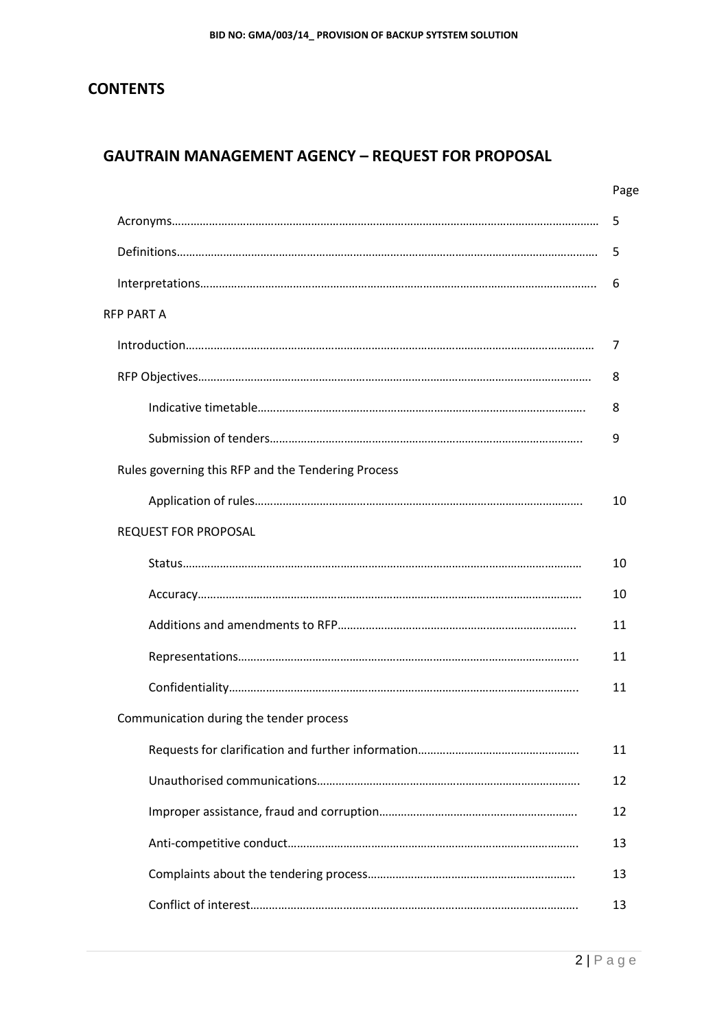# CONTENTS

## GAUTRAIN MANAGEMENT AGENCY – REQUEST FOR PROPOSAL

| | Page |
|---|---|
| Acronyms…… | 5 |
| Definitions…… | 5 |
| Interpretations…… | 6 |
| RFP PART A | |
| Introduction…… | 7 |
| RFP Objectives…… | 8 |
| Indicative timetable…… | 8 |
| Submission of tenders…… | 9 |
| Rules governing this RFP and the Tendering Process | |
| Application of rules…… | 10 |
| REQUEST FOR PROPOSAL | |
| Status…… | 10 |
| Accuracy…… | 10 |
| Additions and amendments to RFP…… | 11 |
| Representations…… | 11 |
| Confidentiality…… | 11 |
| Communication during the tender process | |
| Requests for clarification and further information…… | 11 |
| Unauthorised communications…… | 12 |
| Improper assistance, fraud and corruption…… | 12 |
| Anti-competitive conduct…… | 13 |
| Complaints about the tendering process…… | 13 |
| Conflict of interest…… | 13 |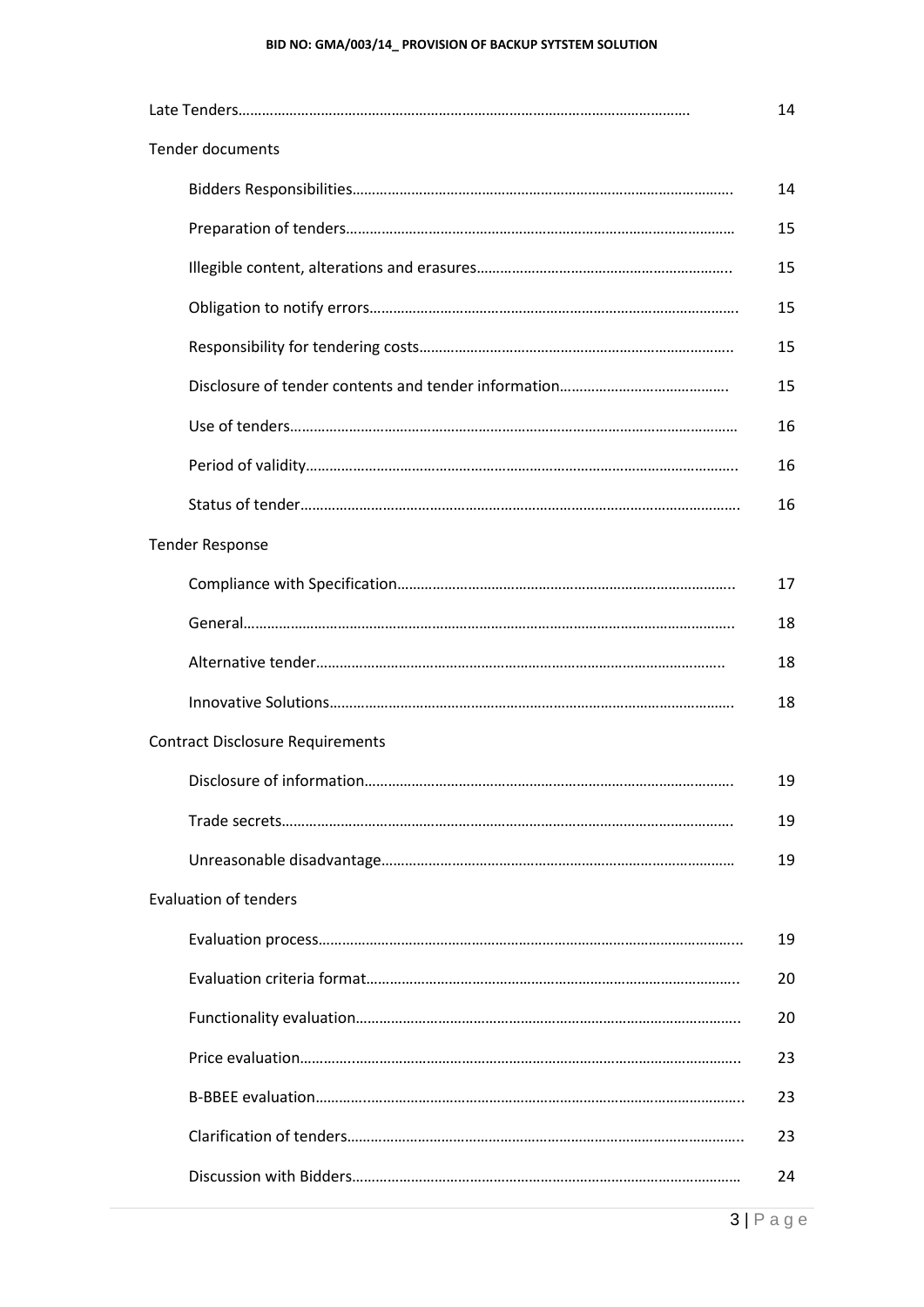Late Tenders……………………………………………………………………………………………… 14

Tender documents

- Bidders Responsibilities……………………………………………………………………………… 14
- Preparation of tenders………………………………………………………………………………… 15
- Illegible content, alterations and erasures……………………………………………………….. 15
- Obligation to notify errors…………………………………………………………………………….. 15
- Responsibility for tendering costs…………………………………………………………………... 15
- Disclosure of tender contents and tender information……………………………………. 15
- Use of tenders………………………………………………………………………………………………… 16
- Period of validity……………………………………………………………………………………………... 16
- Status of tender……………………………………………………………………………………………. 16

Tender Response

- Compliance with Specification…………………………………………………………………………... 17
- General……………………………………………………………………………………………………….. 18
- Alternative tender……………………………………………………………………………………… 18
- Innovative Solutions…………………………………………………………………………………………. 18

Contract Disclosure Requirements

- Disclosure of information……………………………………………………………………………….. 19
- Trade secrets………………………………………………………………………………………………. 19
- Unreasonable disadvantage……………………………………………………………………………… 19

Evaluation of tenders

- Evaluation process………………………………………………………………………………………... 19
- Evaluation criteria format………………………………………………………………………………... 20
- Functionality evaluation………………………………………………………………………………….. 20
- Price evaluation…………..…………………………………………………………………………………... 23
- B-BBEE evaluation………..…………………………………………………………………………………... 23
- Clarification of tenders………………………………………………………………………………….. 23
- Discussion with Bidders………………………………………………………………………………… 24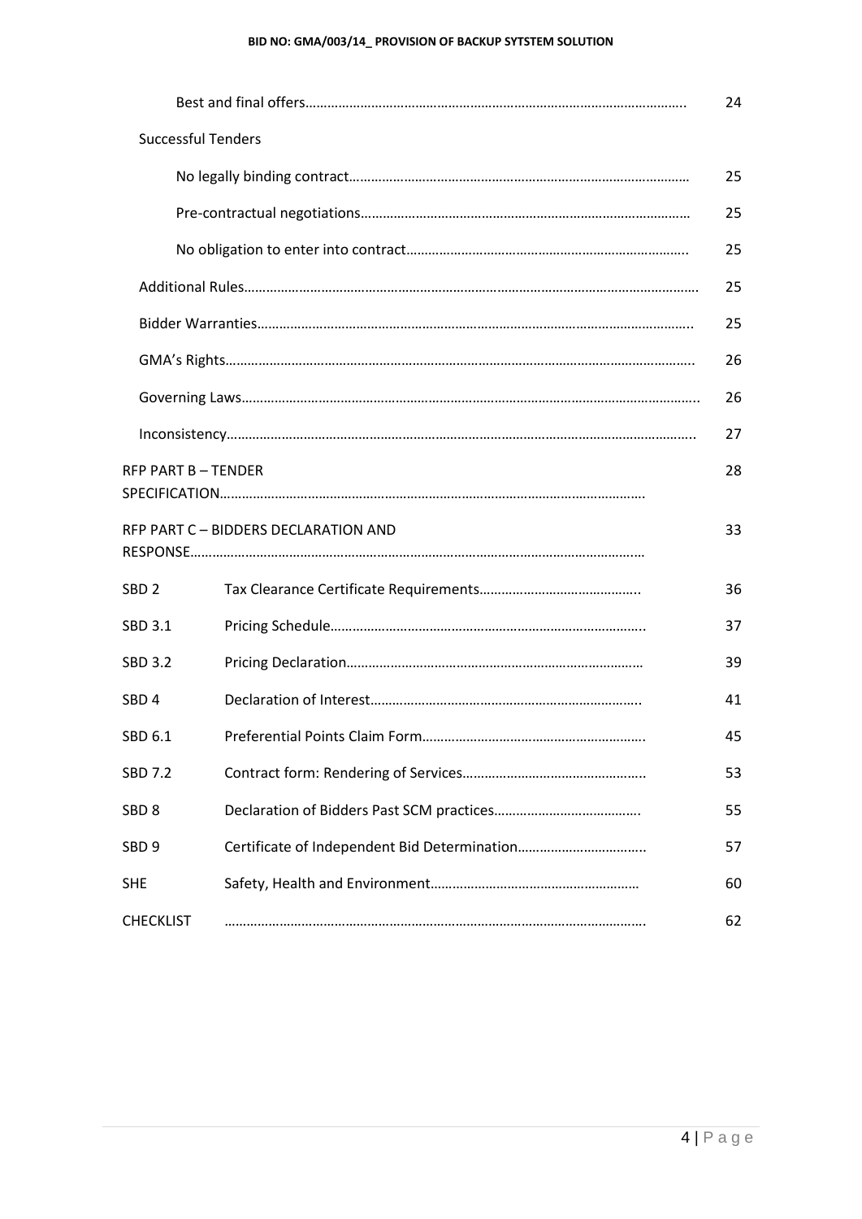| | | |
|---|---|---|
| | Best and final offers…………………………………………………………………………………….. | 24 |
| Successful Tenders | | |
| | No legally binding contract………………………………………………………………………………… | 25 |
| | Pre-contractual negotiations……………………………………………………………………………… | 25 |
| | No obligation to enter into contract………………………………………………………………….. | 25 |
| Additional Rules………………………………………………………………………………………………………… | | 25 |
| Bidder Warranties………………………………………………………………………………………………….. | | 25 |
| GMA's Rights…………………………………………………………………………………………………………….. | | 26 |
| Governing Laws………………………………………………………………………………………………………….. | | 26 |
| Inconsistency…………………………………………………………………………………………………………….. | | 27 |
| RFP PART B – TENDER SPECIFICATION………………………………………………………………………………………… | | 28 |
| RFP PART C – BIDDERS DECLARATION AND RESPONSE……………………………………………………………………………………………… | | 33 |
| SBD 2 | Tax Clearance Certificate Requirements……………………………………….. | 36 |
| SBD 3.1 | Pricing Schedule………………………………………………………………………….. | 37 |
| SBD 3.2 | Pricing Declaration……………………………………………………………………… | 39 |
| SBD 4 | Declaration of Interest……………………………………………………………….. | 41 |
| SBD 6.1 | Preferential Points Claim Form………………………………………………….. | 45 |
| SBD 7.2 | Contract form: Rendering of Services……………………………………….. | 53 |
| SBD 8 | Declaration of Bidders Past SCM practices………………………………….. | 55 |
| SBD 9 | Certificate of Independent Bid Determination…………………………….. | 57 |
| SHE | Safety, Health and Environment………………………………………………… | 60 |
| CHECKLIST | ……………………………………………………………………………………………. | 62 |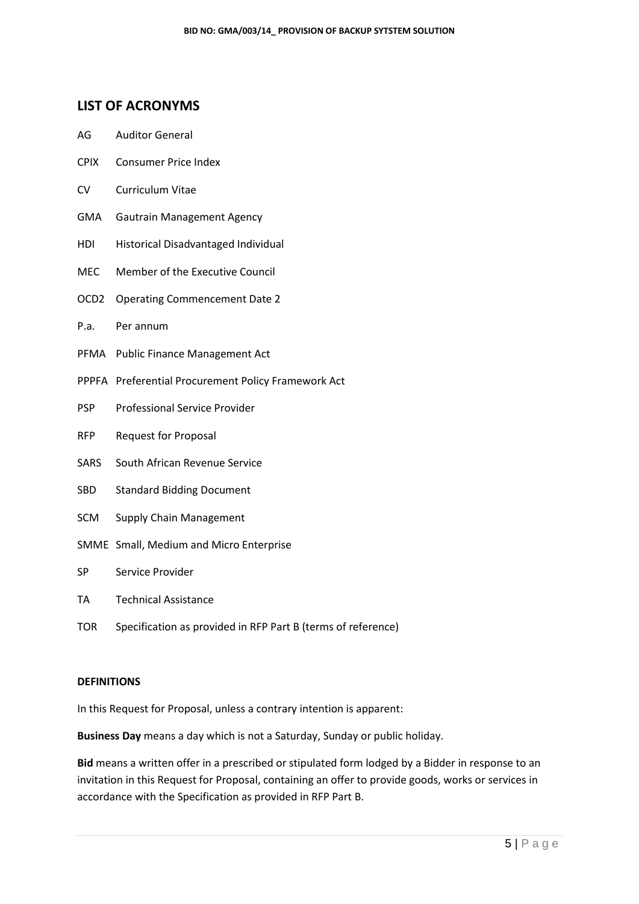## LIST OF ACRONYMS

| | |
|---|---|
| AG | Auditor General |
| CPIX | Consumer Price Index |
| CV | Curriculum Vitae |
| GMA | Gautrain Management Agency |
| HDI | Historical Disadvantaged Individual |
| MEC | Member of the Executive Council |
| OCD2 | Operating Commencement Date 2 |
| P.a. | Per annum |
| PFMA | Public Finance Management Act |
| PPPFA | Preferential Procurement Policy Framework Act |
| PSP | Professional Service Provider |
| RFP | Request for Proposal |
| SARS | South African Revenue Service |
| SBD | Standard Bidding Document |
| SCM | Supply Chain Management |
| SMME | Small, Medium and Micro Enterprise |
| SP | Service Provider |
| TA | Technical Assistance |
| TOR | Specification as provided in RFP Part B (terms of reference) |

**DEFINITIONS**

In this Request for Proposal, unless a contrary intention is apparent:

**Business Day** means a day which is not a Saturday, Sunday or public holiday.

**Bid** means a written offer in a prescribed or stipulated form lodged by a Bidder in response to an invitation in this Request for Proposal, containing an offer to provide goods, works or services in accordance with the Specification as provided in RFP Part B.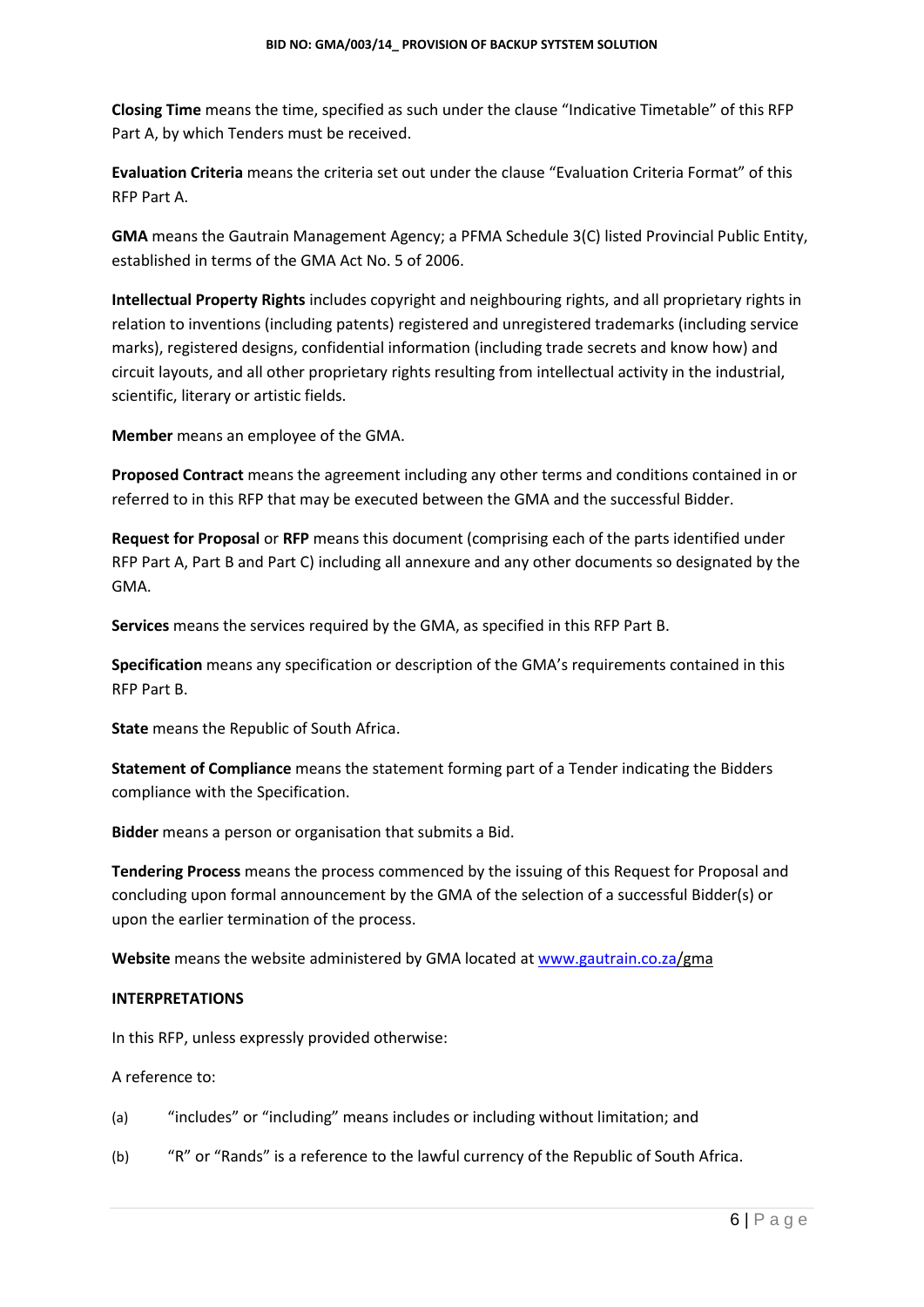**Closing Time** means the time, specified as such under the clause "Indicative Timetable" of this RFP Part A, by which Tenders must be received.

**Evaluation Criteria** means the criteria set out under the clause "Evaluation Criteria Format" of this RFP Part A.

**GMA** means the Gautrain Management Agency; a PFMA Schedule 3(C) listed Provincial Public Entity, established in terms of the GMA Act No. 5 of 2006.

**Intellectual Property Rights** includes copyright and neighbouring rights, and all proprietary rights in relation to inventions (including patents) registered and unregistered trademarks (including service marks), registered designs, confidential information (including trade secrets and know how) and circuit layouts, and all other proprietary rights resulting from intellectual activity in the industrial, scientific, literary or artistic fields.

**Member** means an employee of the GMA.

**Proposed Contract** means the agreement including any other terms and conditions contained in or referred to in this RFP that may be executed between the GMA and the successful Bidder.

**Request for Proposal** or **RFP** means this document (comprising each of the parts identified under RFP Part A, Part B and Part C) including all annexure and any other documents so designated by the GMA.

**Services** means the services required by the GMA, as specified in this RFP Part B.

**Specification** means any specification or description of the GMA's requirements contained in this RFP Part B.

**State** means the Republic of South Africa.

**Statement of Compliance** means the statement forming part of a Tender indicating the Bidders compliance with the Specification.

**Bidder** means a person or organisation that submits a Bid.

**Tendering Process** means the process commenced by the issuing of this Request for Proposal and concluding upon formal announcement by the GMA of the selection of a successful Bidder(s) or upon the earlier termination of the process.

**Website** means the website administered by GMA located at www.gautrain.co.za/gma

**INTERPRETATIONS**

In this RFP, unless expressly provided otherwise:

A reference to:

(a) "includes" or "including" means includes or including without limitation; and

(b) "R" or "Rands" is a reference to the lawful currency of the Republic of South Africa.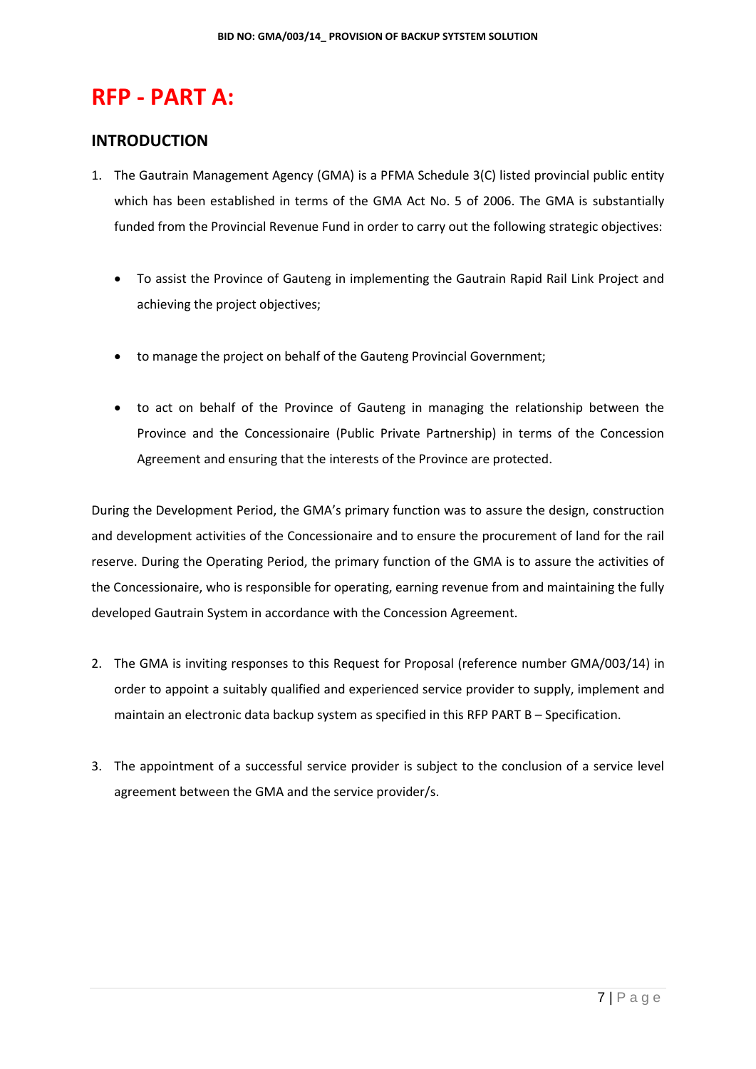# RFP - PART A:

## INTRODUCTION

1. The Gautrain Management Agency (GMA) is a PFMA Schedule 3(C) listed provincial public entity which has been established in terms of the GMA Act No. 5 of 2006. The GMA is substantially funded from the Provincial Revenue Fund in order to carry out the following strategic objectives:

    - To assist the Province of Gauteng in implementing the Gautrain Rapid Rail Link Project and achieving the project objectives;
    - to manage the project on behalf of the Gauteng Provincial Government;
    - to act on behalf of the Province of Gauteng in managing the relationship between the Province and the Concessionaire (Public Private Partnership) in terms of the Concession Agreement and ensuring that the interests of the Province are protected.

During the Development Period, the GMA's primary function was to assure the design, construction and development activities of the Concessionaire and to ensure the procurement of land for the rail reserve. During the Operating Period, the primary function of the GMA is to assure the activities of the Concessionaire, who is responsible for operating, earning revenue from and maintaining the fully developed Gautrain System in accordance with the Concession Agreement.

2. The GMA is inviting responses to this Request for Proposal (reference number GMA/003/14) in order to appoint a suitably qualified and experienced service provider to supply, implement and maintain an electronic data backup system as specified in this RFP PART B – Specification.

3. The appointment of a successful service provider is subject to the conclusion of a service level agreement between the GMA and the service provider/s.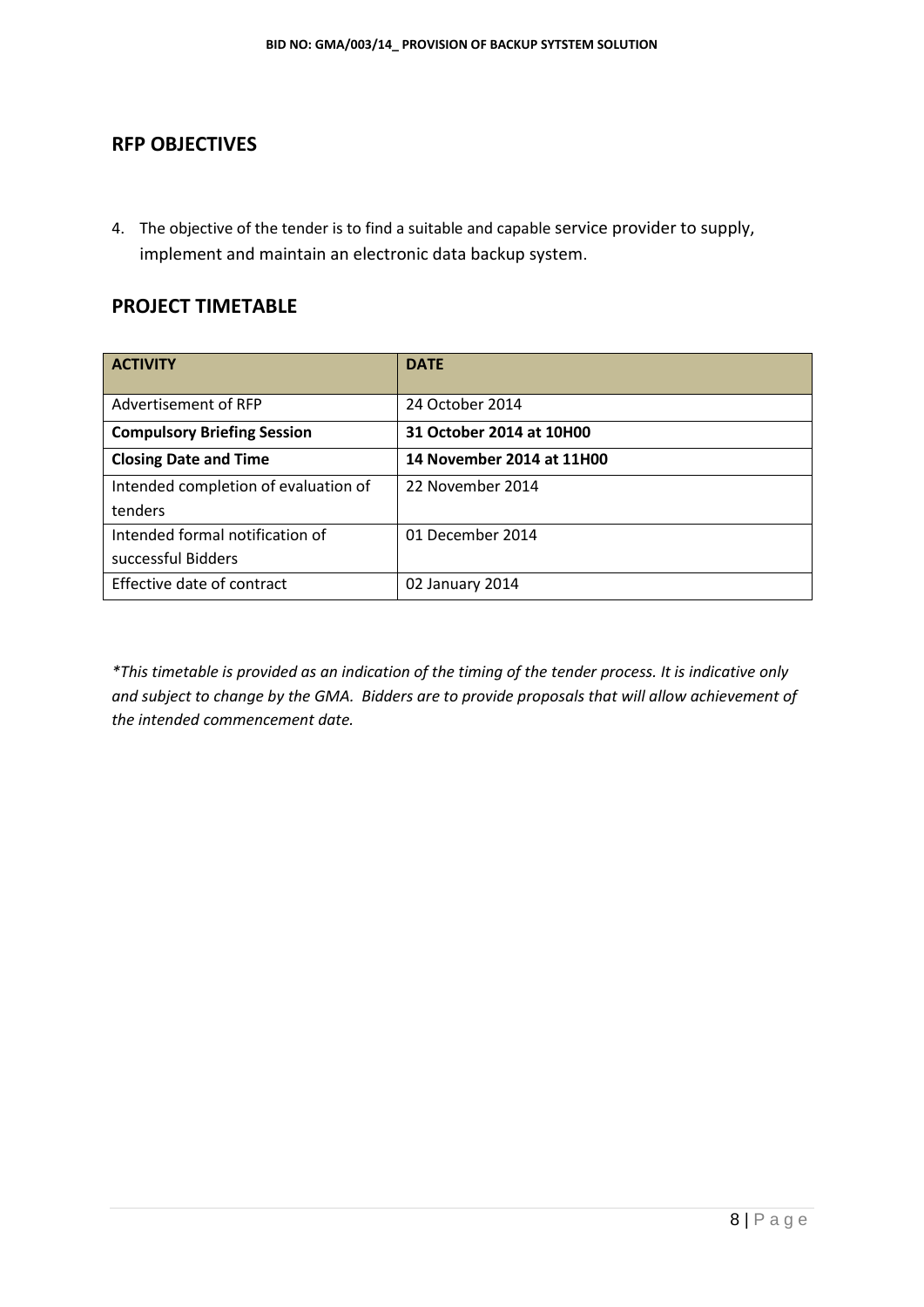## RFP OBJECTIVES

4. The objective of the tender is to find a suitable and capable service provider to supply, implement and maintain an electronic data backup system.

## PROJECT TIMETABLE

| ACTIVITY | DATE |
|---|---|
| Advertisement of RFP | 24 October 2014 |
| **Compulsory Briefing Session** | **31 October 2014 at 10H00** |
| **Closing Date and Time** | **14 November 2014 at 11H00** |
| Intended completion of evaluation of tenders | 22 November 2014 |
| Intended formal notification of successful Bidders | 01 December 2014 |
| Effective date of contract | 02 January 2014 |

*\*This timetable is provided as an indication of the timing of the tender process. It is indicative only and subject to change by the GMA. Bidders are to provide proposals that will allow achievement of the intended commencement date.*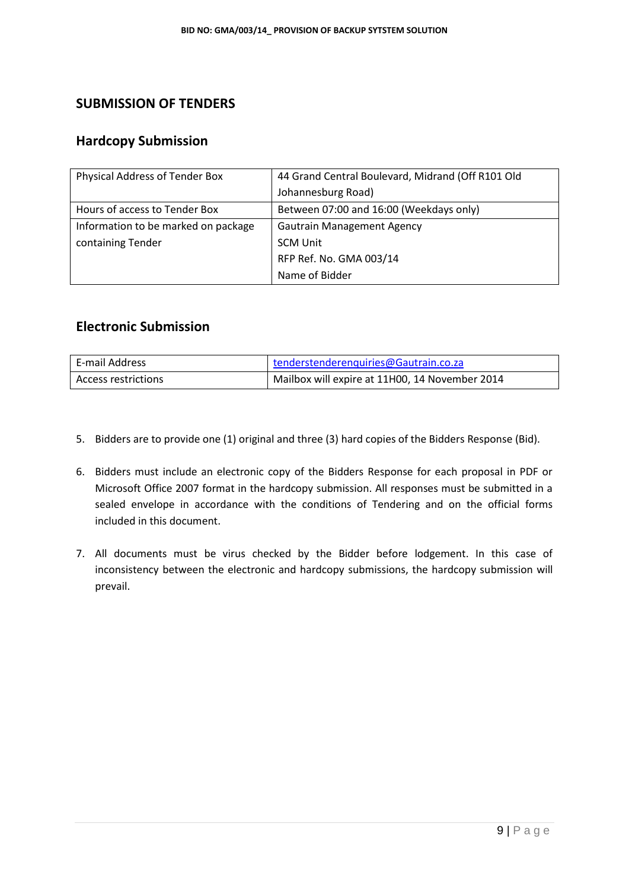## SUBMISSION OF TENDERS

### Hardcopy Submission

| Physical Address of Tender Box | 44 Grand Central Boulevard, Midrand (Off R101 Old Johannesburg Road) |
|---|---|
| Hours of access to Tender Box | Between 07:00 and 16:00 (Weekdays only) |
| Information to be marked on package containing Tender | Gautrain Management Agency<br>SCM Unit<br>RFP Ref. No. GMA 003/14<br>Name of Bidder |

### Electronic Submission

| E-mail Address | tenderstenderenquiries@Gautrain.co.za |
|---|---|
| Access restrictions | Mailbox will expire at 11H00, 14 November 2014 |

5. Bidders are to provide one (1) original and three (3) hard copies of the Bidders Response (Bid).

6. Bidders must include an electronic copy of the Bidders Response for each proposal in PDF or Microsoft Office 2007 format in the hardcopy submission. All responses must be submitted in a sealed envelope in accordance with the conditions of Tendering and on the official forms included in this document.

7. All documents must be virus checked by the Bidder before lodgement. In this case of inconsistency between the electronic and hardcopy submissions, the hardcopy submission will prevail.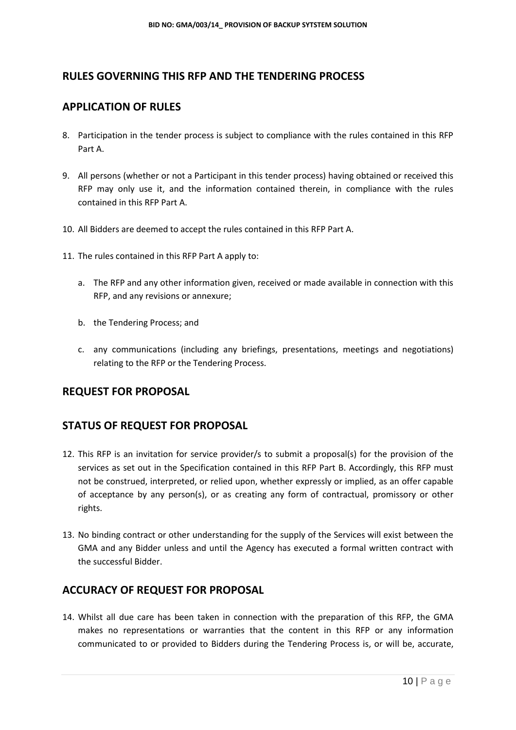## RULES GOVERNING THIS RFP AND THE TENDERING PROCESS

## APPLICATION OF RULES

8. Participation in the tender process is subject to compliance with the rules contained in this RFP Part A.

9. All persons (whether or not a Participant in this tender process) having obtained or received this RFP may only use it, and the information contained therein, in compliance with the rules contained in this RFP Part A.

10. All Bidders are deemed to accept the rules contained in this RFP Part A.

11. The rules contained in this RFP Part A apply to:

    a. The RFP and any other information given, received or made available in connection with this RFP, and any revisions or annexure;

    b. the Tendering Process; and

    c. any communications (including any briefings, presentations, meetings and negotiations) relating to the RFP or the Tendering Process.

## REQUEST FOR PROPOSAL

## STATUS OF REQUEST FOR PROPOSAL

12. This RFP is an invitation for service provider/s to submit a proposal(s) for the provision of the services as set out in the Specification contained in this RFP Part B. Accordingly, this RFP must not be construed, interpreted, or relied upon, whether expressly or implied, as an offer capable of acceptance by any person(s), or as creating any form of contractual, promissory or other rights.

13. No binding contract or other understanding for the supply of the Services will exist between the GMA and any Bidder unless and until the Agency has executed a formal written contract with the successful Bidder.

## ACCURACY OF REQUEST FOR PROPOSAL

14. Whilst all due care has been taken in connection with the preparation of this RFP, the GMA makes no representations or warranties that the content in this RFP or any information communicated to or provided to Bidders during the Tendering Process is, or will be, accurate,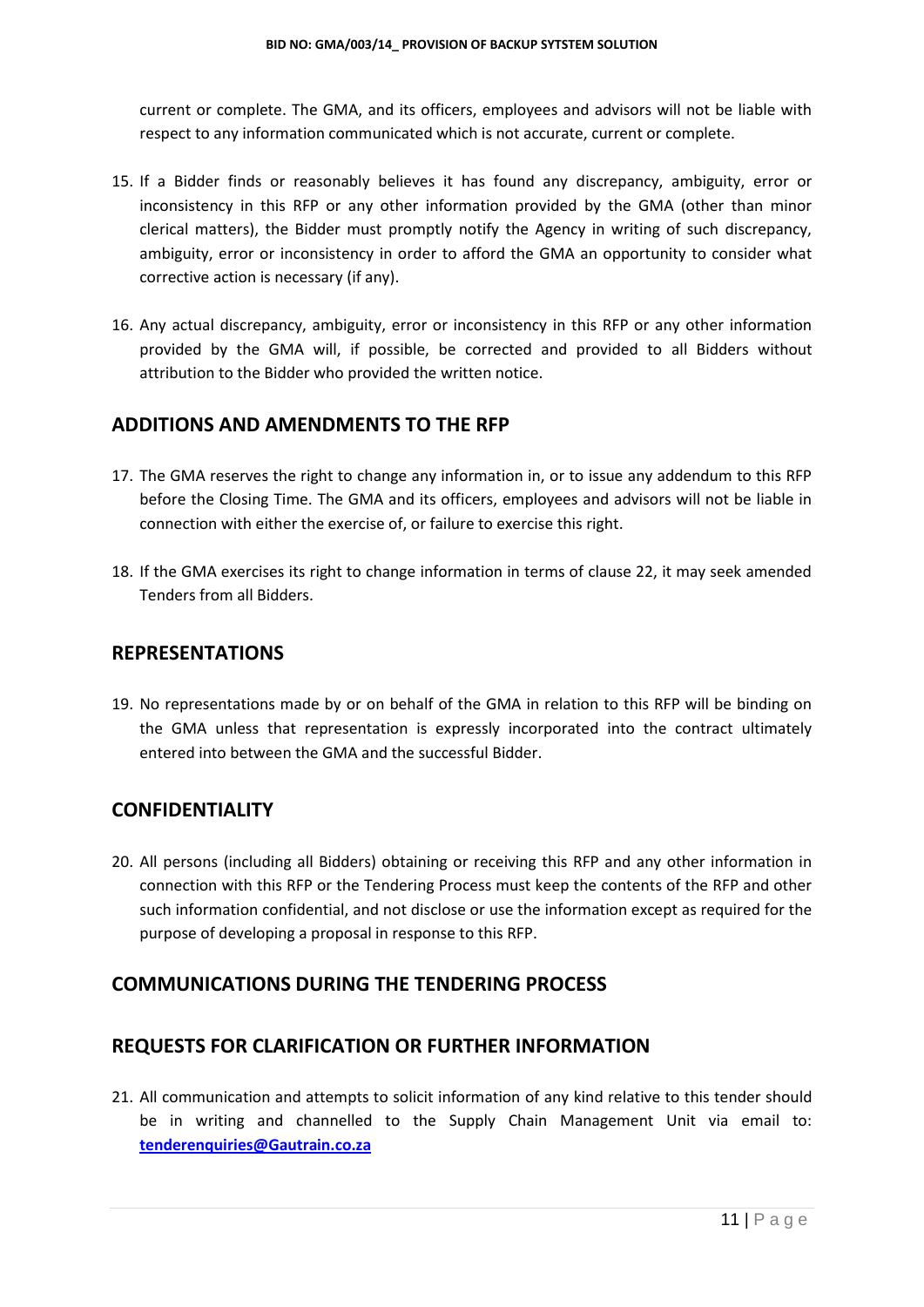current or complete. The GMA, and its officers, employees and advisors will not be liable with respect to any information communicated which is not accurate, current or complete.

15. If a Bidder finds or reasonably believes it has found any discrepancy, ambiguity, error or inconsistency in this RFP or any other information provided by the GMA (other than minor clerical matters), the Bidder must promptly notify the Agency in writing of such discrepancy, ambiguity, error or inconsistency in order to afford the GMA an opportunity to consider what corrective action is necessary (if any).

16. Any actual discrepancy, ambiguity, error or inconsistency in this RFP or any other information provided by the GMA will, if possible, be corrected and provided to all Bidders without attribution to the Bidder who provided the written notice.

## ADDITIONS AND AMENDMENTS TO THE RFP

17. The GMA reserves the right to change any information in, or to issue any addendum to this RFP before the Closing Time. The GMA and its officers, employees and advisors will not be liable in connection with either the exercise of, or failure to exercise this right.

18. If the GMA exercises its right to change information in terms of clause 22, it may seek amended Tenders from all Bidders.

## REPRESENTATIONS

19. No representations made by or on behalf of the GMA in relation to this RFP will be binding on the GMA unless that representation is expressly incorporated into the contract ultimately entered into between the GMA and the successful Bidder.

## CONFIDENTIALITY

20. All persons (including all Bidders) obtaining or receiving this RFP and any other information in connection with this RFP or the Tendering Process must keep the contents of the RFP and other such information confidential, and not disclose or use the information except as required for the purpose of developing a proposal in response to this RFP.

## COMMUNICATIONS DURING THE TENDERING PROCESS

## REQUESTS FOR CLARIFICATION OR FURTHER INFORMATION

21. All communication and attempts to solicit information of any kind relative to this tender should be in writing and channelled to the Supply Chain Management Unit via email to: **tenderenquiries@Gautrain.co.za**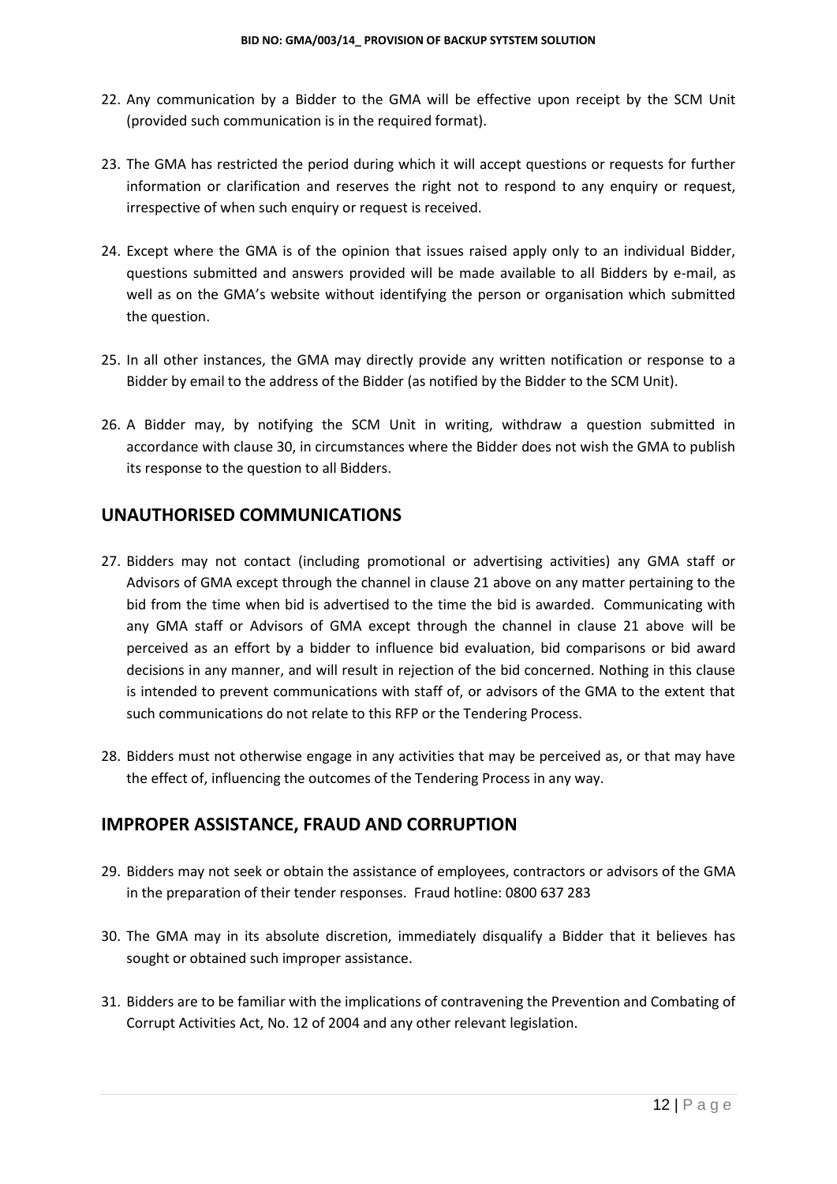22. Any communication by a Bidder to the GMA will be effective upon receipt by the SCM Unit (provided such communication is in the required format).

23. The GMA has restricted the period during which it will accept questions or requests for further information or clarification and reserves the right not to respond to any enquiry or request, irrespective of when such enquiry or request is received.

24. Except where the GMA is of the opinion that issues raised apply only to an individual Bidder, questions submitted and answers provided will be made available to all Bidders by e-mail, as well as on the GMA's website without identifying the person or organisation which submitted the question.

25. In all other instances, the GMA may directly provide any written notification or response to a Bidder by email to the address of the Bidder (as notified by the Bidder to the SCM Unit).

26. A Bidder may, by notifying the SCM Unit in writing, withdraw a question submitted in accordance with clause 30, in circumstances where the Bidder does not wish the GMA to publish its response to the question to all Bidders.

## UNAUTHORISED COMMUNICATIONS

27. Bidders may not contact (including promotional or advertising activities) any GMA staff or Advisors of GMA except through the channel in clause 21 above on any matter pertaining to the bid from the time when bid is advertised to the time the bid is awarded. Communicating with any GMA staff or Advisors of GMA except through the channel in clause 21 above will be perceived as an effort by a bidder to influence bid evaluation, bid comparisons or bid award decisions in any manner, and will result in rejection of the bid concerned. Nothing in this clause is intended to prevent communications with staff of, or advisors of the GMA to the extent that such communications do not relate to this RFP or the Tendering Process.

28. Bidders must not otherwise engage in any activities that may be perceived as, or that may have the effect of, influencing the outcomes of the Tendering Process in any way.

## IMPROPER ASSISTANCE, FRAUD AND CORRUPTION

29. Bidders may not seek or obtain the assistance of employees, contractors or advisors of the GMA in the preparation of their tender responses. Fraud hotline: 0800 637 283

30. The GMA may in its absolute discretion, immediately disqualify a Bidder that it believes has sought or obtained such improper assistance.

31. Bidders are to be familiar with the implications of contravening the Prevention and Combating of Corrupt Activities Act, No. 12 of 2004 and any other relevant legislation.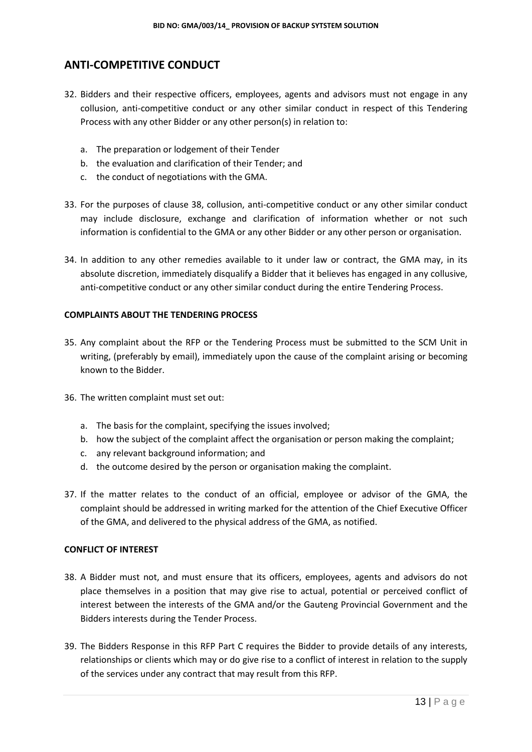## ANTI-COMPETITIVE CONDUCT

32. Bidders and their respective officers, employees, agents and advisors must not engage in any collusion, anti-competitive conduct or any other similar conduct in respect of this Tendering Process with any other Bidder or any other person(s) in relation to:

    a. The preparation or lodgement of their Tender
    b. the evaluation and clarification of their Tender; and
    c. the conduct of negotiations with the GMA.

33. For the purposes of clause 38, collusion, anti-competitive conduct or any other similar conduct may include disclosure, exchange and clarification of information whether or not such information is confidential to the GMA or any other Bidder or any other person or organisation.

34. In addition to any other remedies available to it under law or contract, the GMA may, in its absolute discretion, immediately disqualify a Bidder that it believes has engaged in any collusive, anti-competitive conduct or any other similar conduct during the entire Tendering Process.

**COMPLAINTS ABOUT THE TENDERING PROCESS**

35. Any complaint about the RFP or the Tendering Process must be submitted to the SCM Unit in writing, (preferably by email), immediately upon the cause of the complaint arising or becoming known to the Bidder.

36. The written complaint must set out:

    a. The basis for the complaint, specifying the issues involved;
    b. how the subject of the complaint affect the organisation or person making the complaint;
    c. any relevant background information; and
    d. the outcome desired by the person or organisation making the complaint.

37. If the matter relates to the conduct of an official, employee or advisor of the GMA, the complaint should be addressed in writing marked for the attention of the Chief Executive Officer of the GMA, and delivered to the physical address of the GMA, as notified.

**CONFLICT OF INTEREST**

38. A Bidder must not, and must ensure that its officers, employees, agents and advisors do not place themselves in a position that may give rise to actual, potential or perceived conflict of interest between the interests of the GMA and/or the Gauteng Provincial Government and the Bidders interests during the Tender Process.

39. The Bidders Response in this RFP Part C requires the Bidder to provide details of any interests, relationships or clients which may or do give rise to a conflict of interest in relation to the supply of the services under any contract that may result from this RFP.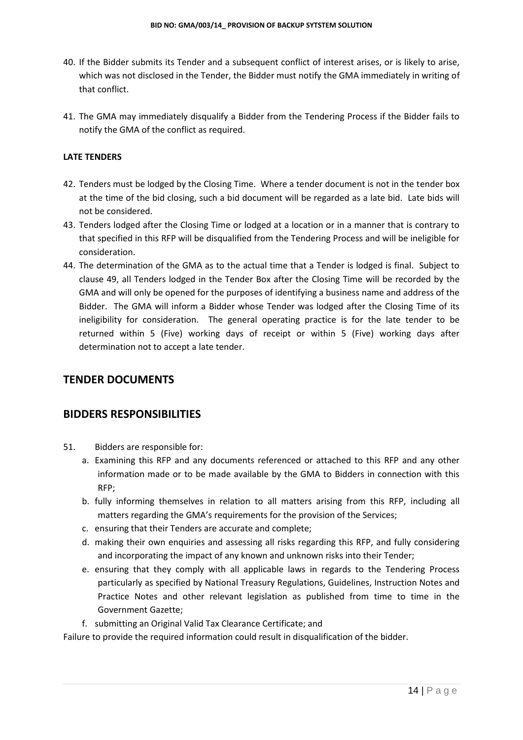40. If the Bidder submits its Tender and a subsequent conflict of interest arises, or is likely to arise, which was not disclosed in the Tender, the Bidder must notify the GMA immediately in writing of that conflict.

41. The GMA may immediately disqualify a Bidder from the Tendering Process if the Bidder fails to notify the GMA of the conflict as required.

**LATE TENDERS**

42. Tenders must be lodged by the Closing Time. Where a tender document is not in the tender box at the time of the bid closing, such a bid document will be regarded as a late bid. Late bids will not be considered.
43. Tenders lodged after the Closing Time or lodged at a location or in a manner that is contrary to that specified in this RFP will be disqualified from the Tendering Process and will be ineligible for consideration.
44. The determination of the GMA as to the actual time that a Tender is lodged is final. Subject to clause 49, all Tenders lodged in the Tender Box after the Closing Time will be recorded by the GMA and will only be opened for the purposes of identifying a business name and address of the Bidder. The GMA will inform a Bidder whose Tender was lodged after the Closing Time of its ineligibility for consideration. The general operating practice is for the late tender to be returned within 5 (Five) working days of receipt or within 5 (Five) working days after determination not to accept a late tender.

## TENDER DOCUMENTS

## BIDDERS RESPONSIBILITIES

51. Bidders are responsible for:
    a. Examining this RFP and any documents referenced or attached to this RFP and any other information made or to be made available by the GMA to Bidders in connection with this RFP;
    b. fully informing themselves in relation to all matters arising from this RFP, including all matters regarding the GMA's requirements for the provision of the Services;
    c. ensuring that their Tenders are accurate and complete;
    d. making their own enquiries and assessing all risks regarding this RFP, and fully considering and incorporating the impact of any known and unknown risks into their Tender;
    e. ensuring that they comply with all applicable laws in regards to the Tendering Process particularly as specified by National Treasury Regulations, Guidelines, Instruction Notes and Practice Notes and other relevant legislation as published from time to time in the Government Gazette;
    f. submitting an Original Valid Tax Clearance Certificate; and

Failure to provide the required information could result in disqualification of the bidder.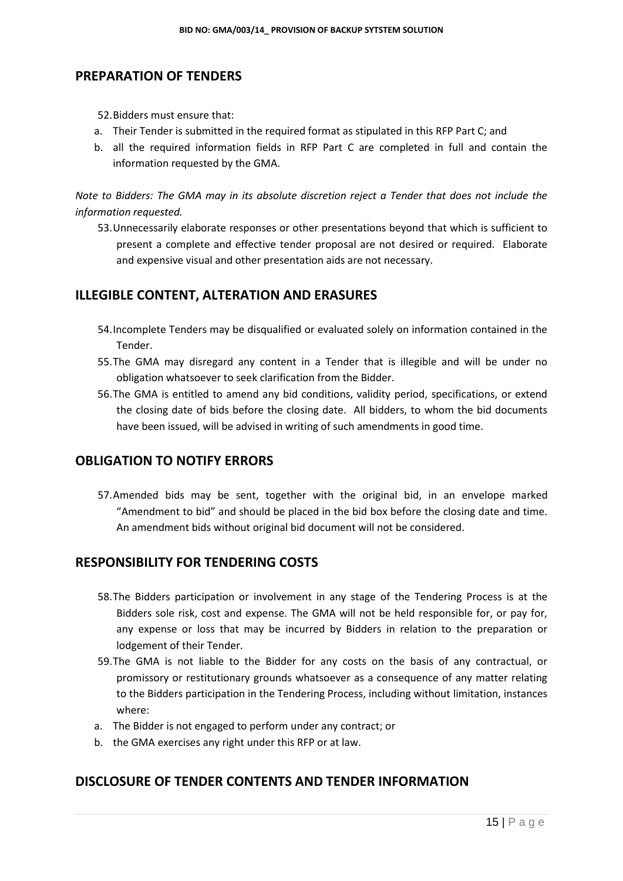## PREPARATION OF TENDERS

52. Bidders must ensure that:

a. Their Tender is submitted in the required format as stipulated in this RFP Part C; and
b. all the required information fields in RFP Part C are completed in full and contain the information requested by the GMA.

*Note to Bidders: The GMA may in its absolute discretion reject a Tender that does not include the information requested.*

53. Unnecessarily elaborate responses or other presentations beyond that which is sufficient to present a complete and effective tender proposal are not desired or required. Elaborate and expensive visual and other presentation aids are not necessary.

## ILLEGIBLE CONTENT, ALTERATION AND ERASURES

54. Incomplete Tenders may be disqualified or evaluated solely on information contained in the Tender.
55. The GMA may disregard any content in a Tender that is illegible and will be under no obligation whatsoever to seek clarification from the Bidder.
56. The GMA is entitled to amend any bid conditions, validity period, specifications, or extend the closing date of bids before the closing date. All bidders, to whom the bid documents have been issued, will be advised in writing of such amendments in good time.

## OBLIGATION TO NOTIFY ERRORS

57. Amended bids may be sent, together with the original bid, in an envelope marked "Amendment to bid" and should be placed in the bid box before the closing date and time. An amendment bids without original bid document will not be considered.

## RESPONSIBILITY FOR TENDERING COSTS

58. The Bidders participation or involvement in any stage of the Tendering Process is at the Bidders sole risk, cost and expense. The GMA will not be held responsible for, or pay for, any expense or loss that may be incurred by Bidders in relation to the preparation or lodgement of their Tender.
59. The GMA is not liable to the Bidder for any costs on the basis of any contractual, or promissory or restitutionary grounds whatsoever as a consequence of any matter relating to the Bidders participation in the Tendering Process, including without limitation, instances where:

a. The Bidder is not engaged to perform under any contract; or
b. the GMA exercises any right under this RFP or at law.

## DISCLOSURE OF TENDER CONTENTS AND TENDER INFORMATION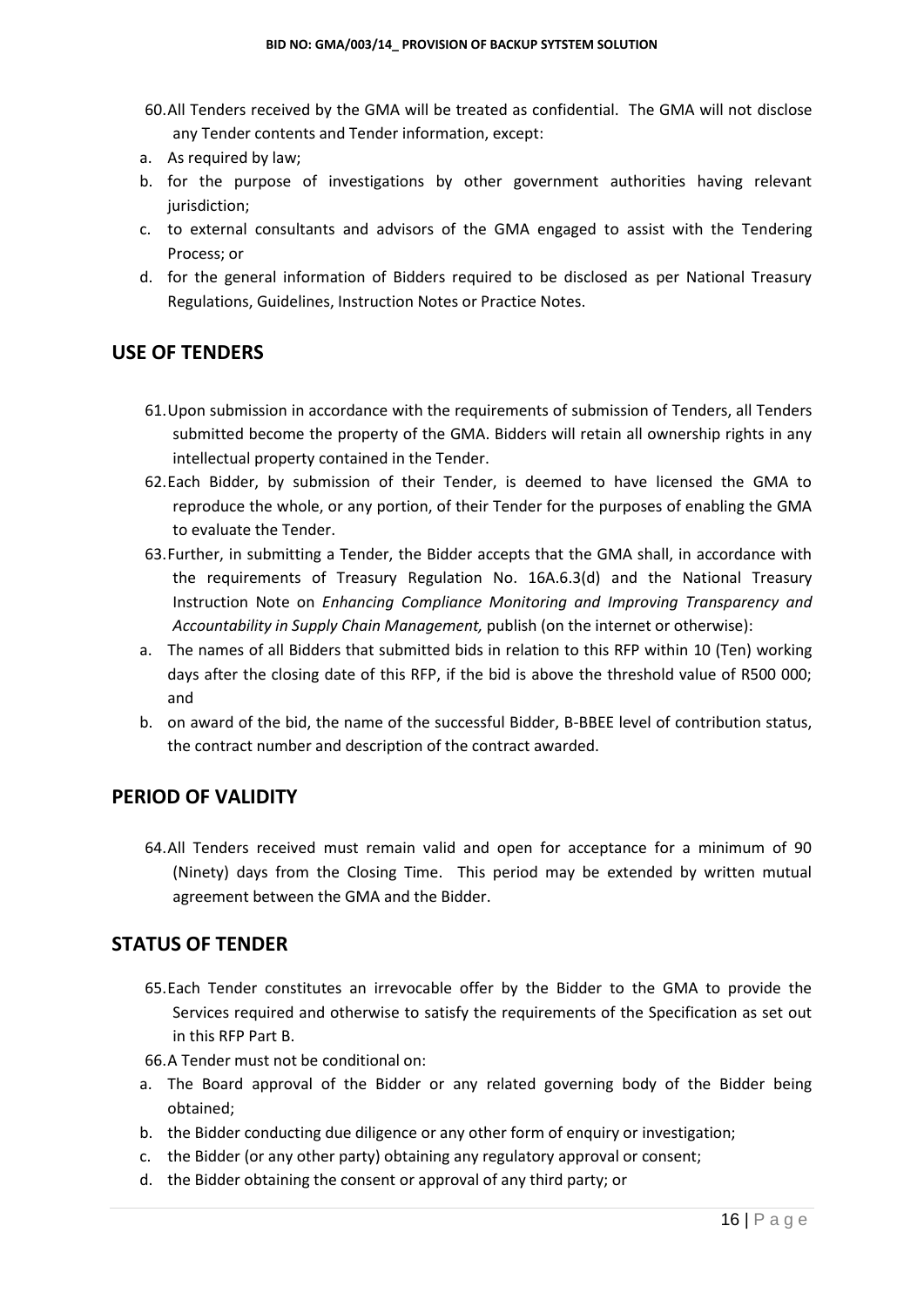60. All Tenders received by the GMA will be treated as confidential. The GMA will not disclose any Tender contents and Tender information, except:

a. As required by law;
b. for the purpose of investigations by other government authorities having relevant jurisdiction;
c. to external consultants and advisors of the GMA engaged to assist with the Tendering Process; or
d. for the general information of Bidders required to be disclosed as per National Treasury Regulations, Guidelines, Instruction Notes or Practice Notes.

## USE OF TENDERS

61. Upon submission in accordance with the requirements of submission of Tenders, all Tenders submitted become the property of the GMA. Bidders will retain all ownership rights in any intellectual property contained in the Tender.

62. Each Bidder, by submission of their Tender, is deemed to have licensed the GMA to reproduce the whole, or any portion, of their Tender for the purposes of enabling the GMA to evaluate the Tender.

63. Further, in submitting a Tender, the Bidder accepts that the GMA shall, in accordance with the requirements of Treasury Regulation No. 16A.6.3(d) and the National Treasury Instruction Note on *Enhancing Compliance Monitoring and Improving Transparency and Accountability in Supply Chain Management,* publish (on the internet or otherwise):

a. The names of all Bidders that submitted bids in relation to this RFP within 10 (Ten) working days after the closing date of this RFP, if the bid is above the threshold value of R500 000; and
b. on award of the bid, the name of the successful Bidder, B-BBEE level of contribution status, the contract number and description of the contract awarded.

## PERIOD OF VALIDITY

64. All Tenders received must remain valid and open for acceptance for a minimum of 90 (Ninety) days from the Closing Time. This period may be extended by written mutual agreement between the GMA and the Bidder.

## STATUS OF TENDER

65. Each Tender constitutes an irrevocable offer by the Bidder to the GMA to provide the Services required and otherwise to satisfy the requirements of the Specification as set out in this RFP Part B.

66. A Tender must not be conditional on:

a. The Board approval of the Bidder or any related governing body of the Bidder being obtained;
b. the Bidder conducting due diligence or any other form of enquiry or investigation;
c. the Bidder (or any other party) obtaining any regulatory approval or consent;
d. the Bidder obtaining the consent or approval of any third party; or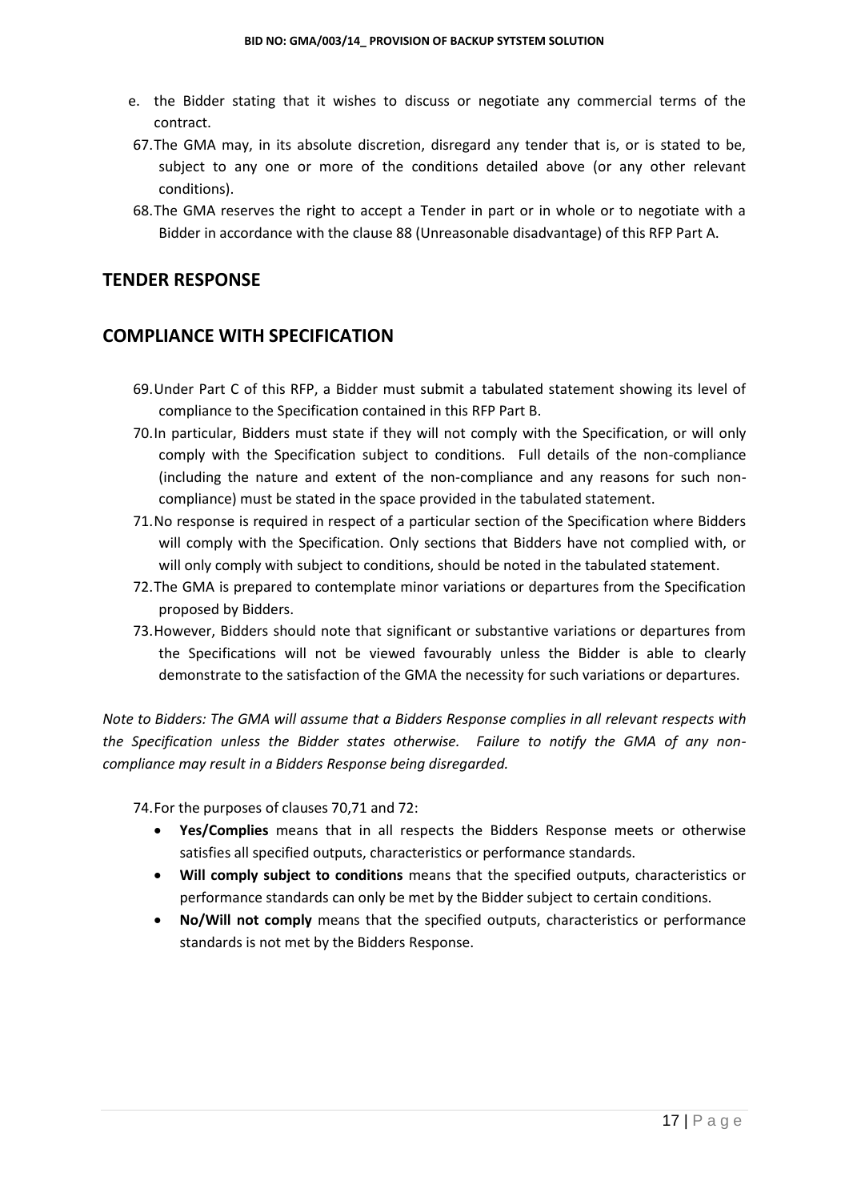e. the Bidder stating that it wishes to discuss or negotiate any commercial terms of the contract.

67. The GMA may, in its absolute discretion, disregard any tender that is, or is stated to be, subject to any one or more of the conditions detailed above (or any other relevant conditions).

68. The GMA reserves the right to accept a Tender in part or in whole or to negotiate with a Bidder in accordance with the clause 88 (Unreasonable disadvantage) of this RFP Part A.

## TENDER RESPONSE

## COMPLIANCE WITH SPECIFICATION

69. Under Part C of this RFP, a Bidder must submit a tabulated statement showing its level of compliance to the Specification contained in this RFP Part B.

70. In particular, Bidders must state if they will not comply with the Specification, or will only comply with the Specification subject to conditions. Full details of the non-compliance (including the nature and extent of the non-compliance and any reasons for such non-compliance) must be stated in the space provided in the tabulated statement.

71. No response is required in respect of a particular section of the Specification where Bidders will comply with the Specification. Only sections that Bidders have not complied with, or will only comply with subject to conditions, should be noted in the tabulated statement.

72. The GMA is prepared to contemplate minor variations or departures from the Specification proposed by Bidders.

73. However, Bidders should note that significant or substantive variations or departures from the Specifications will not be viewed favourably unless the Bidder is able to clearly demonstrate to the satisfaction of the GMA the necessity for such variations or departures.

*Note to Bidders: The GMA will assume that a Bidders Response complies in all relevant respects with the Specification unless the Bidder states otherwise. Failure to notify the GMA of any non-compliance may result in a Bidders Response being disregarded.*

74. For the purposes of clauses 70,71 and 72:

- **Yes/Complies** means that in all respects the Bidders Response meets or otherwise satisfies all specified outputs, characteristics or performance standards.
- **Will comply subject to conditions** means that the specified outputs, characteristics or performance standards can only be met by the Bidder subject to certain conditions.
- **No/Will not comply** means that the specified outputs, characteristics or performance standards is not met by the Bidders Response.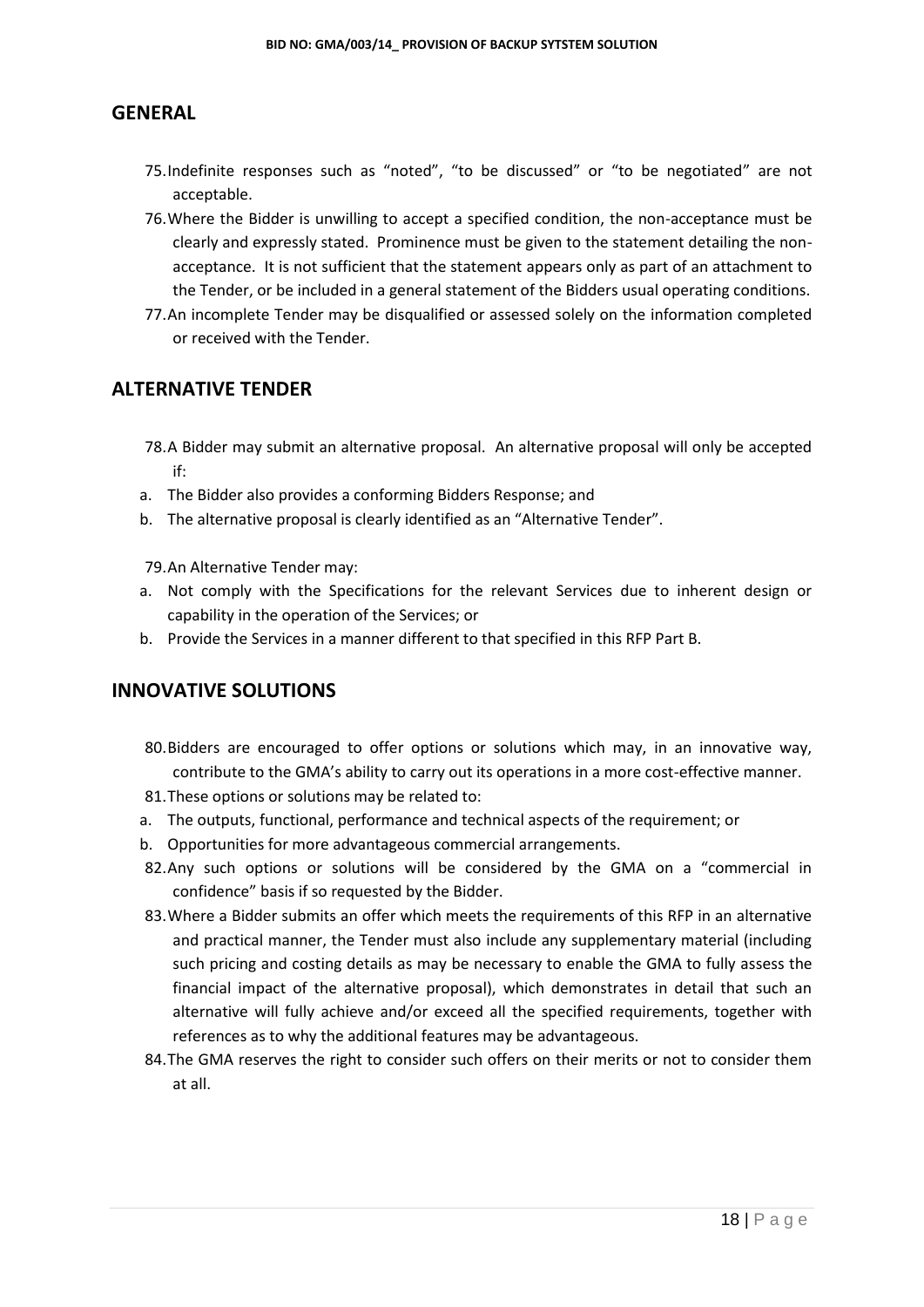## GENERAL

75. Indefinite responses such as "noted", "to be discussed" or "to be negotiated" are not acceptable.
76. Where the Bidder is unwilling to accept a specified condition, the non-acceptance must be clearly and expressly stated. Prominence must be given to the statement detailing the non-acceptance. It is not sufficient that the statement appears only as part of an attachment to the Tender, or be included in a general statement of the Bidders usual operating conditions.
77. An incomplete Tender may be disqualified or assessed solely on the information completed or received with the Tender.

## ALTERNATIVE TENDER

78. A Bidder may submit an alternative proposal. An alternative proposal will only be accepted if:

a. The Bidder also provides a conforming Bidders Response; and
b. The alternative proposal is clearly identified as an "Alternative Tender".

79. An Alternative Tender may:

a. Not comply with the Specifications for the relevant Services due to inherent design or capability in the operation of the Services; or
b. Provide the Services in a manner different to that specified in this RFP Part B.

## INNOVATIVE SOLUTIONS

80. Bidders are encouraged to offer options or solutions which may, in an innovative way, contribute to the GMA's ability to carry out its operations in a more cost-effective manner.
81. These options or solutions may be related to:

a. The outputs, functional, performance and technical aspects of the requirement; or
b. Opportunities for more advantageous commercial arrangements.

82. Any such options or solutions will be considered by the GMA on a "commercial in confidence" basis if so requested by the Bidder.
83. Where a Bidder submits an offer which meets the requirements of this RFP in an alternative and practical manner, the Tender must also include any supplementary material (including such pricing and costing details as may be necessary to enable the GMA to fully assess the financial impact of the alternative proposal), which demonstrates in detail that such an alternative will fully achieve and/or exceed all the specified requirements, together with references as to why the additional features may be advantageous.
84. The GMA reserves the right to consider such offers on their merits or not to consider them at all.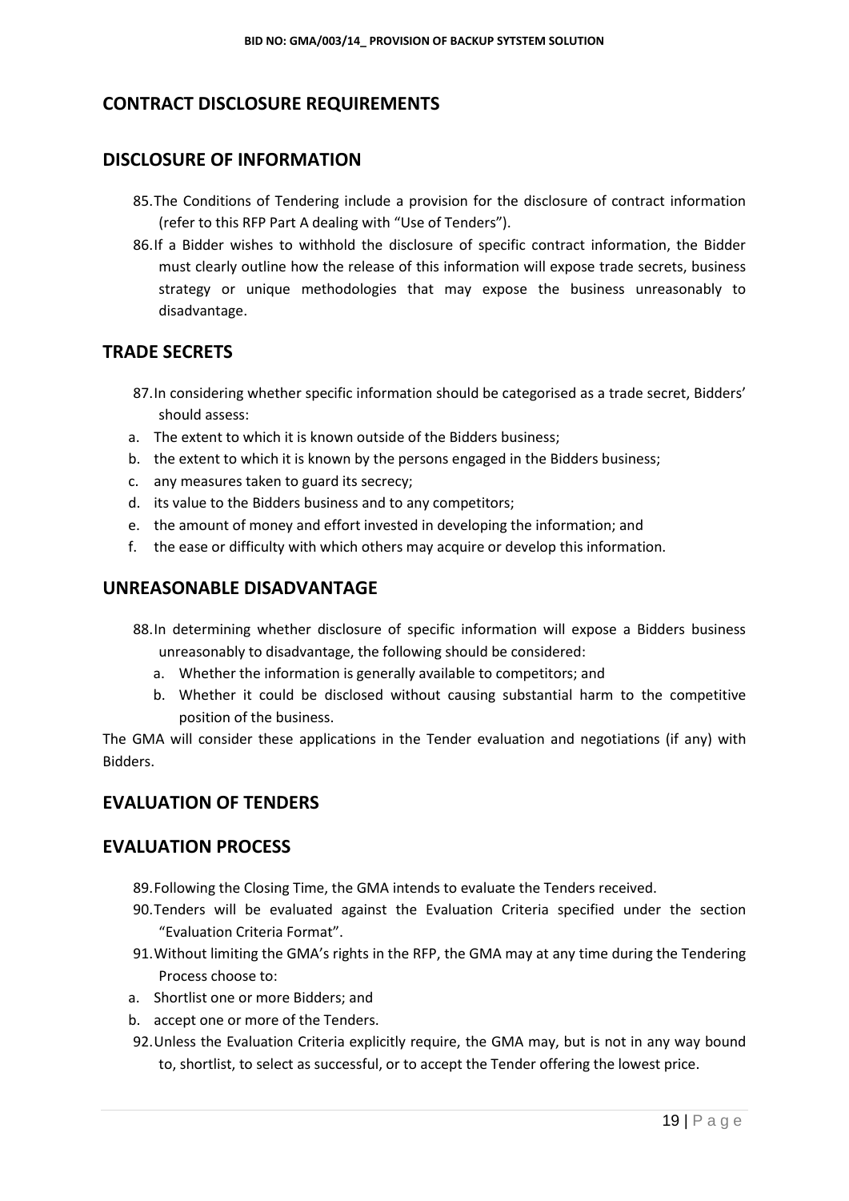## CONTRACT DISCLOSURE REQUIREMENTS

## DISCLOSURE OF INFORMATION

85. The Conditions of Tendering include a provision for the disclosure of contract information (refer to this RFP Part A dealing with "Use of Tenders").
86. If a Bidder wishes to withhold the disclosure of specific contract information, the Bidder must clearly outline how the release of this information will expose trade secrets, business strategy or unique methodologies that may expose the business unreasonably to disadvantage.

## TRADE SECRETS

87. In considering whether specific information should be categorised as a trade secret, Bidders' should assess:

a. The extent to which it is known outside of the Bidders business;
b. the extent to which it is known by the persons engaged in the Bidders business;
c. any measures taken to guard its secrecy;
d. its value to the Bidders business and to any competitors;
e. the amount of money and effort invested in developing the information; and
f. the ease or difficulty with which others may acquire or develop this information.

## UNREASONABLE DISADVANTAGE

88. In determining whether disclosure of specific information will expose a Bidders business unreasonably to disadvantage, the following should be considered:
    a. Whether the information is generally available to competitors; and
    b. Whether it could be disclosed without causing substantial harm to the competitive position of the business.

The GMA will consider these applications in the Tender evaluation and negotiations (if any) with Bidders.

## EVALUATION OF TENDERS

## EVALUATION PROCESS

89. Following the Closing Time, the GMA intends to evaluate the Tenders received.
90. Tenders will be evaluated against the Evaluation Criteria specified under the section "Evaluation Criteria Format".
91. Without limiting the GMA's rights in the RFP, the GMA may at any time during the Tendering Process choose to:

a. Shortlist one or more Bidders; and
b. accept one or more of the Tenders.

92. Unless the Evaluation Criteria explicitly require, the GMA may, but is not in any way bound to, shortlist, to select as successful, or to accept the Tender offering the lowest price.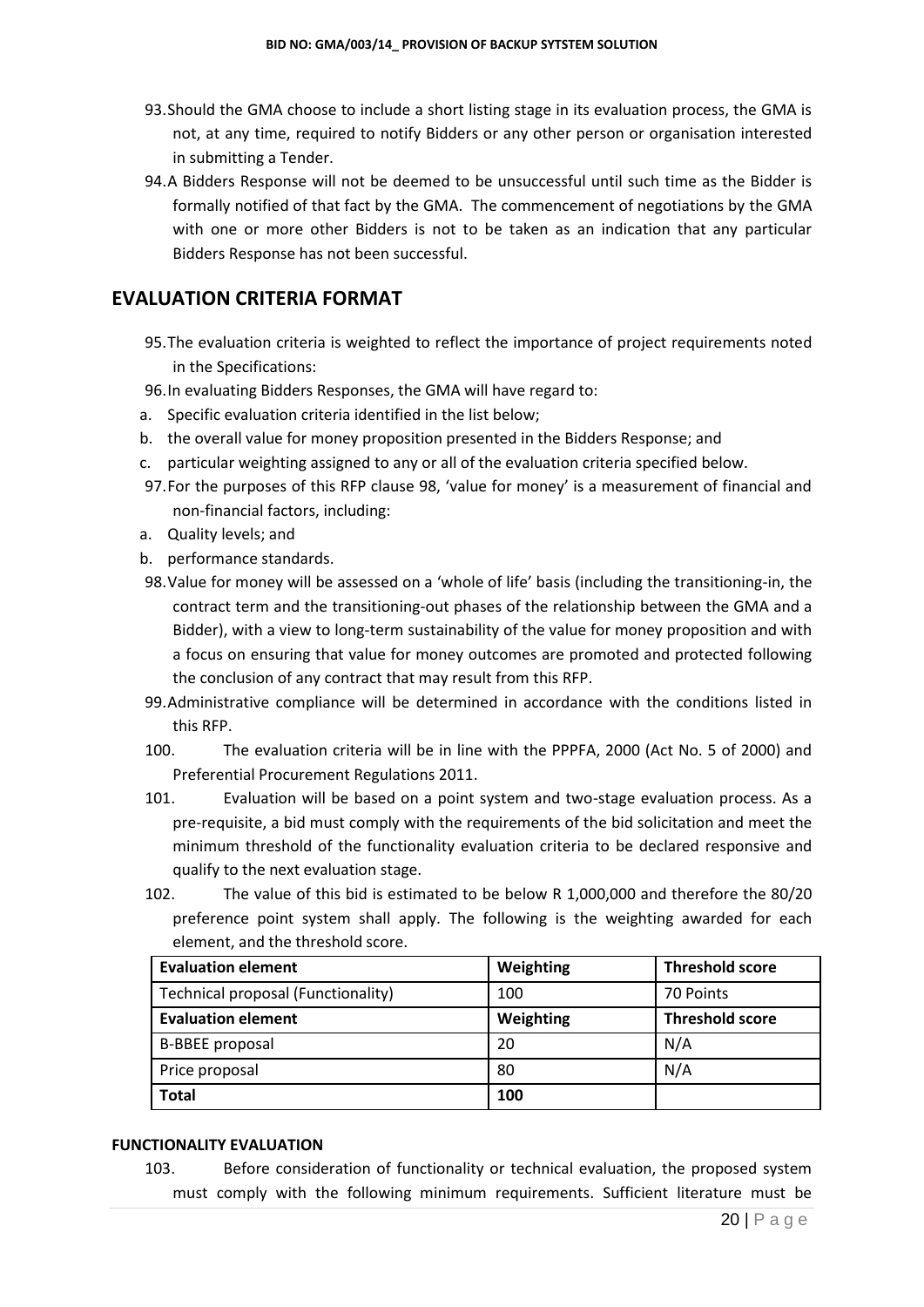93. Should the GMA choose to include a short listing stage in its evaluation process, the GMA is not, at any time, required to notify Bidders or any other person or organisation interested in submitting a Tender.
94. A Bidders Response will not be deemed to be unsuccessful until such time as the Bidder is formally notified of that fact by the GMA. The commencement of negotiations by the GMA with one or more other Bidders is not to be taken as an indication that any particular Bidders Response has not been successful.

## EVALUATION CRITERIA FORMAT

95. The evaluation criteria is weighted to reflect the importance of project requirements noted in the Specifications:
96. In evaluating Bidders Responses, the GMA will have regard to:

a. Specific evaluation criteria identified in the list below;
b. the overall value for money proposition presented in the Bidders Response; and
c. particular weighting assigned to any or all of the evaluation criteria specified below.

97. For the purposes of this RFP clause 98, 'value for money' is a measurement of financial and non-financial factors, including:

a. Quality levels; and
b. performance standards.

98. Value for money will be assessed on a 'whole of life' basis (including the transitioning-in, the contract term and the transitioning-out phases of the relationship between the GMA and a Bidder), with a view to long-term sustainability of the value for money proposition and with a focus on ensuring that value for money outcomes are promoted and protected following the conclusion of any contract that may result from this RFP.
99. Administrative compliance will be determined in accordance with the conditions listed in this RFP.
100. The evaluation criteria will be in line with the PPPFA, 2000 (Act No. 5 of 2000) and Preferential Procurement Regulations 2011.
101. Evaluation will be based on a point system and two-stage evaluation process. As a pre-requisite, a bid must comply with the requirements of the bid solicitation and meet the minimum threshold of the functionality evaluation criteria to be declared responsive and qualify to the next evaluation stage.
102. The value of this bid is estimated to be below R 1,000,000 and therefore the 80/20 preference point system shall apply. The following is the weighting awarded for each element, and the threshold score.

| Evaluation element | Weighting | Threshold score |
|---|---|---|
| Technical proposal (Functionality) | 100 | 70 Points |
| **Evaluation element** | **Weighting** | **Threshold score** |
| B-BBEE proposal | 20 | N/A |
| Price proposal | 80 | N/A |
| **Total** | **100** | |

**FUNCTIONALITY EVALUATION**

103. Before consideration of functionality or technical evaluation, the proposed system must comply with the following minimum requirements. Sufficient literature must be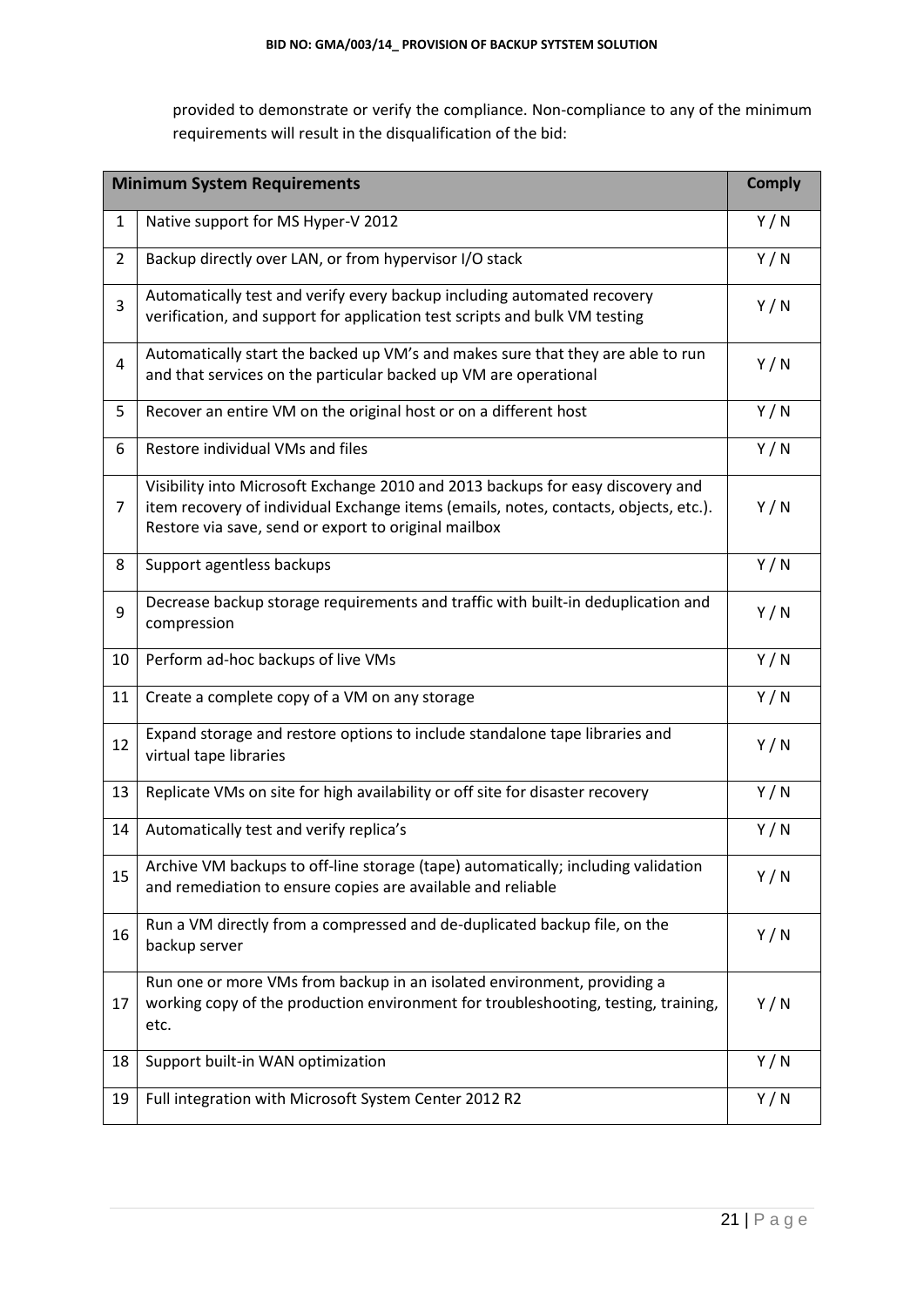provided to demonstrate or verify the compliance. Non-compliance to any of the minimum requirements will result in the disqualification of the bid:

| **Minimum System Requirements** | | **Comply** |
|---|---|---|
| 1 | Native support for MS Hyper-V 2012 | Y / N |
| 2 | Backup directly over LAN, or from hypervisor I/O stack | Y / N |
| 3 | Automatically test and verify every backup including automated recovery verification, and support for application test scripts and bulk VM testing | Y / N |
| 4 | Automatically start the backed up VM's and makes sure that they are able to run and that services on the particular backed up VM are operational | Y / N |
| 5 | Recover an entire VM on the original host or on a different host | Y / N |
| 6 | Restore individual VMs and files | Y / N |
| 7 | Visibility into Microsoft Exchange 2010 and 2013 backups for easy discovery and item recovery of individual Exchange items (emails, notes, contacts, objects, etc.). Restore via save, send or export to original mailbox | Y / N |
| 8 | Support agentless backups | Y / N |
| 9 | Decrease backup storage requirements and traffic with built-in deduplication and compression | Y / N |
| 10 | Perform ad-hoc backups of live VMs | Y / N |
| 11 | Create a complete copy of a VM on any storage | Y / N |
| 12 | Expand storage and restore options to include standalone tape libraries and virtual tape libraries | Y / N |
| 13 | Replicate VMs on site for high availability or off site for disaster recovery | Y / N |
| 14 | Automatically test and verify replica's | Y / N |
| 15 | Archive VM backups to off-line storage (tape) automatically; including validation and remediation to ensure copies are available and reliable | Y / N |
| 16 | Run a VM directly from a compressed and de-duplicated backup file, on the backup server | Y / N |
| 17 | Run one or more VMs from backup in an isolated environment, providing a working copy of the production environment for troubleshooting, testing, training, etc. | Y / N |
| 18 | Support built-in WAN optimization | Y / N |
| 19 | Full integration with Microsoft System Center 2012 R2 | Y / N |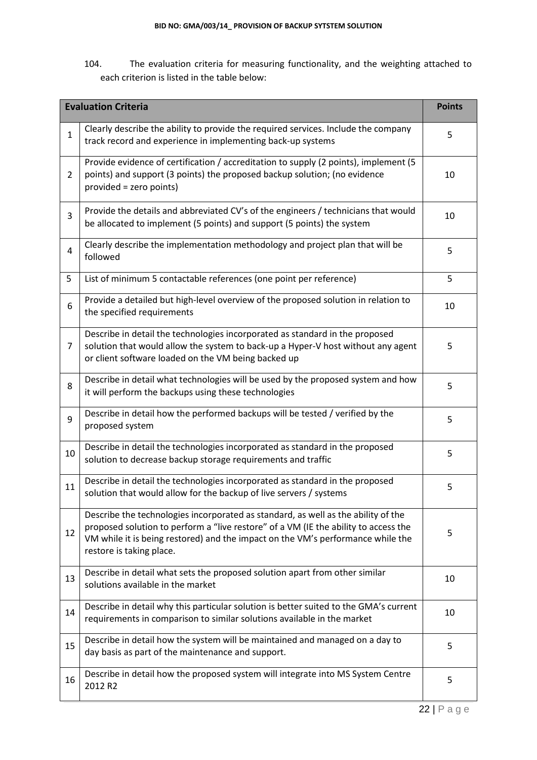104. The evaluation criteria for measuring functionality, and the weighting attached to each criterion is listed in the table below:

| | Evaluation Criteria | Points |
|---|---|---|
| 1 | Clearly describe the ability to provide the required services. Include the company track record and experience in implementing back-up systems | 5 |
| 2 | Provide evidence of certification / accreditation to supply (2 points), implement (5 points) and support (3 points) the proposed backup solution; (no evidence provided = zero points) | 10 |
| 3 | Provide the details and abbreviated CV's of the engineers / technicians that would be allocated to implement (5 points) and support (5 points) the system | 10 |
| 4 | Clearly describe the implementation methodology and project plan that will be followed | 5 |
| 5 | List of minimum 5 contactable references (one point per reference) | 5 |
| 6 | Provide a detailed but high-level overview of the proposed solution in relation to the specified requirements | 10 |
| 7 | Describe in detail the technologies incorporated as standard in the proposed solution that would allow the system to back-up a Hyper-V host without any agent or client software loaded on the VM being backed up | 5 |
| 8 | Describe in detail what technologies will be used by the proposed system and how it will perform the backups using these technologies | 5 |
| 9 | Describe in detail how the performed backups will be tested / verified by the proposed system | 5 |
| 10 | Describe in detail the technologies incorporated as standard in the proposed solution to decrease backup storage requirements and traffic | 5 |
| 11 | Describe in detail the technologies incorporated as standard in the proposed solution that would allow for the backup of live servers / systems | 5 |
| 12 | Describe the technologies incorporated as standard, as well as the ability of the proposed solution to perform a "live restore" of a VM (IE the ability to access the VM while it is being restored) and the impact on the VM's performance while the restore is taking place. | 5 |
| 13 | Describe in detail what sets the proposed solution apart from other similar solutions available in the market | 10 |
| 14 | Describe in detail why this particular solution is better suited to the GMA's current requirements in comparison to similar solutions available in the market | 10 |
| 15 | Describe in detail how the system will be maintained and managed on a day to day basis as part of the maintenance and support. | 5 |
| 16 | Describe in detail how the proposed system will integrate into MS System Centre 2012 R2 | 5 |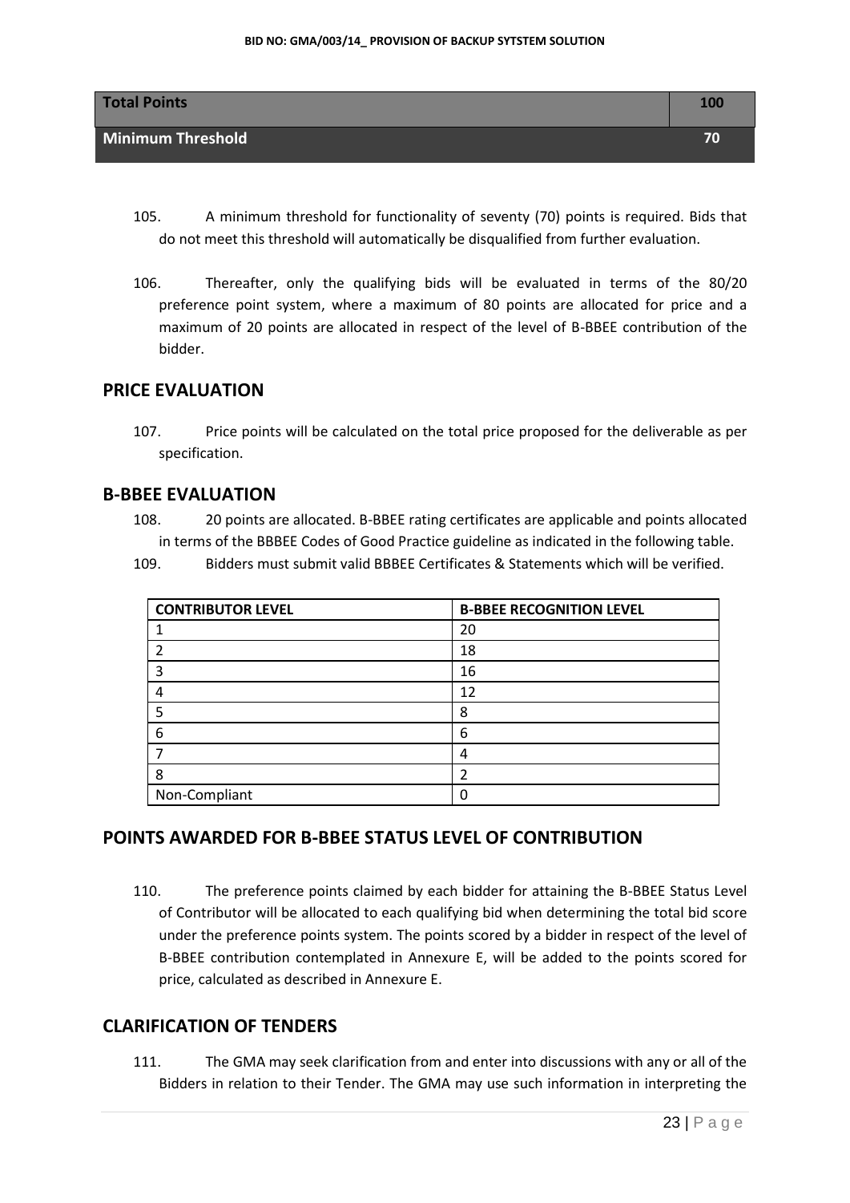| Total Points | 100 |
| --- | --- |
| Minimum Threshold | 70 |

105. A minimum threshold for functionality of seventy (70) points is required. Bids that do not meet this threshold will automatically be disqualified from further evaluation.

106. Thereafter, only the qualifying bids will be evaluated in terms of the 80/20 preference point system, where a maximum of 80 points are allocated for price and a maximum of 20 points are allocated in respect of the level of B-BBEE contribution of the bidder.

## PRICE EVALUATION

107. Price points will be calculated on the total price proposed for the deliverable as per specification.

## B-BBEE EVALUATION

108. 20 points are allocated. B-BBEE rating certificates are applicable and points allocated in terms of the BBBEE Codes of Good Practice guideline as indicated in the following table.

109. Bidders must submit valid BBBEE Certificates & Statements which will be verified.

| CONTRIBUTOR LEVEL | B-BBEE RECOGNITION LEVEL |
| --- | --- |
| 1 | 20 |
| 2 | 18 |
| 3 | 16 |
| 4 | 12 |
| 5 | 8 |
| 6 | 6 |
| 7 | 4 |
| 8 | 2 |
| Non-Compliant | 0 |

## POINTS AWARDED FOR B-BBEE STATUS LEVEL OF CONTRIBUTION

110. The preference points claimed by each bidder for attaining the B-BBEE Status Level of Contributor will be allocated to each qualifying bid when determining the total bid score under the preference points system. The points scored by a bidder in respect of the level of B-BBEE contribution contemplated in Annexure E, will be added to the points scored for price, calculated as described in Annexure E.

## CLARIFICATION OF TENDERS

111. The GMA may seek clarification from and enter into discussions with any or all of the Bidders in relation to their Tender. The GMA may use such information in interpreting the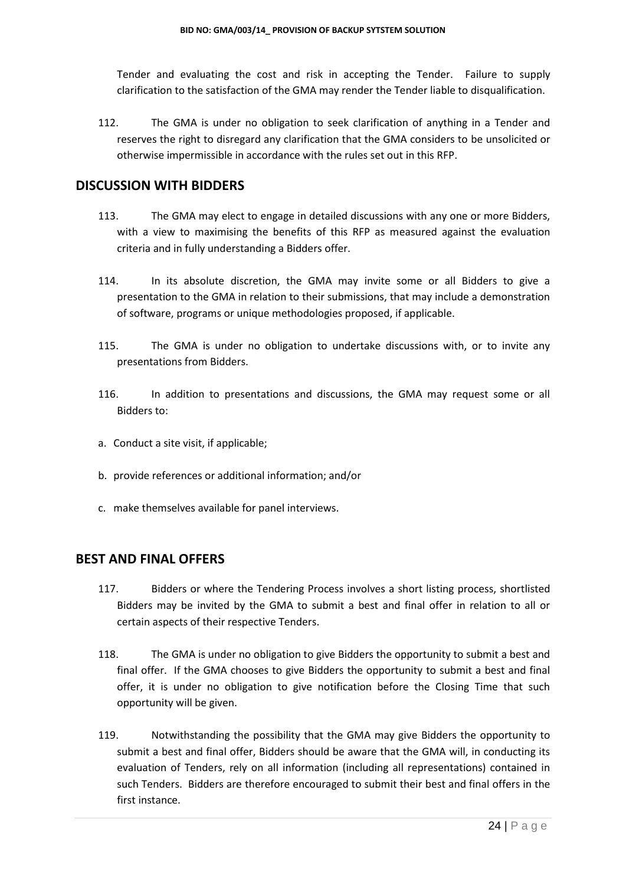Tender and evaluating the cost and risk in accepting the Tender. Failure to supply clarification to the satisfaction of the GMA may render the Tender liable to disqualification.

112. The GMA is under no obligation to seek clarification of anything in a Tender and reserves the right to disregard any clarification that the GMA considers to be unsolicited or otherwise impermissible in accordance with the rules set out in this RFP.

## DISCUSSION WITH BIDDERS

113. The GMA may elect to engage in detailed discussions with any one or more Bidders, with a view to maximising the benefits of this RFP as measured against the evaluation criteria and in fully understanding a Bidders offer.

114. In its absolute discretion, the GMA may invite some or all Bidders to give a presentation to the GMA in relation to their submissions, that may include a demonstration of software, programs or unique methodologies proposed, if applicable.

115. The GMA is under no obligation to undertake discussions with, or to invite any presentations from Bidders.

116. In addition to presentations and discussions, the GMA may request some or all Bidders to:

a. Conduct a site visit, if applicable;

b. provide references or additional information; and/or

c. make themselves available for panel interviews.

## BEST AND FINAL OFFERS

117. Bidders or where the Tendering Process involves a short listing process, shortlisted Bidders may be invited by the GMA to submit a best and final offer in relation to all or certain aspects of their respective Tenders.

118. The GMA is under no obligation to give Bidders the opportunity to submit a best and final offer. If the GMA chooses to give Bidders the opportunity to submit a best and final offer, it is under no obligation to give notification before the Closing Time that such opportunity will be given.

119. Notwithstanding the possibility that the GMA may give Bidders the opportunity to submit a best and final offer, Bidders should be aware that the GMA will, in conducting its evaluation of Tenders, rely on all information (including all representations) contained in such Tenders. Bidders are therefore encouraged to submit their best and final offers in the first instance.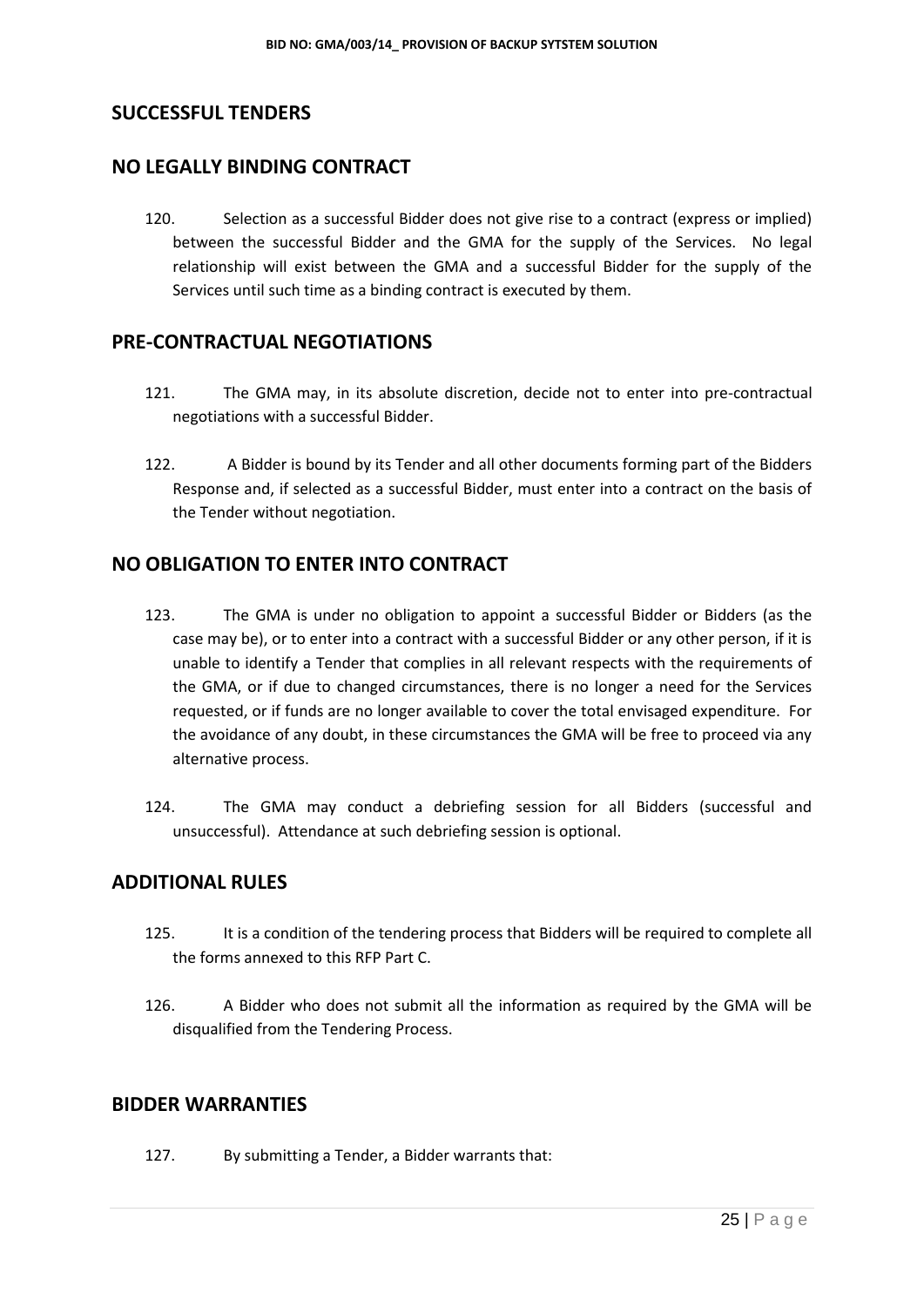## SUCCESSFUL TENDERS

## NO LEGALLY BINDING CONTRACT

120. Selection as a successful Bidder does not give rise to a contract (express or implied) between the successful Bidder and the GMA for the supply of the Services. No legal relationship will exist between the GMA and a successful Bidder for the supply of the Services until such time as a binding contract is executed by them.

## PRE-CONTRACTUAL NEGOTIATIONS

121. The GMA may, in its absolute discretion, decide not to enter into pre-contractual negotiations with a successful Bidder.

122. A Bidder is bound by its Tender and all other documents forming part of the Bidders Response and, if selected as a successful Bidder, must enter into a contract on the basis of the Tender without negotiation.

## NO OBLIGATION TO ENTER INTO CONTRACT

123. The GMA is under no obligation to appoint a successful Bidder or Bidders (as the case may be), or to enter into a contract with a successful Bidder or any other person, if it is unable to identify a Tender that complies in all relevant respects with the requirements of the GMA, or if due to changed circumstances, there is no longer a need for the Services requested, or if funds are no longer available to cover the total envisaged expenditure. For the avoidance of any doubt, in these circumstances the GMA will be free to proceed via any alternative process.

124. The GMA may conduct a debriefing session for all Bidders (successful and unsuccessful). Attendance at such debriefing session is optional.

## ADDITIONAL RULES

125. It is a condition of the tendering process that Bidders will be required to complete all the forms annexed to this RFP Part C.

126. A Bidder who does not submit all the information as required by the GMA will be disqualified from the Tendering Process.

## BIDDER WARRANTIES

127. By submitting a Tender, a Bidder warrants that: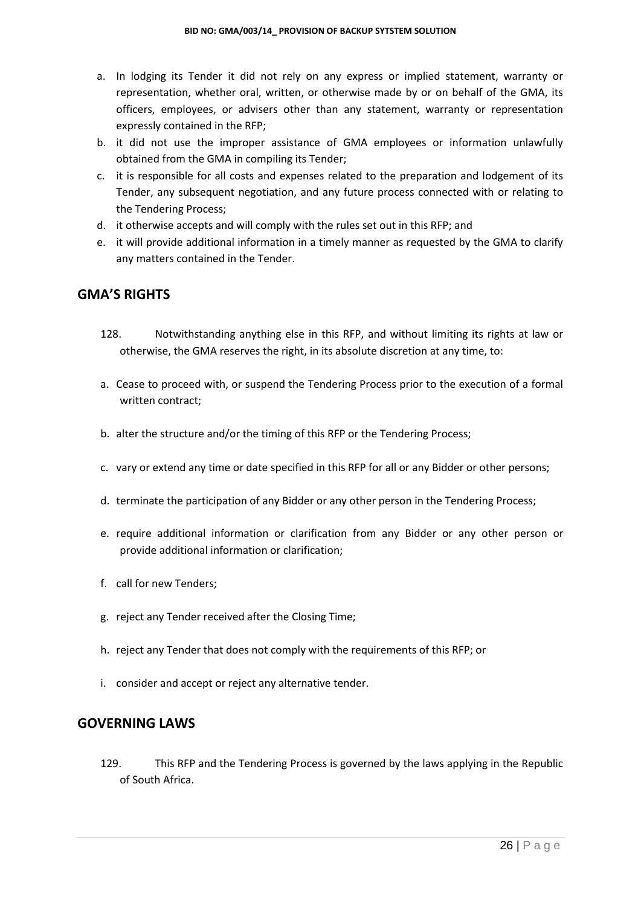a. In lodging its Tender it did not rely on any express or implied statement, warranty or representation, whether oral, written, or otherwise made by or on behalf of the GMA, its officers, employees, or advisers other than any statement, warranty or representation expressly contained in the RFP;
b. it did not use the improper assistance of GMA employees or information unlawfully obtained from the GMA in compiling its Tender;
c. it is responsible for all costs and expenses related to the preparation and lodgement of its Tender, any subsequent negotiation, and any future process connected with or relating to the Tendering Process;
d. it otherwise accepts and will comply with the rules set out in this RFP; and
e. it will provide additional information in a timely manner as requested by the GMA to clarify any matters contained in the Tender.

## GMA'S RIGHTS

128. Notwithstanding anything else in this RFP, and without limiting its rights at law or otherwise, the GMA reserves the right, in its absolute discretion at any time, to:

a. Cease to proceed with, or suspend the Tendering Process prior to the execution of a formal written contract;

b. alter the structure and/or the timing of this RFP or the Tendering Process;

c. vary or extend any time or date specified in this RFP for all or any Bidder or other persons;

d. terminate the participation of any Bidder or any other person in the Tendering Process;

e. require additional information or clarification from any Bidder or any other person or provide additional information or clarification;

f. call for new Tenders;

g. reject any Tender received after the Closing Time;

h. reject any Tender that does not comply with the requirements of this RFP; or

i. consider and accept or reject any alternative tender.

## GOVERNING LAWS

129. This RFP and the Tendering Process is governed by the laws applying in the Republic of South Africa.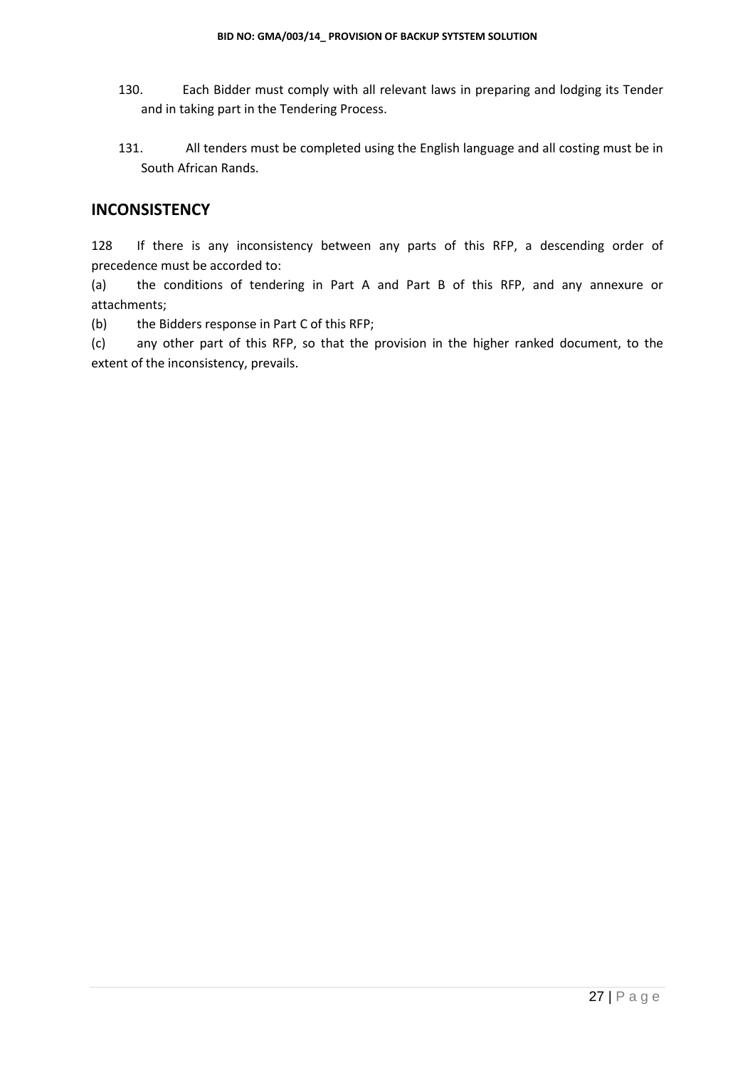130. Each Bidder must comply with all relevant laws in preparing and lodging its Tender and in taking part in the Tendering Process.

131. All tenders must be completed using the English language and all costing must be in South African Rands.

## INCONSISTENCY

128 If there is any inconsistency between any parts of this RFP, a descending order of precedence must be accorded to:

(a) the conditions of tendering in Part A and Part B of this RFP, and any annexure or attachments;

(b) the Bidders response in Part C of this RFP;

(c) any other part of this RFP, so that the provision in the higher ranked document, to the extent of the inconsistency, prevails.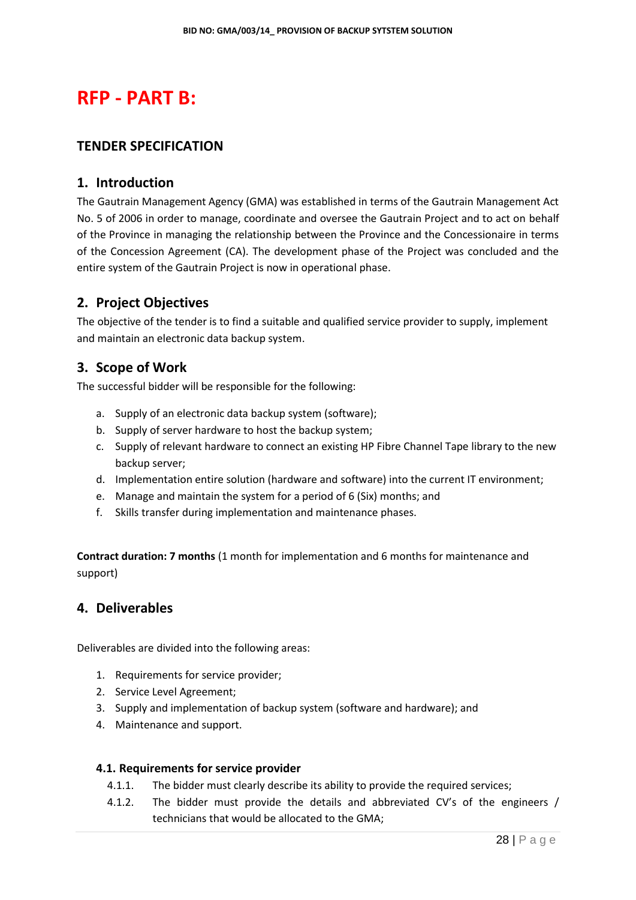# RFP - PART B:

## TENDER SPECIFICATION

## 1. Introduction

The Gautrain Management Agency (GMA) was established in terms of the Gautrain Management Act No. 5 of 2006 in order to manage, coordinate and oversee the Gautrain Project and to act on behalf of the Province in managing the relationship between the Province and the Concessionaire in terms of the Concession Agreement (CA). The development phase of the Project was concluded and the entire system of the Gautrain Project is now in operational phase.

## 2. Project Objectives

The objective of the tender is to find a suitable and qualified service provider to supply, implement and maintain an electronic data backup system.

## 3. Scope of Work

The successful bidder will be responsible for the following:

a. Supply of an electronic data backup system (software);
b. Supply of server hardware to host the backup system;
c. Supply of relevant hardware to connect an existing HP Fibre Channel Tape library to the new backup server;
d. Implementation entire solution (hardware and software) into the current IT environment;
e. Manage and maintain the system for a period of 6 (Six) months; and
f. Skills transfer during implementation and maintenance phases.

**Contract duration: 7 months** (1 month for implementation and 6 months for maintenance and support)

## 4. Deliverables

Deliverables are divided into the following areas:

1. Requirements for service provider;
2. Service Level Agreement;
3. Supply and implementation of backup system (software and hardware); and
4. Maintenance and support.

### 4.1. Requirements for service provider

4.1.1. The bidder must clearly describe its ability to provide the required services;

4.1.2. The bidder must provide the details and abbreviated CV's of the engineers / technicians that would be allocated to the GMA;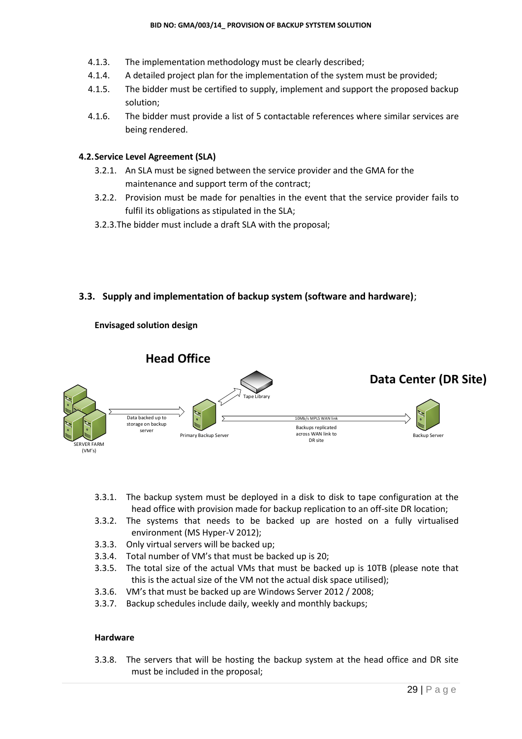4.1.3. The implementation methodology must be clearly described;

4.1.4. A detailed project plan for the implementation of the system must be provided;

4.1.5. The bidder must be certified to supply, implement and support the proposed backup solution;

4.1.6. The bidder must provide a list of 5 contactable references where similar services are being rendered.

**4.2. Service Level Agreement (SLA)**

3.2.1. An SLA must be signed between the service provider and the GMA for the maintenance and support term of the contract;

3.2.2. Provision must be made for penalties in the event that the service provider fails to fulfil its obligations as stipulated in the SLA;

3.2.3. The bidder must include a draft SLA with the proposal;

### 3.3. Supply and implementation of backup system (software and hardware);

**Envisaged solution design**

**Head Office**

**Data Center (DR Site)**

SERVER FARM (VM's) → Data backed up to storage on backup server → Primary Backup Server → Tape Library

Primary Backup Server → 10Mb/s MPLS WAN link — Backups replicated across WAN link to DR site → Backup Server

3.3.1. The backup system must be deployed in a disk to disk to tape configuration at the head office with provision made for backup replication to an off-site DR location;

3.3.2. The systems that needs to be backed up are hosted on a fully virtualised environment (MS Hyper-V 2012);

3.3.3. Only virtual servers will be backed up;

3.3.4. Total number of VM's that must be backed up is 20;

3.3.5. The total size of the actual VMs that must be backed up is 10TB (please note that this is the actual size of the VM not the actual disk space utilised);

3.3.6. VM's that must be backed up are Windows Server 2012 / 2008;

3.3.7. Backup schedules include daily, weekly and monthly backups;

**Hardware**

3.3.8. The servers that will be hosting the backup system at the head office and DR site must be included in the proposal;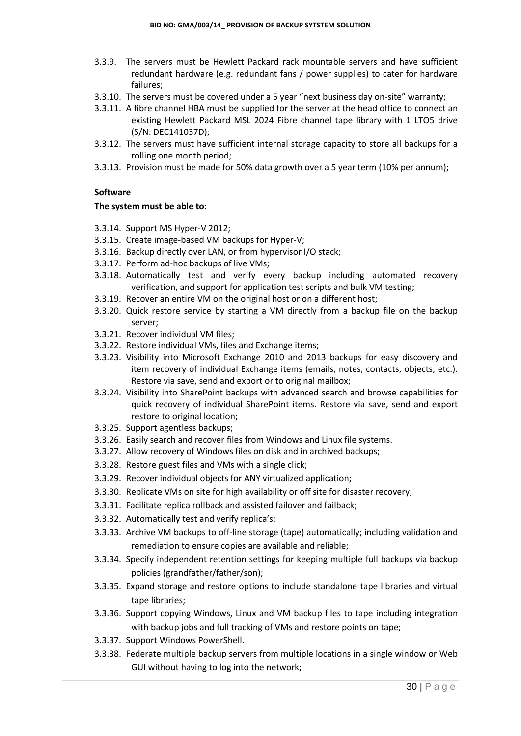3.3.9. The servers must be Hewlett Packard rack mountable servers and have sufficient redundant hardware (e.g. redundant fans / power supplies) to cater for hardware failures;

3.3.10. The servers must be covered under a 5 year "next business day on-site" warranty;

3.3.11. A fibre channel HBA must be supplied for the server at the head office to connect an existing Hewlett Packard MSL 2024 Fibre channel tape library with 1 LTO5 drive (S/N: DEC141037D);

3.3.12. The servers must have sufficient internal storage capacity to store all backups for a rolling one month period;

3.3.13. Provision must be made for 50% data growth over a 5 year term (10% per annum);

**Software**

**The system must be able to:**

3.3.14. Support MS Hyper-V 2012;

3.3.15. Create image-based VM backups for Hyper-V;

3.3.16. Backup directly over LAN, or from hypervisor I/O stack;

3.3.17. Perform ad-hoc backups of live VMs;

3.3.18. Automatically test and verify every backup including automated recovery verification, and support for application test scripts and bulk VM testing;

3.3.19. Recover an entire VM on the original host or on a different host;

3.3.20. Quick restore service by starting a VM directly from a backup file on the backup server;

3.3.21. Recover individual VM files;

3.3.22. Restore individual VMs, files and Exchange items;

3.3.23. Visibility into Microsoft Exchange 2010 and 2013 backups for easy discovery and item recovery of individual Exchange items (emails, notes, contacts, objects, etc.). Restore via save, send and export or to original mailbox;

3.3.24. Visibility into SharePoint backups with advanced search and browse capabilities for quick recovery of individual SharePoint items. Restore via save, send and export restore to original location;

3.3.25. Support agentless backups;

3.3.26. Easily search and recover files from Windows and Linux file systems.

3.3.27. Allow recovery of Windows files on disk and in archived backups;

3.3.28. Restore guest files and VMs with a single click;

3.3.29. Recover individual objects for ANY virtualized application;

3.3.30. Replicate VMs on site for high availability or off site for disaster recovery;

3.3.31. Facilitate replica rollback and assisted failover and failback;

3.3.32. Automatically test and verify replica's;

3.3.33. Archive VM backups to off-line storage (tape) automatically; including validation and remediation to ensure copies are available and reliable;

3.3.34. Specify independent retention settings for keeping multiple full backups via backup policies (grandfather/father/son);

3.3.35. Expand storage and restore options to include standalone tape libraries and virtual tape libraries;

3.3.36. Support copying Windows, Linux and VM backup files to tape including integration with backup jobs and full tracking of VMs and restore points on tape;

3.3.37. Support Windows PowerShell.

3.3.38. Federate multiple backup servers from multiple locations in a single window or Web GUI without having to log into the network;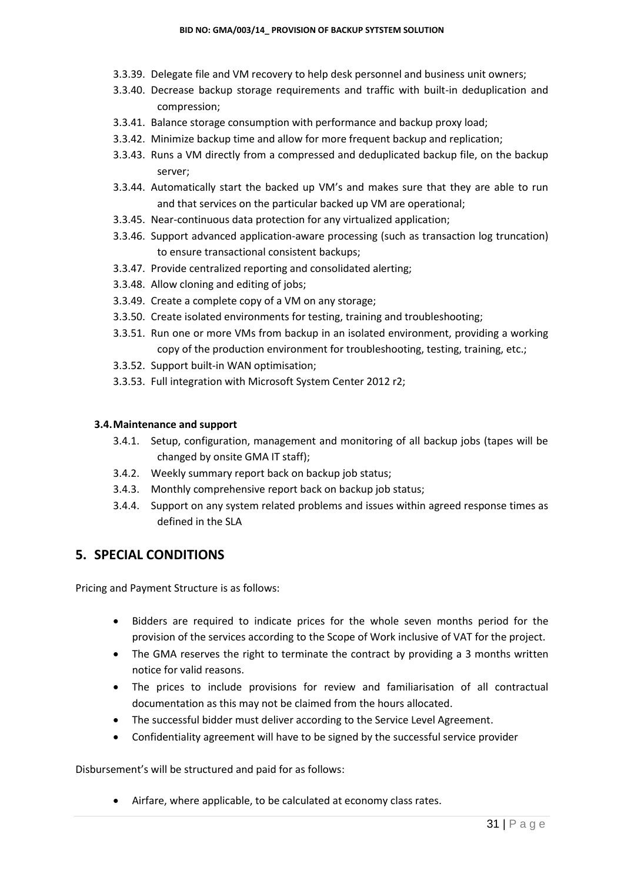- 3.3.39. Delegate file and VM recovery to help desk personnel and business unit owners;
- 3.3.40. Decrease backup storage requirements and traffic with built-in deduplication and compression;
- 3.3.41. Balance storage consumption with performance and backup proxy load;
- 3.3.42. Minimize backup time and allow for more frequent backup and replication;
- 3.3.43. Runs a VM directly from a compressed and deduplicated backup file, on the backup server;
- 3.3.44. Automatically start the backed up VM's and makes sure that they are able to run and that services on the particular backed up VM are operational;
- 3.3.45. Near-continuous data protection for any virtualized application;
- 3.3.46. Support advanced application-aware processing (such as transaction log truncation) to ensure transactional consistent backups;
- 3.3.47. Provide centralized reporting and consolidated alerting;
- 3.3.48. Allow cloning and editing of jobs;
- 3.3.49. Create a complete copy of a VM on any storage;
- 3.3.50. Create isolated environments for testing, training and troubleshooting;
- 3.3.51. Run one or more VMs from backup in an isolated environment, providing a working copy of the production environment for troubleshooting, testing, training, etc.;
- 3.3.52. Support built-in WAN optimisation;
- 3.3.53. Full integration with Microsoft System Center 2012 r2;

### 3.4. Maintenance and support

- 3.4.1. Setup, configuration, management and monitoring of all backup jobs (tapes will be changed by onsite GMA IT staff);
- 3.4.2. Weekly summary report back on backup job status;
- 3.4.3. Monthly comprehensive report back on backup job status;
- 3.4.4. Support on any system related problems and issues within agreed response times as defined in the SLA

## 5. SPECIAL CONDITIONS

Pricing and Payment Structure is as follows:

- Bidders are required to indicate prices for the whole seven months period for the provision of the services according to the Scope of Work inclusive of VAT for the project.
- The GMA reserves the right to terminate the contract by providing a 3 months written notice for valid reasons.
- The prices to include provisions for review and familiarisation of all contractual documentation as this may not be claimed from the hours allocated.
- The successful bidder must deliver according to the Service Level Agreement.
- Confidentiality agreement will have to be signed by the successful service provider

Disbursement's will be structured and paid for as follows:

- Airfare, where applicable, to be calculated at economy class rates.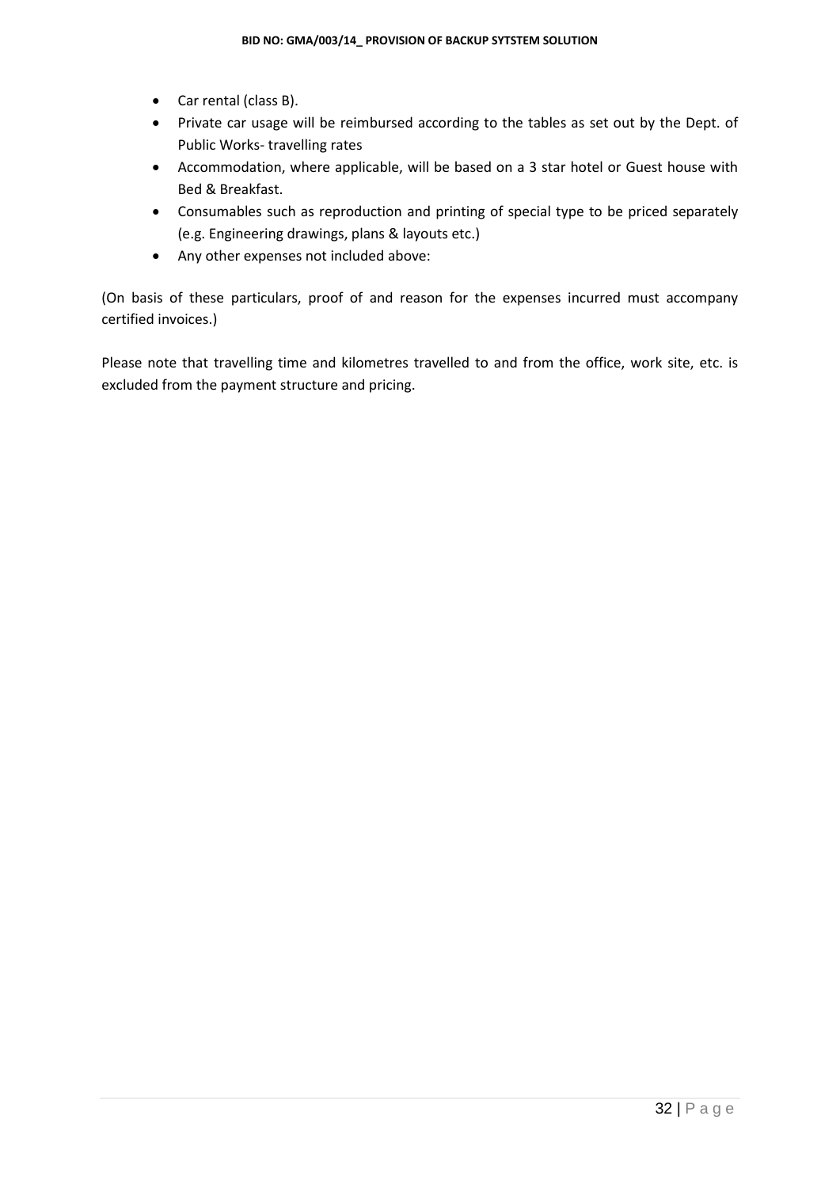- Car rental (class B).
- Private car usage will be reimbursed according to the tables as set out by the Dept. of Public Works- travelling rates
- Accommodation, where applicable, will be based on a 3 star hotel or Guest house with Bed & Breakfast.
- Consumables such as reproduction and printing of special type to be priced separately (e.g. Engineering drawings, plans & layouts etc.)
- Any other expenses not included above:

(On basis of these particulars, proof of and reason for the expenses incurred must accompany certified invoices.)

Please note that travelling time and kilometres travelled to and from the office, work site, etc. is excluded from the payment structure and pricing.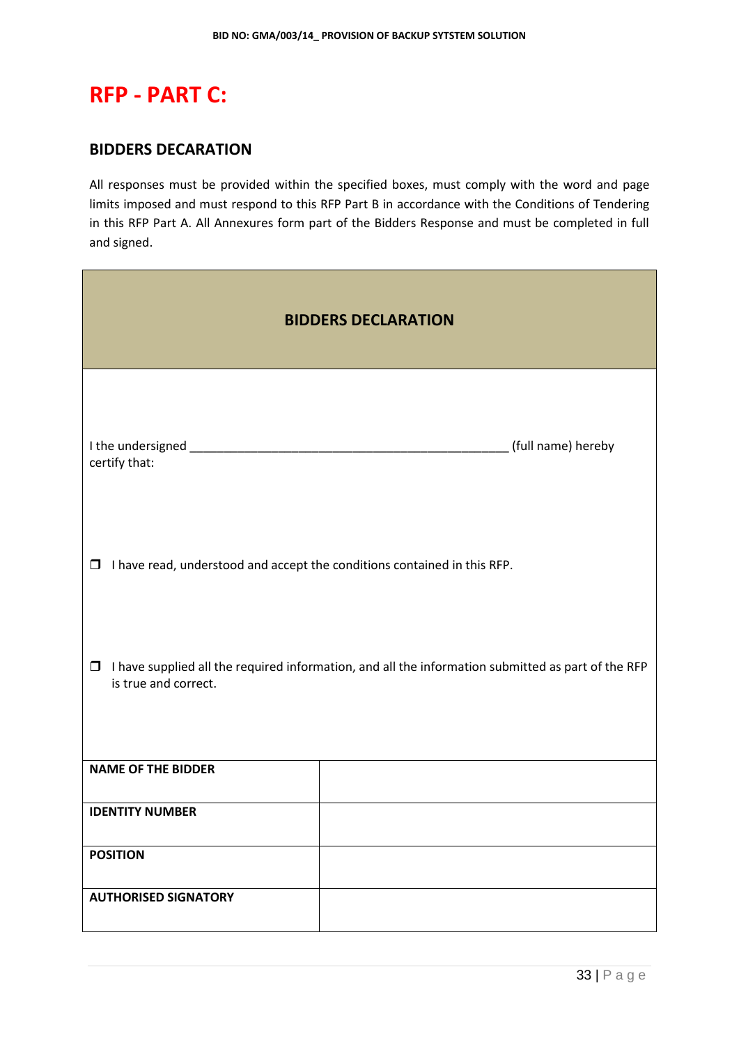# RFP - PART C:

## BIDDERS DECARATION

All responses must be provided within the specified boxes, must comply with the word and page limits imposed and must respond to this RFP Part B in accordance with the Conditions of Tendering in this RFP Part A. All Annexures form part of the Bidders Response and must be completed in full and signed.

| BIDDERS DECLARATION | |
|---|---|
| I the undersigned _______________________________________________ (full name) hereby certify that:<br><br>❒ I have read, understood and accept the conditions contained in this RFP.<br><br>❒ I have supplied all the required information, and all the information submitted as part of the RFP is true and correct. | |
| **NAME OF THE BIDDER** | |
| **IDENTITY NUMBER** | |
| **POSITION** | |
| **AUTHORISED SIGNATORY** | |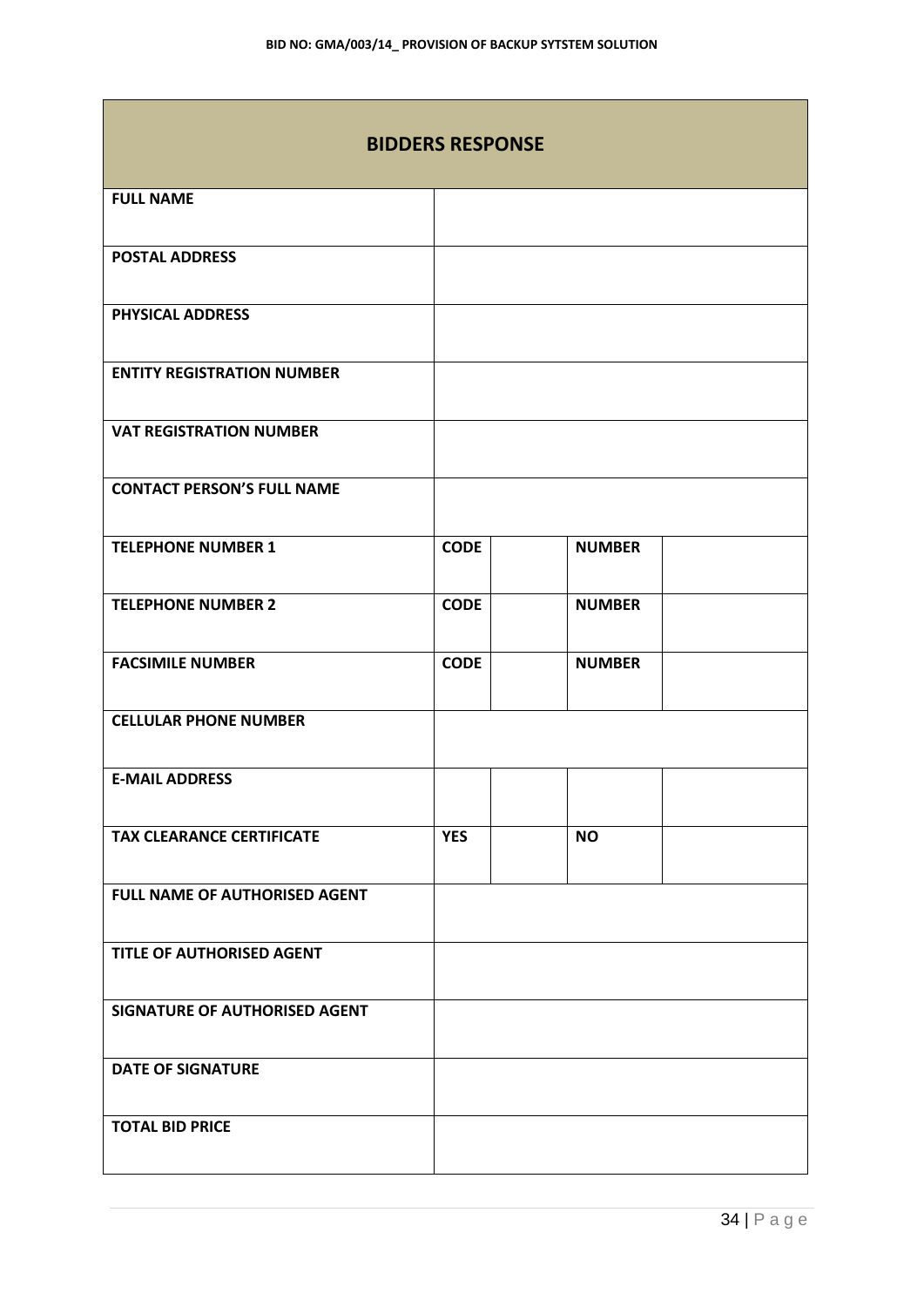| BIDDERS RESPONSE | | | | |
|---|---|---|---|---|
| **FULL NAME** | | | | |
| **POSTAL ADDRESS** | | | | |
| **PHYSICAL ADDRESS** | | | | |
| **ENTITY REGISTRATION NUMBER** | | | | |
| **VAT REGISTRATION NUMBER** | | | | |
| **CONTACT PERSON'S FULL NAME** | | | | |
| **TELEPHONE NUMBER 1** | **CODE** | | **NUMBER** | |
| **TELEPHONE NUMBER 2** | **CODE** | | **NUMBER** | |
| **FACSIMILE NUMBER** | **CODE** | | **NUMBER** | |
| **CELLULAR PHONE NUMBER** | | | | |
| **E-MAIL ADDRESS** | | | | |
| **TAX CLEARANCE CERTIFICATE** | **YES** | | **NO** | |
| **FULL NAME OF AUTHORISED AGENT** | | | | |
| **TITLE OF AUTHORISED AGENT** | | | | |
| **SIGNATURE OF AUTHORISED AGENT** | | | | |
| **DATE OF SIGNATURE** | | | | |
| **TOTAL BID PRICE** | | | | |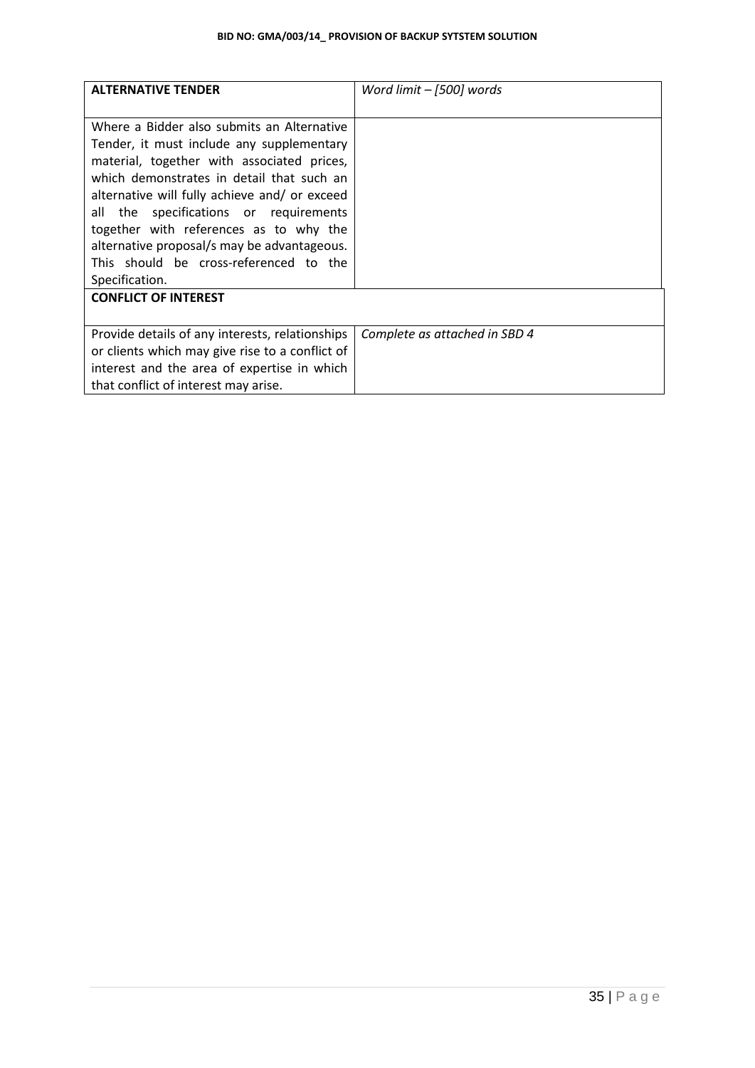| **ALTERNATIVE TENDER** | *Word limit – [500] words* |
|---|---|
| Where a Bidder also submits an Alternative Tender, it must include any supplementary material, together with associated prices, which demonstrates in detail that such an alternative will fully achieve and/ or exceed all the specifications or requirements together with references as to why the alternative proposal/s may be advantageous. This should be cross-referenced to the Specification. | |
| **CONFLICT OF INTEREST** | |
| Provide details of any interests, relationships or clients which may give rise to a conflict of interest and the area of expertise in which that conflict of interest may arise. | *Complete as attached in SBD 4* |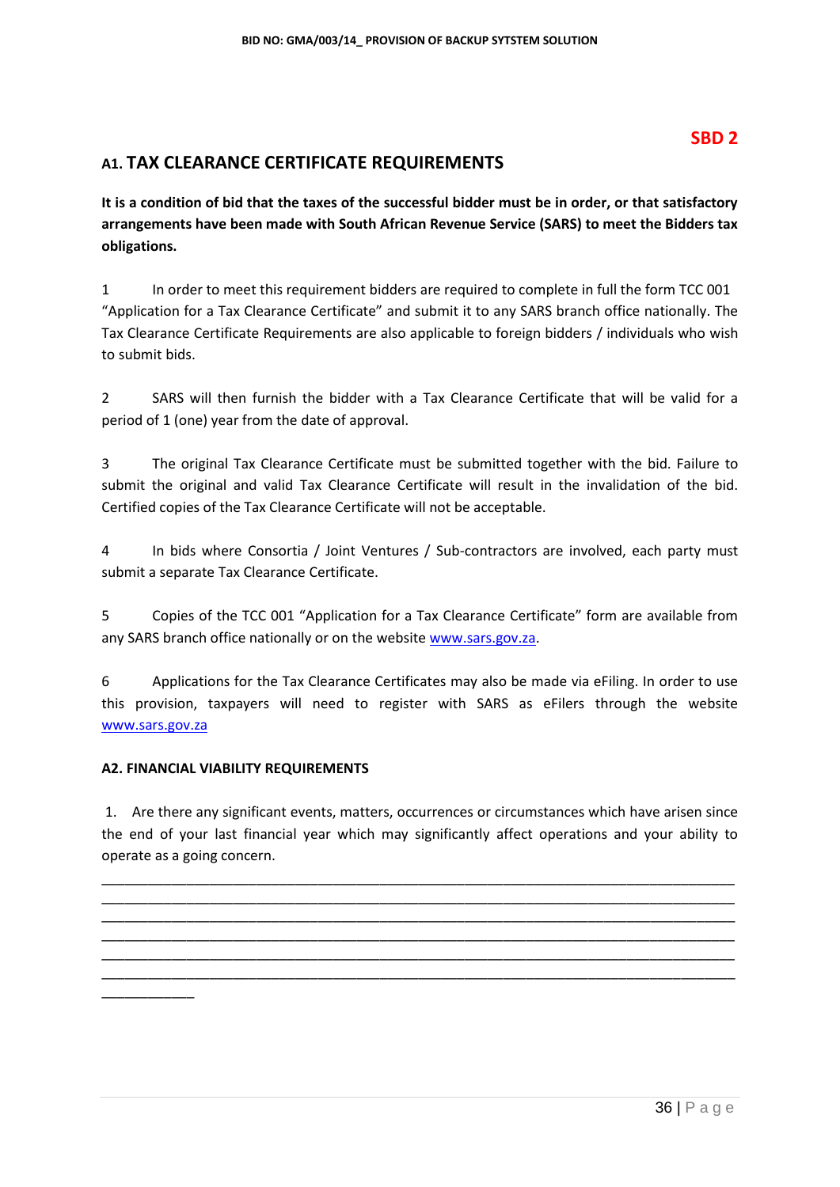**SBD 2**

## A1. TAX CLEARANCE CERTIFICATE REQUIREMENTS

**It is a condition of bid that the taxes of the successful bidder must be in order, or that satisfactory arrangements have been made with South African Revenue Service (SARS) to meet the Bidders tax obligations.**

1 In order to meet this requirement bidders are required to complete in full the form TCC 001 "Application for a Tax Clearance Certificate" and submit it to any SARS branch office nationally. The Tax Clearance Certificate Requirements are also applicable to foreign bidders / individuals who wish to submit bids.

2 SARS will then furnish the bidder with a Tax Clearance Certificate that will be valid for a period of 1 (one) year from the date of approval.

3 The original Tax Clearance Certificate must be submitted together with the bid. Failure to submit the original and valid Tax Clearance Certificate will result in the invalidation of the bid. Certified copies of the Tax Clearance Certificate will not be acceptable.

4 In bids where Consortia / Joint Ventures / Sub-contractors are involved, each party must submit a separate Tax Clearance Certificate.

5 Copies of the TCC 001 "Application for a Tax Clearance Certificate" form are available from any SARS branch office nationally or on the website www.sars.gov.za.

6 Applications for the Tax Clearance Certificates may also be made via eFiling. In order to use this provision, taxpayers will need to register with SARS as eFilers through the website www.sars.gov.za

### A2. FINANCIAL VIABILITY REQUIREMENTS

1. Are there any significant events, matters, occurrences or circumstances which have arisen since the end of your last financial year which may significantly affect operations and your ability to operate as a going concern.

______________________________________________________________________________
______________________________________________________________________________
______________________________________________________________________________
______________________________________________________________________________
______________________________________________________________________________
______________________________________________________________________________
____________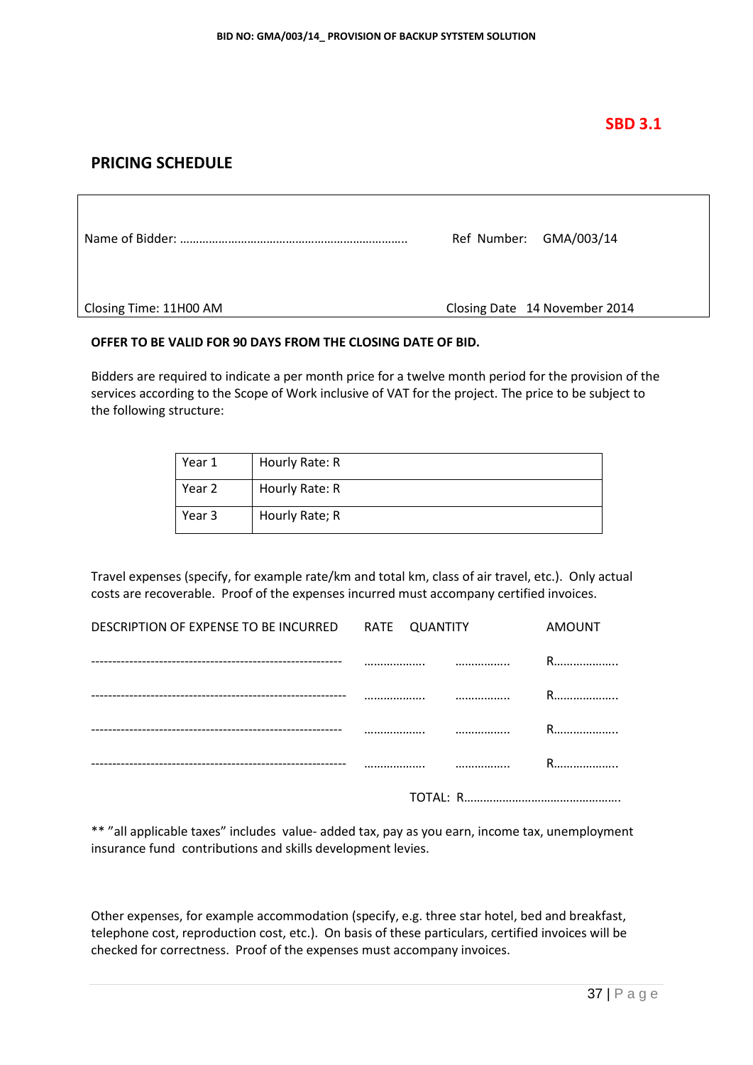**SBD 3.1**

## PRICING SCHEDULE

| Name of Bidder: ……………………………………………………………. | Ref Number: GMA/003/14 |
|---|---|
| Closing Time: 11H00 AM | Closing Date 14 November 2014 |

**OFFER TO BE VALID FOR 90 DAYS FROM THE CLOSING DATE OF BID.**

Bidders are required to indicate a per month price for a twelve month period for the provision of the services according to the Scope of Work inclusive of VAT for the project. The price to be subject to the following structure:

| Year 1 | Hourly Rate: R |
|---|---|
| Year 2 | Hourly Rate: R |
| Year 3 | Hourly Rate; R |

Travel expenses (specify, for example rate/km and total km, class of air travel, etc.). Only actual costs are recoverable. Proof of the expenses incurred must accompany certified invoices.

| DESCRIPTION OF EXPENSE TO BE INCURRED | RATE | QUANTITY | AMOUNT |
|---|---|---|---|
| ---------------------------------------------------------- | ………………. | …………….. | R……………….. |
| ------------------------------------------------------------ | ………………. | …………….. | R……………….. |
| ---------------------------------------------------------- | ………………. | …………….. | R……………….. |
| ------------------------------------------------------------ | ………………. | …………….. | R……………….. |

TOTAL: R………………………………………….

** "all applicable taxes" includes value- added tax, pay as you earn, income tax, unemployment insurance fund contributions and skills development levies.

Other expenses, for example accommodation (specify, e.g. three star hotel, bed and breakfast, telephone cost, reproduction cost, etc.). On basis of these particulars, certified invoices will be checked for correctness. Proof of the expenses must accompany invoices.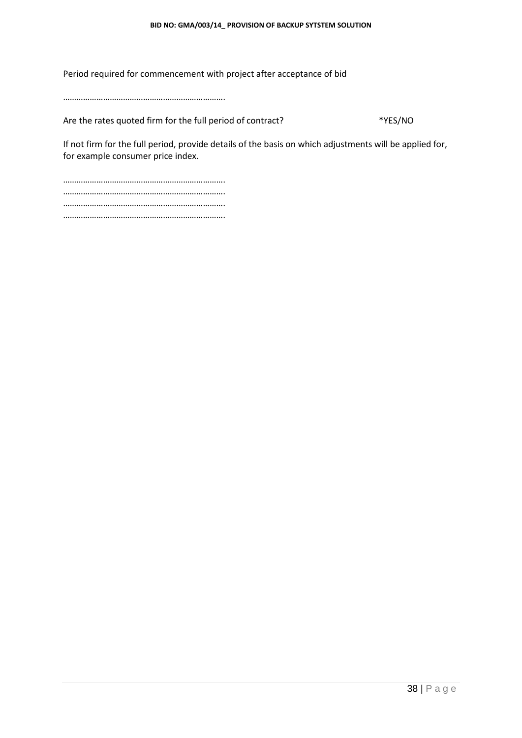Period required for commencement with project after acceptance of bid

……………………………………………………………….

Are the rates quoted firm for the full period of contract? *YES/NO

If not firm for the full period, provide details of the basis on which adjustments will be applied for, for example consumer price index.

……………………………………………………………….
……………………………………………………………….
……………………………………………………………….
……………………………………………………………….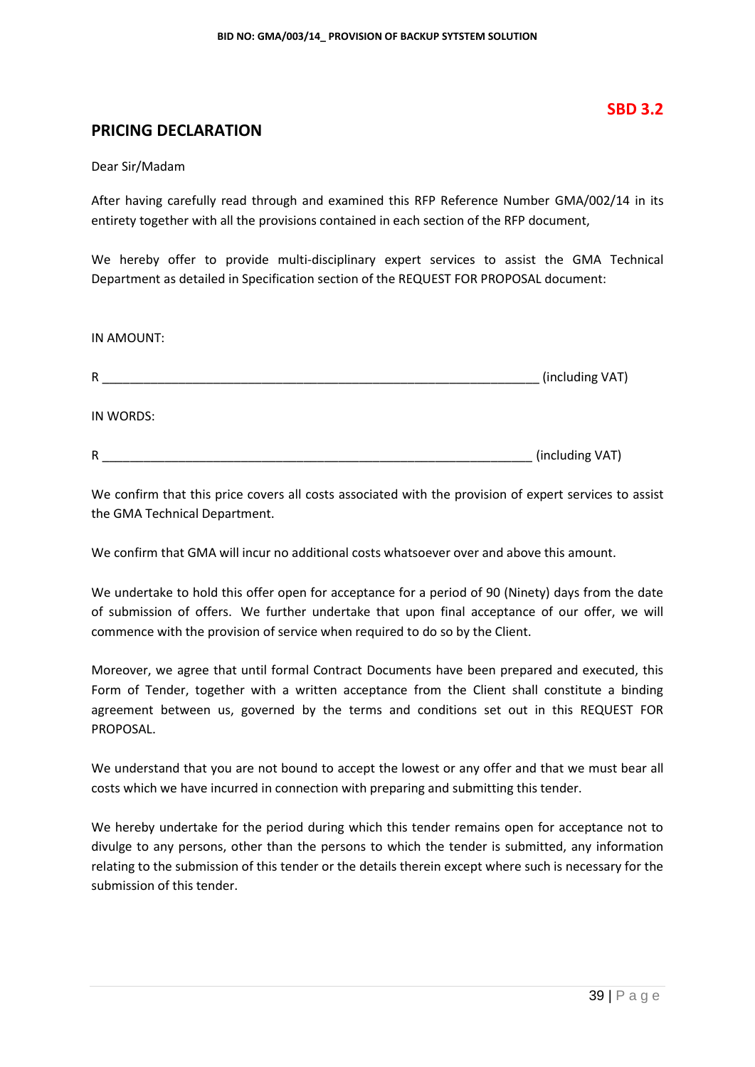**SBD 3.2**

## PRICING DECLARATION

Dear Sir/Madam

After having carefully read through and examined this RFP Reference Number GMA/002/14 in its entirety together with all the provisions contained in each section of the RFP document,

We hereby offer to provide multi-disciplinary expert services to assist the GMA Technical Department as detailed in Specification section of the REQUEST FOR PROPOSAL document:

IN AMOUNT:

R _______________________________________________________________ (including VAT)

IN WORDS:

R _______________________________________________________________ (including VAT)

We confirm that this price covers all costs associated with the provision of expert services to assist the GMA Technical Department.

We confirm that GMA will incur no additional costs whatsoever over and above this amount.

We undertake to hold this offer open for acceptance for a period of 90 (Ninety) days from the date of submission of offers. We further undertake that upon final acceptance of our offer, we will commence with the provision of service when required to do so by the Client.

Moreover, we agree that until formal Contract Documents have been prepared and executed, this Form of Tender, together with a written acceptance from the Client shall constitute a binding agreement between us, governed by the terms and conditions set out in this REQUEST FOR PROPOSAL.

We understand that you are not bound to accept the lowest or any offer and that we must bear all costs which we have incurred in connection with preparing and submitting this tender.

We hereby undertake for the period during which this tender remains open for acceptance not to divulge to any persons, other than the persons to which the tender is submitted, any information relating to the submission of this tender or the details therein except where such is necessary for the submission of this tender.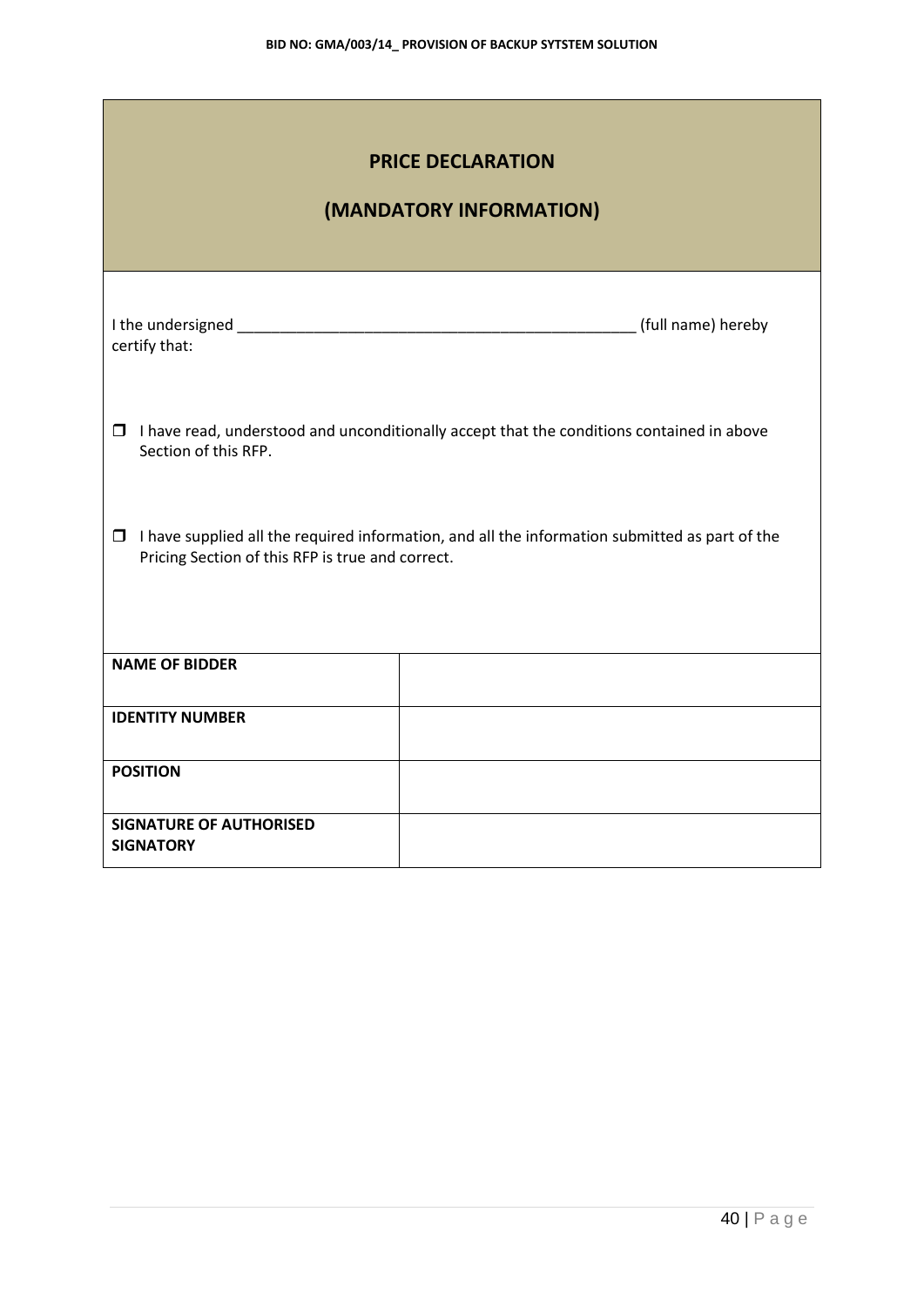## PRICE DECLARATION

## (MANDATORY INFORMATION)

I the undersigned ________________________________________________ (full name) hereby certify that:

- ☐ I have read, understood and unconditionally accept that the conditions contained in above Section of this RFP.

- ☐ I have supplied all the required information, and all the information submitted as part of the Pricing Section of this RFP is true and correct.

| **NAME OF BIDDER** | |
|---|---|
| **IDENTITY NUMBER** | |
| **POSITION** | |
| **SIGNATURE OF AUTHORISED SIGNATORY** | |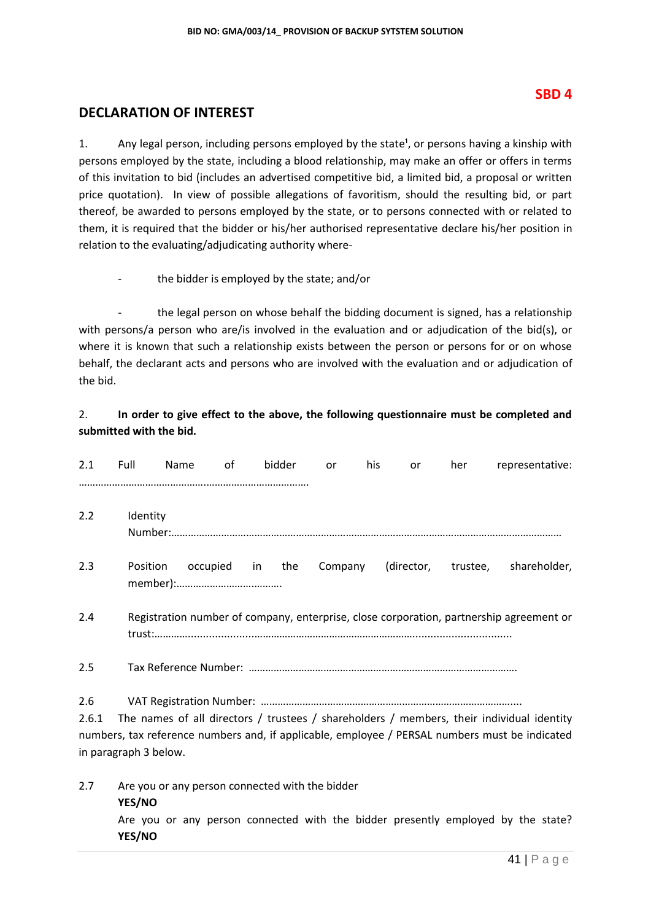**SBD 4**

## DECLARATION OF INTEREST

1. Any legal person, including persons employed by the state[1], or persons having a kinship with persons employed by the state, including a blood relationship, may make an offer or offers in terms of this invitation to bid (includes an advertised competitive bid, a limited bid, a proposal or written price quotation). In view of possible allegations of favoritism, should the resulting bid, or part thereof, be awarded to persons employed by the state, or to persons connected with or related to them, it is required that the bidder or his/her authorised representative declare his/her position in relation to the evaluating/adjudicating authority where-

- the bidder is employed by the state; and/or

- the legal person on whose behalf the bidding document is signed, has a relationship with persons/a person who are/is involved in the evaluation and or adjudication of the bid(s), or where it is known that such a relationship exists between the person or persons for or on whose behalf, the declarant acts and persons who are involved with the evaluation and or adjudication of the bid.

2. **In order to give effect to the above, the following questionnaire must be completed and submitted with the bid.**

2.1 Full Name of bidder or his or her representative: ……………………………………………………………………….

2.2 Identity Number:……………………………………………………………………………………………………………………

2.3 Position occupied in the Company (director, trustee, shareholder, member):……………………………….

2.4 Registration number of company, enterprise, close corporation, partnership agreement or trust:…………………………………………………………………………………………………………

2.5 Tax Reference Number: ……………………………………………………………………………………

2.6 VAT Registration Number: ………………………………………………………………………………...

2.6.1 The names of all directors / trustees / shareholders / members, their individual identity numbers, tax reference numbers and, if applicable, employee / PERSAL numbers must be indicated in paragraph 3 below.

2.7 Are you or any person connected with the bidder
**YES/NO**
Are you or any person connected with the bidder presently employed by the state? **YES/NO**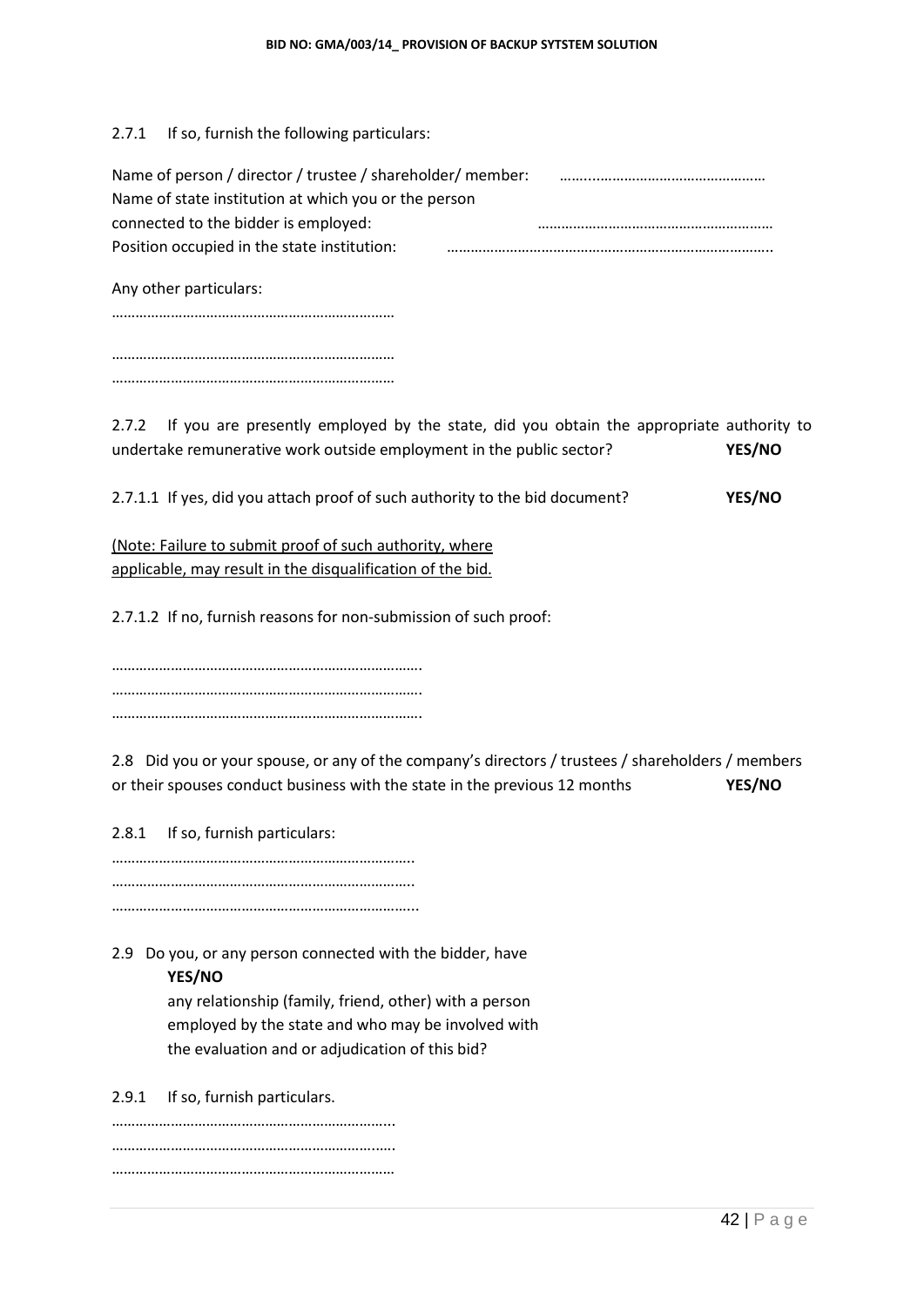2.7.1 If so, furnish the following particulars:

Name of person / director / trustee / shareholder/ member: ……..……………………………………
Name of state institution at which you or the person connected to the bidder is employed: ……………………………………………………
Position occupied in the state institution: ………………………………………………………………………..

Any other particulars:

………………………………………………………………

………………………………………………………………
………………………………………………………………

2.7.2 If you are presently employed by the state, did you obtain the appropriate authority to undertake remunerative work outside employment in the public sector? **YES/NO**

2.7.1.1 If yes, did you attach proof of such authority to the bid document? **YES/NO**

(Note: Failure to submit proof of such authority, where applicable, may result in the disqualification of the bid.

2.7.1.2 If no, furnish reasons for non-submission of such proof:

…………………………………………………………………….
…………………………………………………………………….
…………………………………………………………………….

2.8 Did you or your spouse, or any of the company's directors / trustees / shareholders / members or their spouses conduct business with the state in the previous 12 months **YES/NO**

2.8.1 If so, furnish particulars:

…………………………………………………………………..
…………………………………………………………………..
…………………………………………………………………...

2.9 Do you, or any person connected with the bidder, have **YES/NO** any relationship (family, friend, other) with a person employed by the state and who may be involved with the evaluation and or adjudication of this bid?

2.9.1 If so, furnish particulars.

……………………………………………………………...
…………………………………………………………..…….
………………………………………………………………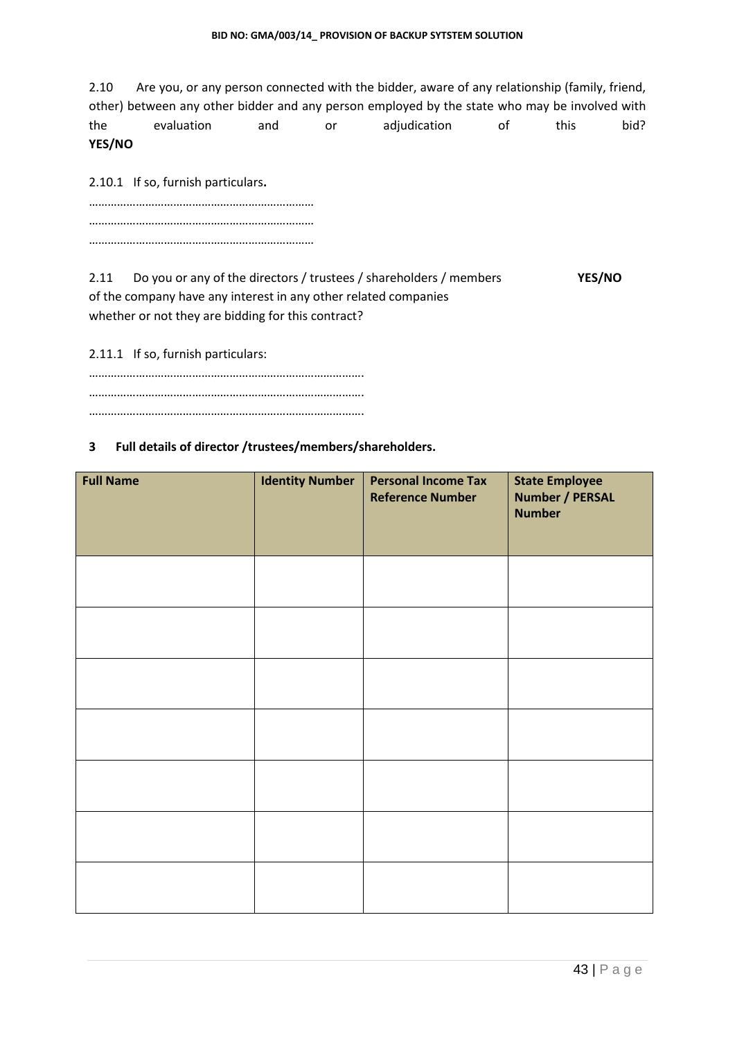2.10 Are you, or any person connected with the bidder, aware of any relationship (family, friend, other) between any other bidder and any person employed by the state who may be involved with the evaluation and or adjudication of this bid? **YES/NO**

2.10.1 If so, furnish particulars**.**

………………………………………………………………
………………………………………………………………
………………………………………………………………

2.11 Do you or any of the directors / trustees / shareholders / members of the company have any interest in any other related companies whether or not they are bidding for this contract? **YES/NO**

2.11.1 If so, furnish particulars:

…………………………………………………………………………….
…………………………………………………………………………….
…………………………………………………………………………….

**3 Full details of director /trustees/members/shareholders.**

| **Full Name** | **Identity Number** | **Personal Income Tax Reference Number** | **State Employee Number / PERSAL Number** |
|---|---|---|---|
| | | | |
| | | | |
| | | | |
| | | | |
| | | | |
| | | | |
| | | | |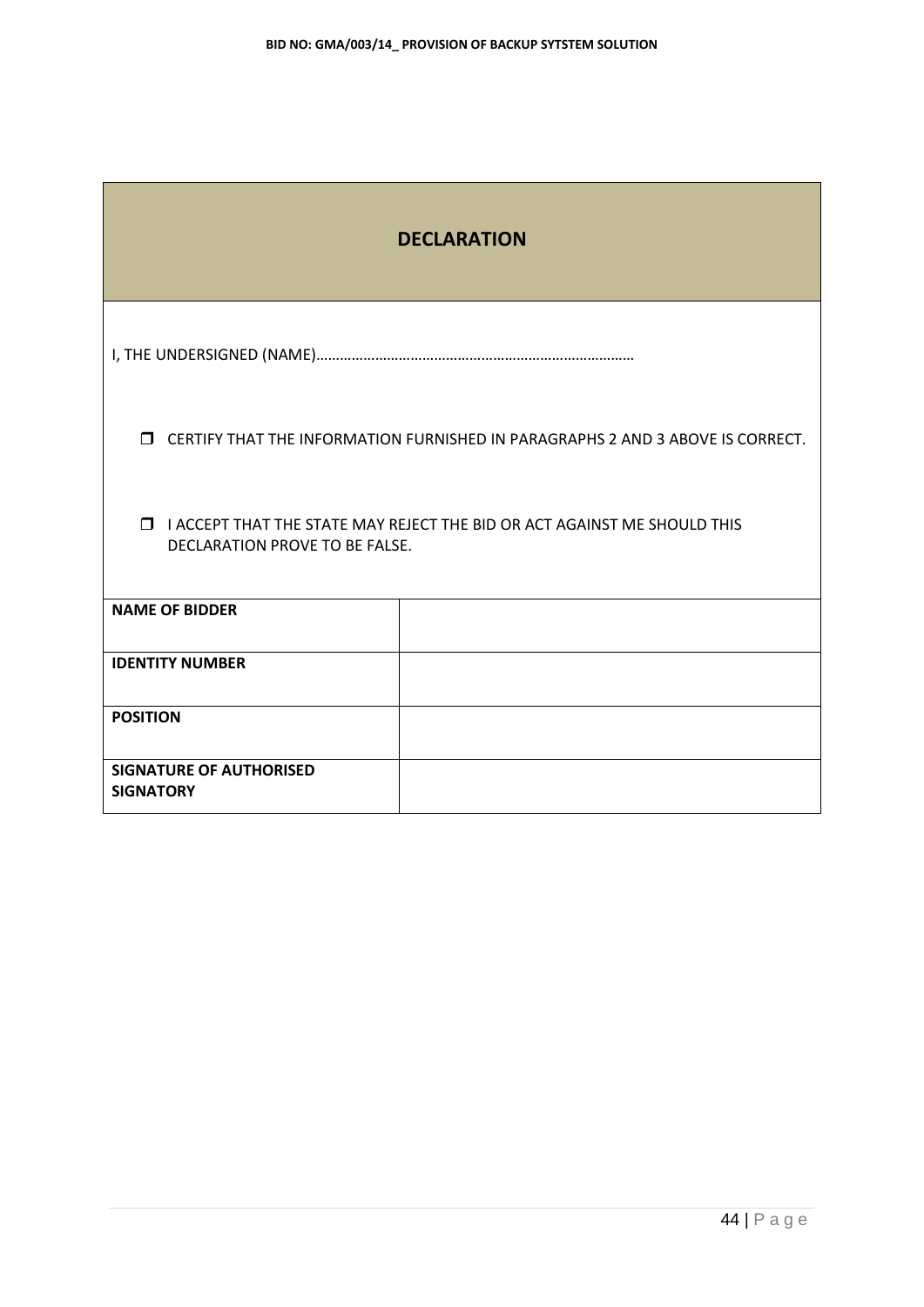## DECLARATION

I, THE UNDERSIGNED (NAME)……………………………………………………………………

- ☐ CERTIFY THAT THE INFORMATION FURNISHED IN PARAGRAPHS 2 AND 3 ABOVE IS CORRECT.

- ☐ I ACCEPT THAT THE STATE MAY REJECT THE BID OR ACT AGAINST ME SHOULD THIS DECLARATION PROVE TO BE FALSE.

| | |
|---|---|
| **NAME OF BIDDER** | |
| **IDENTITY NUMBER** | |
| **POSITION** | |
| **SIGNATURE OF AUTHORISED SIGNATORY** | |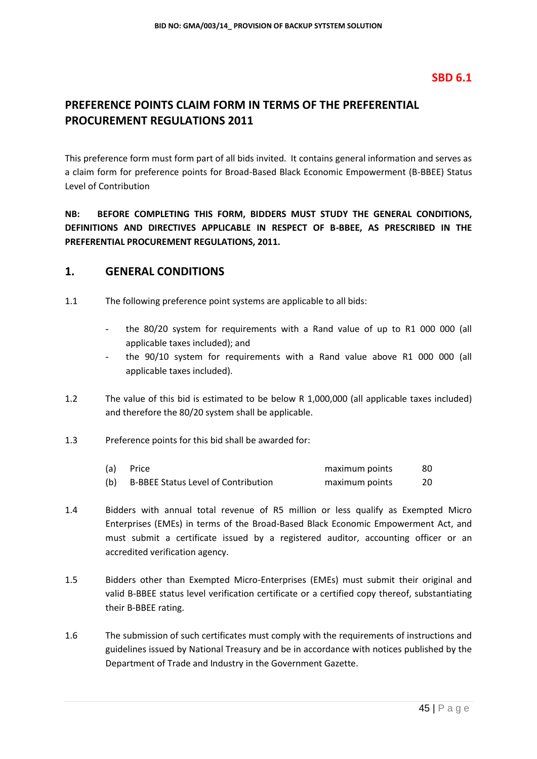SBD 6.1

# PREFERENCE POINTS CLAIM FORM IN TERMS OF THE PREFERENTIAL PROCUREMENT REGULATIONS 2011

This preference form must form part of all bids invited. It contains general information and serves as a claim form for preference points for Broad-Based Black Economic Empowerment (B-BBEE) Status Level of Contribution

**NB: BEFORE COMPLETING THIS FORM, BIDDERS MUST STUDY THE GENERAL CONDITIONS, DEFINITIONS AND DIRECTIVES APPLICABLE IN RESPECT OF B-BBEE, AS PRESCRIBED IN THE PREFERENTIAL PROCUREMENT REGULATIONS, 2011.**

## 1. GENERAL CONDITIONS

1.1 The following preference point systems are applicable to all bids:

- the 80/20 system for requirements with a Rand value of up to R1 000 000 (all applicable taxes included); and
- the 90/10 system for requirements with a Rand value above R1 000 000 (all applicable taxes included).

1.2 The value of this bid is estimated to be below R 1,000,000 (all applicable taxes included) and therefore the 80/20 system shall be applicable.

1.3 Preference points for this bid shall be awarded for:

| | | | |
|---|---|---|---|
| (a) | Price | maximum points | 80 |
| (b) | B-BBEE Status Level of Contribution | maximum points | 20 |

1.4 Bidders with annual total revenue of R5 million or less qualify as Exempted Micro Enterprises (EMEs) in terms of the Broad-Based Black Economic Empowerment Act, and must submit a certificate issued by a registered auditor, accounting officer or an accredited verification agency.

1.5 Bidders other than Exempted Micro-Enterprises (EMEs) must submit their original and valid B-BBEE status level verification certificate or a certified copy thereof, substantiating their B-BBEE rating.

1.6 The submission of such certificates must comply with the requirements of instructions and guidelines issued by National Treasury and be in accordance with notices published by the Department of Trade and Industry in the Government Gazette.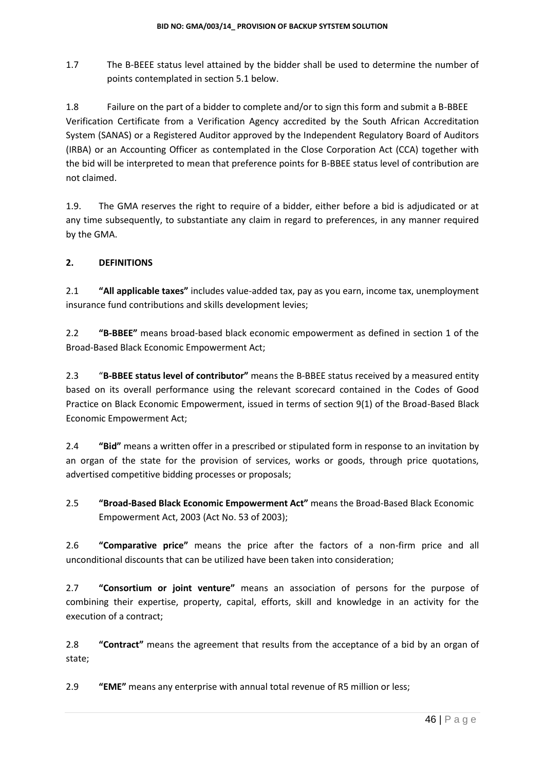1.7 The B-BEEE status level attained by the bidder shall be used to determine the number of points contemplated in section 5.1 below.

1.8 Failure on the part of a bidder to complete and/or to sign this form and submit a B-BBEE Verification Certificate from a Verification Agency accredited by the South African Accreditation System (SANAS) or a Registered Auditor approved by the Independent Regulatory Board of Auditors (IRBA) or an Accounting Officer as contemplated in the Close Corporation Act (CCA) together with the bid will be interpreted to mean that preference points for B-BBEE status level of contribution are not claimed.

1.9. The GMA reserves the right to require of a bidder, either before a bid is adjudicated or at any time subsequently, to substantiate any claim in regard to preferences, in any manner required by the GMA.

## 2. DEFINITIONS

2.1 **"All applicable taxes"** includes value-added tax, pay as you earn, income tax, unemployment insurance fund contributions and skills development levies;

2.2 **"B-BBEE"** means broad-based black economic empowerment as defined in section 1 of the Broad-Based Black Economic Empowerment Act;

2.3 "**B-BBEE status level of contributor"** means the B-BBEE status received by a measured entity based on its overall performance using the relevant scorecard contained in the Codes of Good Practice on Black Economic Empowerment, issued in terms of section 9(1) of the Broad-Based Black Economic Empowerment Act;

2.4 **"Bid"** means a written offer in a prescribed or stipulated form in response to an invitation by an organ of the state for the provision of services, works or goods, through price quotations, advertised competitive bidding processes or proposals;

2.5 **"Broad-Based Black Economic Empowerment Act"** means the Broad-Based Black Economic Empowerment Act, 2003 (Act No. 53 of 2003);

2.6 **"Comparative price"** means the price after the factors of a non-firm price and all unconditional discounts that can be utilized have been taken into consideration;

2.7 **"Consortium or joint venture"** means an association of persons for the purpose of combining their expertise, property, capital, efforts, skill and knowledge in an activity for the execution of a contract;

2.8 **"Contract"** means the agreement that results from the acceptance of a bid by an organ of state;

2.9 **"EME"** means any enterprise with annual total revenue of R5 million or less;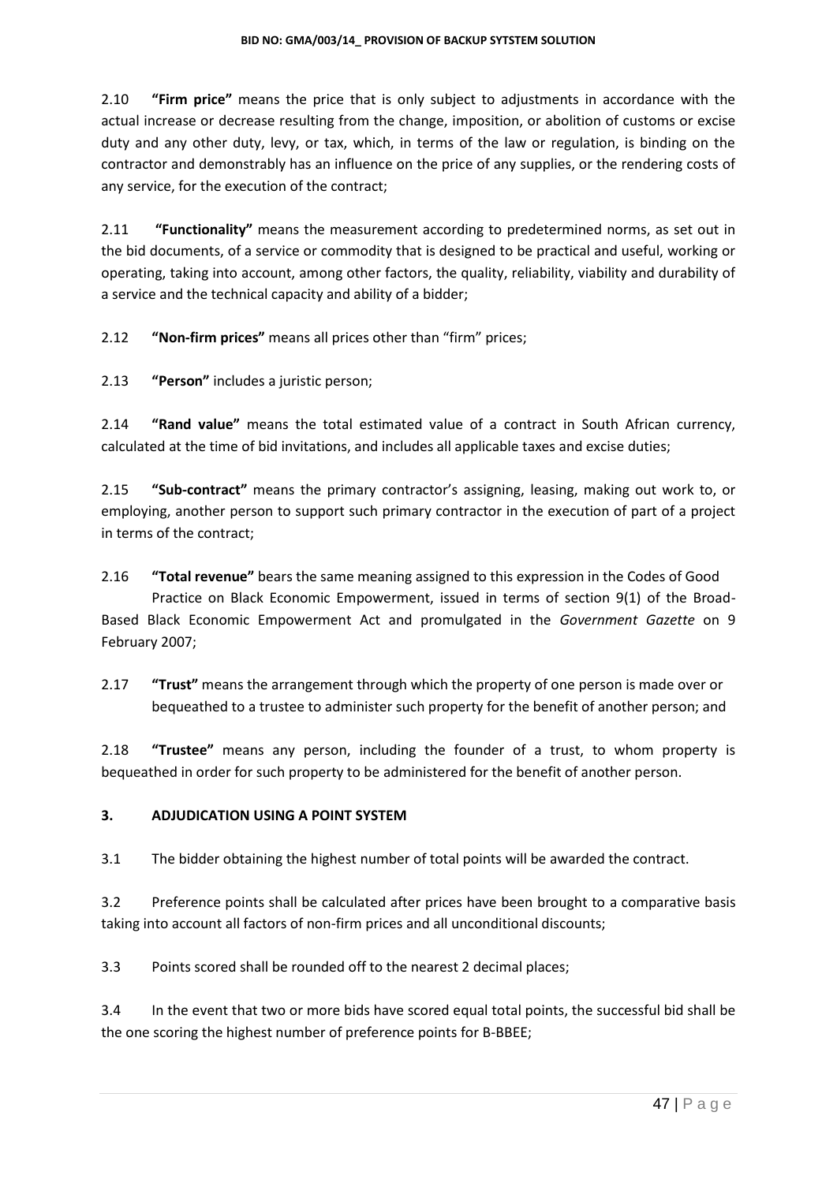2.10 **"Firm price"** means the price that is only subject to adjustments in accordance with the actual increase or decrease resulting from the change, imposition, or abolition of customs or excise duty and any other duty, levy, or tax, which, in terms of the law or regulation, is binding on the contractor and demonstrably has an influence on the price of any supplies, or the rendering costs of any service, for the execution of the contract;

2.11 **"Functionality"** means the measurement according to predetermined norms, as set out in the bid documents, of a service or commodity that is designed to be practical and useful, working or operating, taking into account, among other factors, the quality, reliability, viability and durability of a service and the technical capacity and ability of a bidder;

2.12 **"Non-firm prices"** means all prices other than "firm" prices;

2.13 **"Person"** includes a juristic person;

2.14 **"Rand value"** means the total estimated value of a contract in South African currency, calculated at the time of bid invitations, and includes all applicable taxes and excise duties;

2.15 **"Sub-contract"** means the primary contractor's assigning, leasing, making out work to, or employing, another person to support such primary contractor in the execution of part of a project in terms of the contract;

2.16 **"Total revenue"** bears the same meaning assigned to this expression in the Codes of Good Practice on Black Economic Empowerment, issued in terms of section 9(1) of the Broad-Based Black Economic Empowerment Act and promulgated in the *Government Gazette* on 9 February 2007;

2.17 **"Trust"** means the arrangement through which the property of one person is made over or bequeathed to a trustee to administer such property for the benefit of another person; and

2.18 **"Trustee"** means any person, including the founder of a trust, to whom property is bequeathed in order for such property to be administered for the benefit of another person.

## 3. ADJUDICATION USING A POINT SYSTEM

3.1 The bidder obtaining the highest number of total points will be awarded the contract.

3.2 Preference points shall be calculated after prices have been brought to a comparative basis taking into account all factors of non-firm prices and all unconditional discounts;

3.3 Points scored shall be rounded off to the nearest 2 decimal places;

3.4 In the event that two or more bids have scored equal total points, the successful bid shall be the one scoring the highest number of preference points for B-BBEE;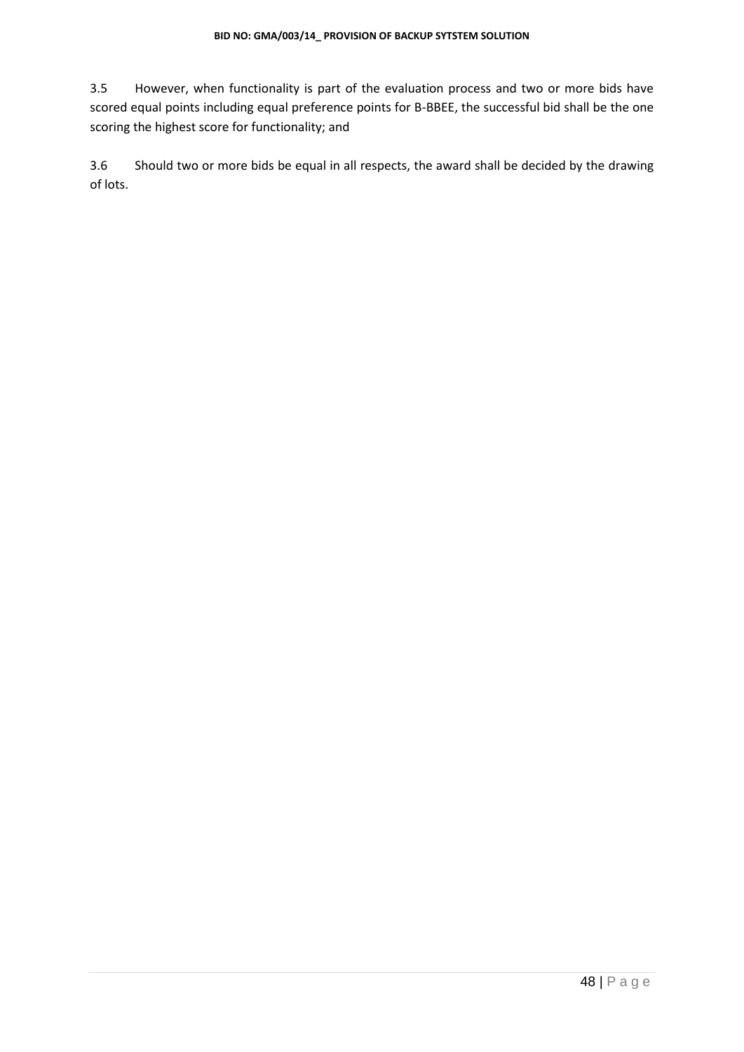3.5 However, when functionality is part of the evaluation process and two or more bids have scored equal points including equal preference points for B-BBEE, the successful bid shall be the one scoring the highest score for functionality; and

3.6 Should two or more bids be equal in all respects, the award shall be decided by the drawing of lots.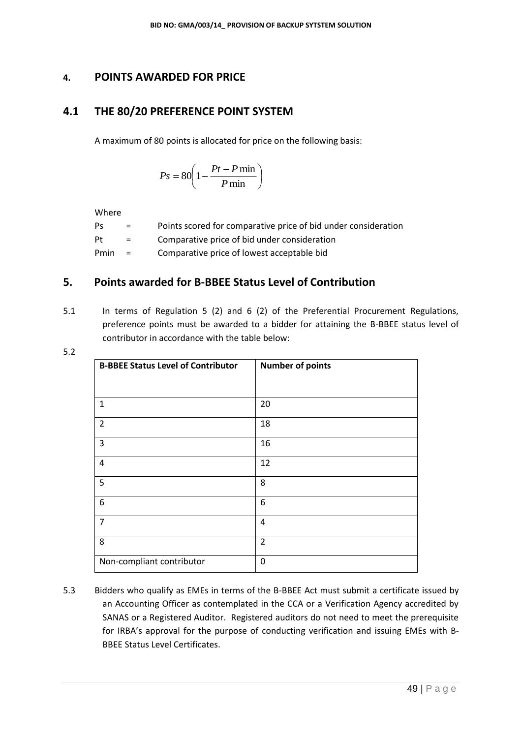## 4. POINTS AWARDED FOR PRICE

## 4.1 THE 80/20 PREFERENCE POINT SYSTEM

A maximum of 80 points is allocated for price on the following basis:

$$Ps = 80\left(1 - \frac{Pt - P\min}{P\min}\right)$$

Where

| | | |
|---|---|---|
| Ps | = | Points scored for comparative price of bid under consideration |
| Pt | = | Comparative price of bid under consideration |
| Pmin | = | Comparative price of lowest acceptable bid |

## 5. Points awarded for B-BBEE Status Level of Contribution

5.1 In terms of Regulation 5 (2) and 6 (2) of the Preferential Procurement Regulations, preference points must be awarded to a bidder for attaining the B-BBEE status level of contributor in accordance with the table below:

5.2

| B-BBEE Status Level of Contributor | Number of points |
|---|---|
| 1 | 20 |
| 2 | 18 |
| 3 | 16 |
| 4 | 12 |
| 5 | 8 |
| 6 | 6 |
| 7 | 4 |
| 8 | 2 |
| Non-compliant contributor | 0 |

5.3 Bidders who qualify as EMEs in terms of the B-BBEE Act must submit a certificate issued by an Accounting Officer as contemplated in the CCA or a Verification Agency accredited by SANAS or a Registered Auditor. Registered auditors do not need to meet the prerequisite for IRBA's approval for the purpose of conducting verification and issuing EMEs with B-BBEE Status Level Certificates.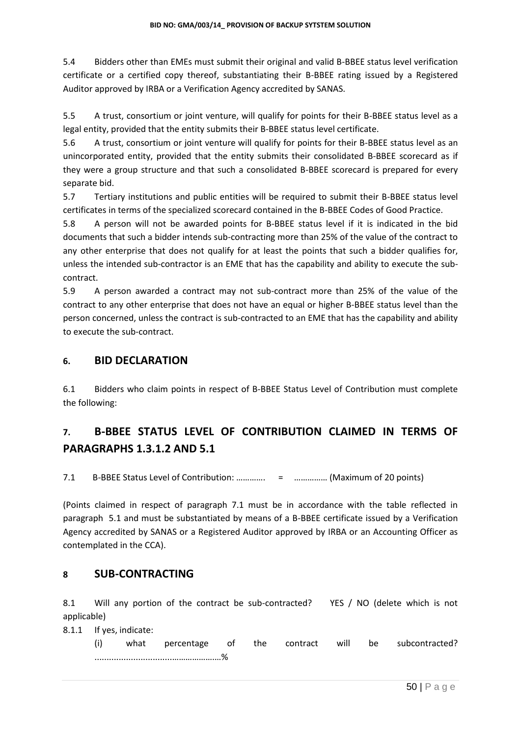5.4 Bidders other than EMEs must submit their original and valid B-BBEE status level verification certificate or a certified copy thereof, substantiating their B-BBEE rating issued by a Registered Auditor approved by IRBA or a Verification Agency accredited by SANAS.

5.5 A trust, consortium or joint venture, will qualify for points for their B-BBEE status level as a legal entity, provided that the entity submits their B-BBEE status level certificate.

5.6 A trust, consortium or joint venture will qualify for points for their B-BBEE status level as an unincorporated entity, provided that the entity submits their consolidated B-BBEE scorecard as if they were a group structure and that such a consolidated B-BBEE scorecard is prepared for every separate bid.

5.7 Tertiary institutions and public entities will be required to submit their B-BBEE status level certificates in terms of the specialized scorecard contained in the B-BBEE Codes of Good Practice.

5.8 A person will not be awarded points for B-BBEE status level if it is indicated in the bid documents that such a bidder intends sub-contracting more than 25% of the value of the contract to any other enterprise that does not qualify for at least the points that such a bidder qualifies for, unless the intended sub-contractor is an EME that has the capability and ability to execute the sub-contract.

5.9 A person awarded a contract may not sub-contract more than 25% of the value of the contract to any other enterprise that does not have an equal or higher B-BBEE status level than the person concerned, unless the contract is sub-contracted to an EME that has the capability and ability to execute the sub-contract.

## 6. BID DECLARATION

6.1 Bidders who claim points in respect of B-BBEE Status Level of Contribution must complete the following:

## 7. B-BBEE STATUS LEVEL OF CONTRIBUTION CLAIMED IN TERMS OF PARAGRAPHS 1.3.1.2 AND 5.1

7.1 B-BBEE Status Level of Contribution: …………. = …………… (Maximum of 20 points)

(Points claimed in respect of paragraph 7.1 must be in accordance with the table reflected in paragraph 5.1 and must be substantiated by means of a B-BBEE certificate issued by a Verification Agency accredited by SANAS or a Registered Auditor approved by IRBA or an Accounting Officer as contemplated in the CCA).

## 8 SUB-CONTRACTING

8.1 Will any portion of the contract be sub-contracted? YES / NO (delete which is not applicable)

8.1.1 If yes, indicate:

(i) what percentage of the contract will be subcontracted? ...................................………………%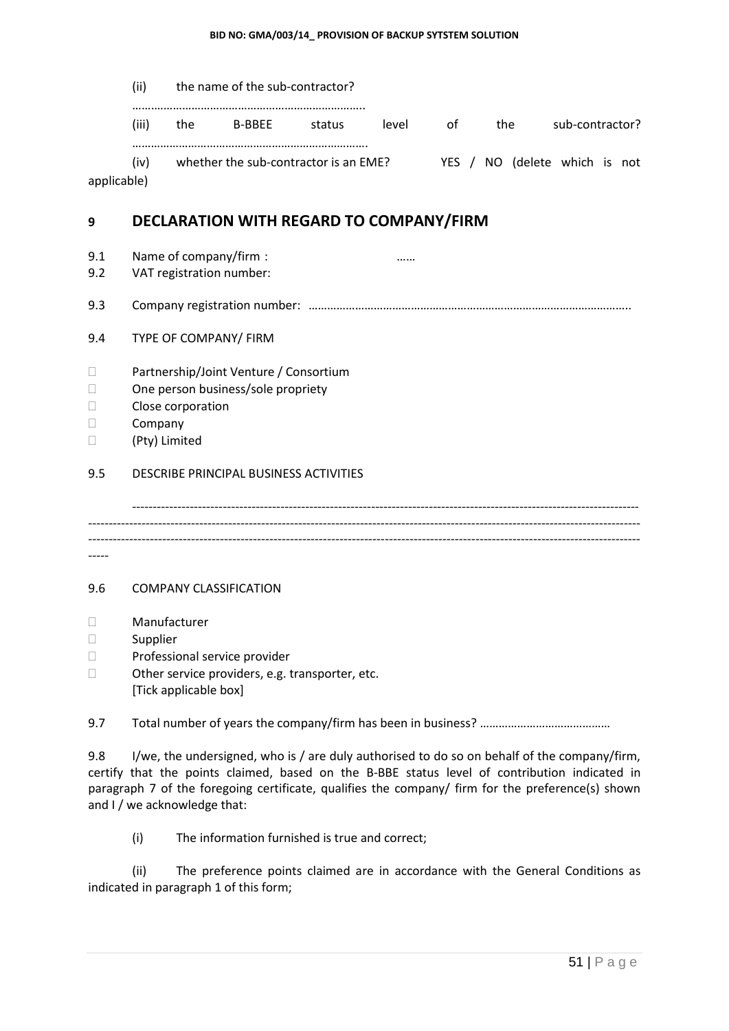(ii) the name of the sub-contractor?

…………………………………………………………………..

(iii) the B-BBEE status level of the sub-contractor?

…………………………………………………………………….

(iv) whether the sub-contractor is an EME? YES / NO (delete which is not applicable)

## 9 DECLARATION WITH REGARD TO COMPANY/FIRM

9.1 Name of company/firm : ……

9.2 VAT registration number:

9.3 Company registration number: …………………………………………………………………………………………..

9.4 TYPE OF COMPANY/ FIRM

- Partnership/Joint Venture / Consortium
- One person business/sole propriety
- Close corporation
- Company
- (Pty) Limited

9.5 DESCRIBE PRINCIPAL BUSINESS ACTIVITIES

--------------------------------------------------------------------------------------------------------------------------
--------------------------------------------------------------------------------------------------------------------------------
--------------------------------------------------------------------------------------------------------------------------------
-----

9.6 COMPANY CLASSIFICATION

- Manufacturer
- Supplier
- Professional service provider
- Other service providers, e.g. transporter, etc.

[Tick applicable box]

9.7 Total number of years the company/firm has been in business? ……………………………………

9.8 I/we, the undersigned, who is / are duly authorised to do so on behalf of the company/firm, certify that the points claimed, based on the B-BBE status level of contribution indicated in paragraph 7 of the foregoing certificate, qualifies the company/ firm for the preference(s) shown and I / we acknowledge that:

(i) The information furnished is true and correct;

(ii) The preference points claimed are in accordance with the General Conditions as indicated in paragraph 1 of this form;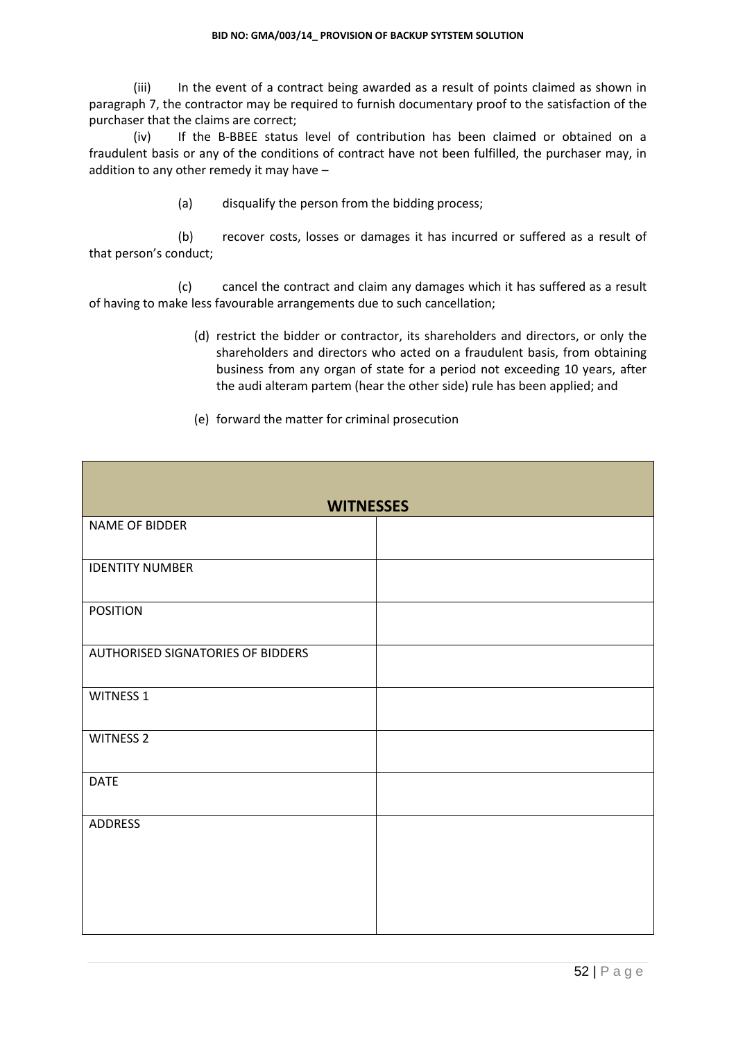(iii) In the event of a contract being awarded as a result of points claimed as shown in paragraph 7, the contractor may be required to furnish documentary proof to the satisfaction of the purchaser that the claims are correct;

(iv) If the B-BBEE status level of contribution has been claimed or obtained on a fraudulent basis or any of the conditions of contract have not been fulfilled, the purchaser may, in addition to any other remedy it may have –

(a) disqualify the person from the bidding process;

(b) recover costs, losses or damages it has incurred or suffered as a result of that person's conduct;

(c) cancel the contract and claim any damages which it has suffered as a result of having to make less favourable arrangements due to such cancellation;

(d) restrict the bidder or contractor, its shareholders and directors, or only the shareholders and directors who acted on a fraudulent basis, from obtaining business from any organ of state for a period not exceeding 10 years, after the audi alteram partem (hear the other side) rule has been applied; and

(e) forward the matter for criminal prosecution

| **WITNESSES** | |
|---|---|
| NAME OF BIDDER | |
| IDENTITY NUMBER | |
| POSITION | |
| AUTHORISED SIGNATORIES OF BIDDERS | |
| WITNESS 1 | |
| WITNESS 2 | |
| DATE | |
| ADDRESS | |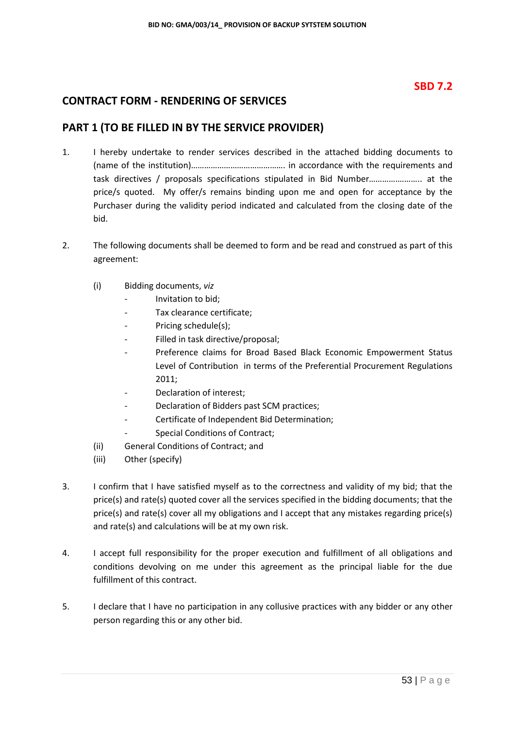**SBD 7.2**

## CONTRACT FORM - RENDERING OF SERVICES

## PART 1 (TO BE FILLED IN BY THE SERVICE PROVIDER)

1. I hereby undertake to render services described in the attached bidding documents to (name of the institution)……………………………………. in accordance with the requirements and task directives / proposals specifications stipulated in Bid Number………………….. at the price/s quoted. My offer/s remains binding upon me and open for acceptance by the Purchaser during the validity period indicated and calculated from the closing date of the bid.

2. The following documents shall be deemed to form and be read and construed as part of this agreement:

   (i) Bidding documents, *viz*
   - Invitation to bid;
   - Tax clearance certificate;
   - Pricing schedule(s);
   - Filled in task directive/proposal;
   - Preference claims for Broad Based Black Economic Empowerment Status Level of Contribution in terms of the Preferential Procurement Regulations 2011;
   - Declaration of interest;
   - Declaration of Bidders past SCM practices;
   - Certificate of Independent Bid Determination;
   - Special Conditions of Contract;

   (ii) General Conditions of Contract; and

   (iii) Other (specify)

3. I confirm that I have satisfied myself as to the correctness and validity of my bid; that the price(s) and rate(s) quoted cover all the services specified in the bidding documents; that the price(s) and rate(s) cover all my obligations and I accept that any mistakes regarding price(s) and rate(s) and calculations will be at my own risk.

4. I accept full responsibility for the proper execution and fulfillment of all obligations and conditions devolving on me under this agreement as the principal liable for the due fulfillment of this contract.

5. I declare that I have no participation in any collusive practices with any bidder or any other person regarding this or any other bid.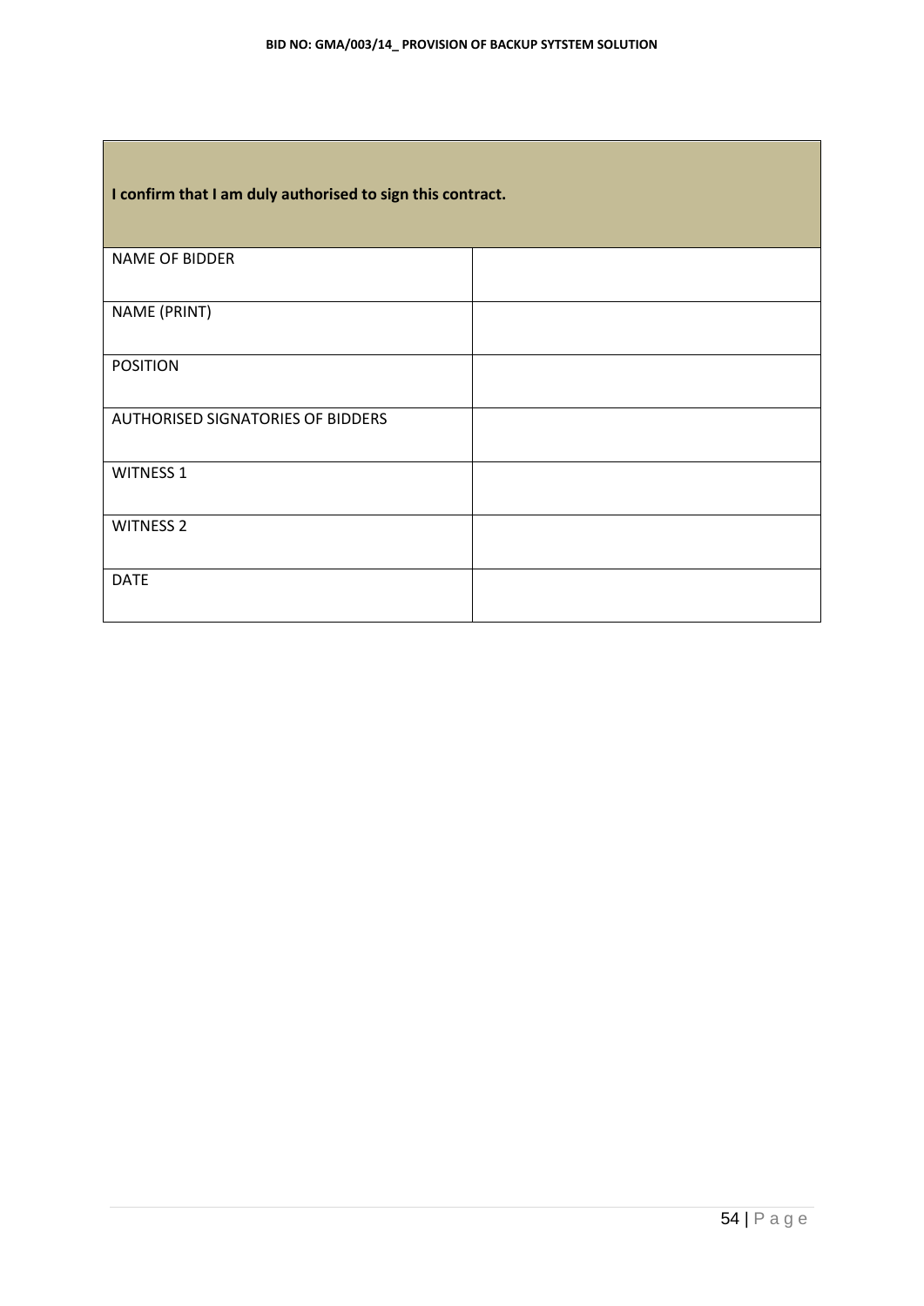| I confirm that I am duly authorised to sign this contract. | |
|---|---|
| NAME OF BIDDER | |
| NAME (PRINT) | |
| POSITION | |
| AUTHORISED SIGNATORIES OF BIDDERS | |
| WITNESS 1 | |
| WITNESS 2 | |
| DATE | |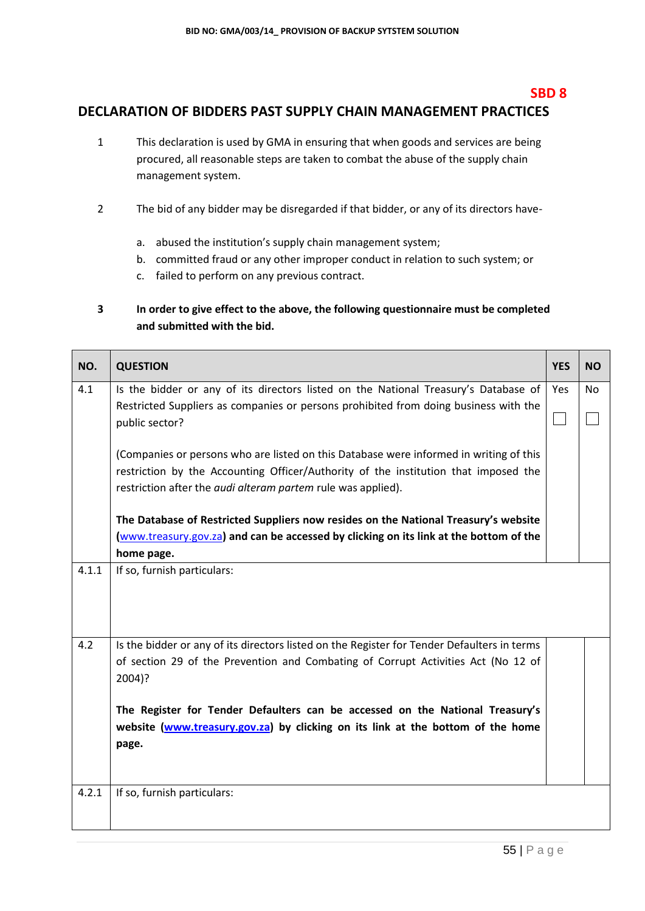**SBD 8**

## DECLARATION OF BIDDERS PAST SUPPLY CHAIN MANAGEMENT PRACTICES

1. This declaration is used by GMA in ensuring that when goods and services are being procured, all reasonable steps are taken to combat the abuse of the supply chain management system.

2. The bid of any bidder may be disregarded if that bidder, or any of its directors have-

   a. abused the institution's supply chain management system;
   b. committed fraud or any other improper conduct in relation to such system; or
   c. failed to perform on any previous contract.

3. **In order to give effect to the above, the following questionnaire must be completed and submitted with the bid.**

| NO. | QUESTION | YES | NO |
|---|---|---|---|
| 4.1 | Is the bidder or any of its directors listed on the National Treasury's Database of Restricted Suppliers as companies or persons prohibited from doing business with the public sector?<br><br>(Companies or persons who are listed on this Database were informed in writing of this restriction by the Accounting Officer/Authority of the institution that imposed the restriction after the *audi alteram partem* rule was applied).<br><br>**The Database of Restricted Suppliers now resides on the National Treasury's website (www.treasury.gov.za) and can be accessed by clicking on its link at the bottom of the home page.** | Yes ☐ | No ☐ |
| 4.1.1 | If so, furnish particulars: | | |
| 4.2 | Is the bidder or any of its directors listed on the Register for Tender Defaulters in terms of section 29 of the Prevention and Combating of Corrupt Activities Act (No 12 of 2004)?<br><br>**The Register for Tender Defaulters can be accessed on the National Treasury's website (www.treasury.gov.za) by clicking on its link at the bottom of the home page.** | | |
| 4.2.1 | If so, furnish particulars: | | |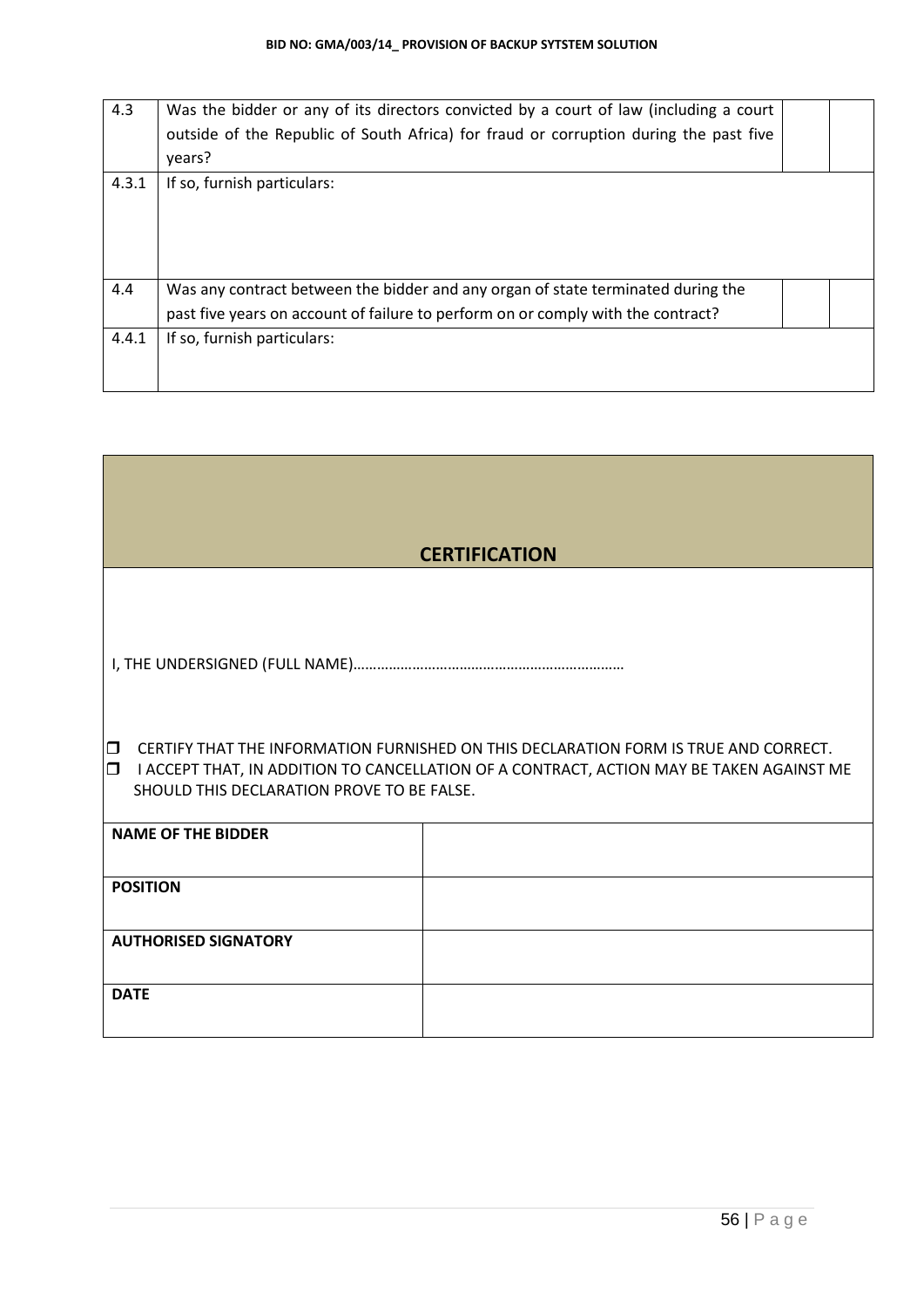| | | | |
|---|---|---|---|
| 4.3 | Was the bidder or any of its directors convicted by a court of law (including a court outside of the Republic of South Africa) for fraud or corruption during the past five years? | | |
| 4.3.1 | If so, furnish particulars: | | |
| 4.4 | Was any contract between the bidder and any organ of state terminated during the past five years on account of failure to perform on or comply with the contract? | | |
| 4.4.1 | If so, furnish particulars: | | |

## CERTIFICATION

I, THE UNDERSIGNED (FULL NAME)……………………………………………………………

- ☐ CERTIFY THAT THE INFORMATION FURNISHED ON THIS DECLARATION FORM IS TRUE AND CORRECT.
- ☐ I ACCEPT THAT, IN ADDITION TO CANCELLATION OF A CONTRACT, ACTION MAY BE TAKEN AGAINST ME SHOULD THIS DECLARATION PROVE TO BE FALSE.

| | |
|---|---|
| **NAME OF THE BIDDER** | |
| **POSITION** | |
| **AUTHORISED SIGNATORY** | |
| **DATE** | |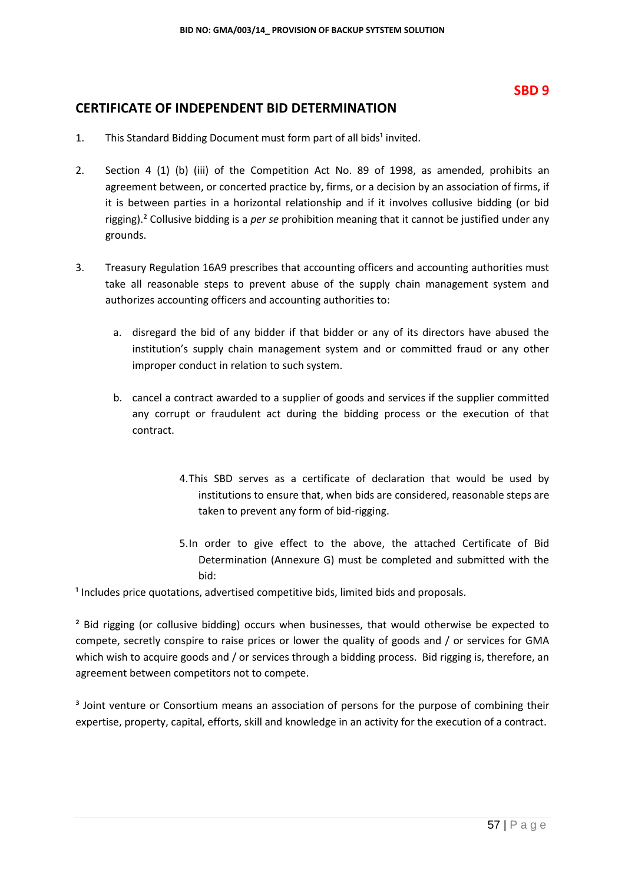**SBD 9**

## CERTIFICATE OF INDEPENDENT BID DETERMINATION

1. This Standard Bidding Document must form part of all bids[1] invited.

2. Section 4 (1) (b) (iii) of the Competition Act No. 89 of 1998, as amended, prohibits an agreement between, or concerted practice by, firms, or a decision by an association of firms, if it is between parties in a horizontal relationship and if it involves collusive bidding (or bid rigging).[2] Collusive bidding is a *per se* prohibition meaning that it cannot be justified under any grounds.

3. Treasury Regulation 16A9 prescribes that accounting officers and accounting authorities must take all reasonable steps to prevent abuse of the supply chain management system and authorizes accounting officers and accounting authorities to:

   a. disregard the bid of any bidder if that bidder or any of its directors have abused the institution's supply chain management system and or committed fraud or any other improper conduct in relation to such system.

   b. cancel a contract awarded to a supplier of goods and services if the supplier committed any corrupt or fraudulent act during the bidding process or the execution of that contract.

4. This SBD serves as a certificate of declaration that would be used by institutions to ensure that, when bids are considered, reasonable steps are taken to prevent any form of bid-rigging.

5. In order to give effect to the above, the attached Certificate of Bid Determination (Annexure G) must be completed and submitted with the bid:

[1] Includes price quotations, advertised competitive bids, limited bids and proposals.

[2] Bid rigging (or collusive bidding) occurs when businesses, that would otherwise be expected to compete, secretly conspire to raise prices or lower the quality of goods and / or services for GMA which wish to acquire goods and / or services through a bidding process. Bid rigging is, therefore, an agreement between competitors not to compete.

[3] Joint venture or Consortium means an association of persons for the purpose of combining their expertise, property, capital, efforts, skill and knowledge in an activity for the execution of a contract.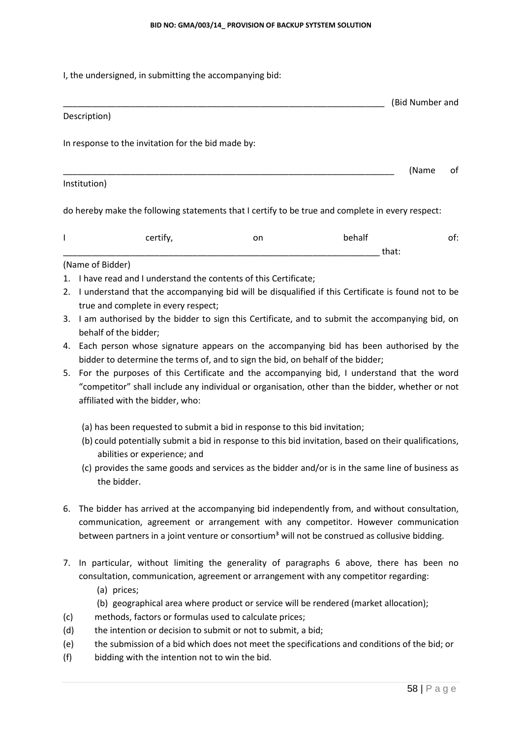I, the undersigned, in submitting the accompanying bid:

_____________________________________________________________________ (Bid Number and Description)

In response to the invitation for the bid made by:

_____________________________________________________________________ (Name of Institution)

do hereby make the following statements that I certify to be true and complete in every respect:

I certify, on behalf of: _____________________________________________________________________ that:

(Name of Bidder)

1. I have read and I understand the contents of this Certificate;
2. I understand that the accompanying bid will be disqualified if this Certificate is found not to be true and complete in every respect;
3. I am authorised by the bidder to sign this Certificate, and to submit the accompanying bid, on behalf of the bidder;
4. Each person whose signature appears on the accompanying bid has been authorised by the bidder to determine the terms of, and to sign the bid, on behalf of the bidder;
5. For the purposes of this Certificate and the accompanying bid, I understand that the word "competitor" shall include any individual or organisation, other than the bidder, whether or not affiliated with the bidder, who:

   (a) has been requested to submit a bid in response to this bid invitation;
   (b) could potentially submit a bid in response to this bid invitation, based on their qualifications, abilities or experience; and
   (c) provides the same goods and services as the bidder and/or is in the same line of business as the bidder.

6. The bidder has arrived at the accompanying bid independently from, and without consultation, communication, agreement or arrangement with any competitor. However communication between partners in a joint venture or consortium[3] will not be construed as collusive bidding.

7. In particular, without limiting the generality of paragraphs 6 above, there has been no consultation, communication, agreement or arrangement with any competitor regarding:
   (a) prices;
   (b) geographical area where product or service will be rendered (market allocation);
   (c) methods, factors or formulas used to calculate prices;
   (d) the intention or decision to submit or not to submit, a bid;
   (e) the submission of a bid which does not meet the specifications and conditions of the bid; or
   (f) bidding with the intention not to win the bid.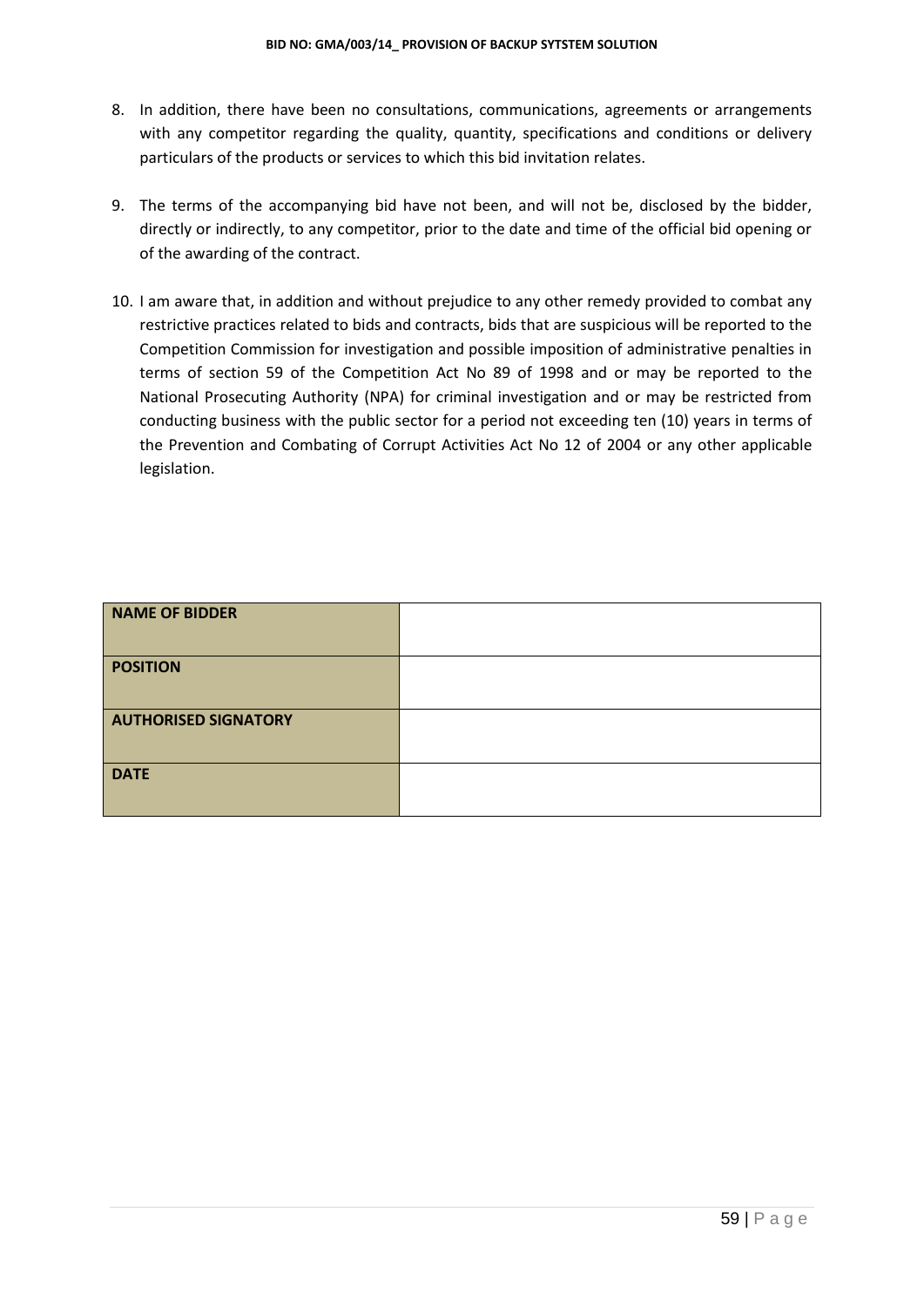8. In addition, there have been no consultations, communications, agreements or arrangements with any competitor regarding the quality, quantity, specifications and conditions or delivery particulars of the products or services to which this bid invitation relates.

9. The terms of the accompanying bid have not been, and will not be, disclosed by the bidder, directly or indirectly, to any competitor, prior to the date and time of the official bid opening or of the awarding of the contract.

10. I am aware that, in addition and without prejudice to any other remedy provided to combat any restrictive practices related to bids and contracts, bids that are suspicious will be reported to the Competition Commission for investigation and possible imposition of administrative penalties in terms of section 59 of the Competition Act No 89 of 1998 and or may be reported to the National Prosecuting Authority (NPA) for criminal investigation and or may be restricted from conducting business with the public sector for a period not exceeding ten (10) years in terms of the Prevention and Combating of Corrupt Activities Act No 12 of 2004 or any other applicable legislation.

| | |
|---|---|
| **NAME OF BIDDER** | |
| **POSITION** | |
| **AUTHORISED SIGNATORY** | |
| **DATE** | |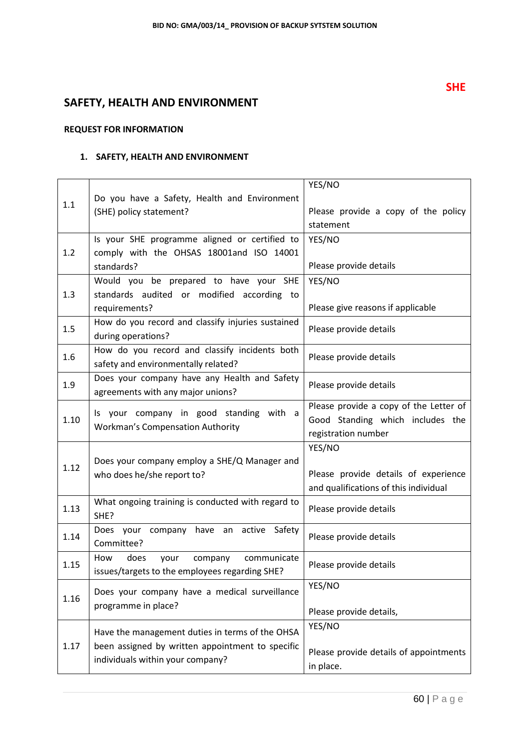SHE

# SAFETY, HEALTH AND ENVIRONMENT

**REQUEST FOR INFORMATION**

### 1. SAFETY, HEALTH AND ENVIRONMENT

| | | |
|---|---|---|
| 1.1 | Do you have a Safety, Health and Environment (SHE) policy statement? | YES/NO<br><br>Please provide a copy of the policy statement |
| 1.2 | Is your SHE programme aligned or certified to comply with the OHSAS 18001and ISO 14001 standards? | YES/NO<br><br>Please provide details |
| 1.3 | Would you be prepared to have your SHE standards audited or modified according to requirements? | YES/NO<br><br>Please give reasons if applicable |
| 1.5 | How do you record and classify injuries sustained during operations? | Please provide details |
| 1.6 | How do you record and classify incidents both safety and environmentally related? | Please provide details |
| 1.9 | Does your company have any Health and Safety agreements with any major unions? | Please provide details |
| 1.10 | Is your company in good standing with a Workman's Compensation Authority | Please provide a copy of the Letter of Good Standing which includes the registration number |
| 1.12 | Does your company employ a SHE/Q Manager and who does he/she report to? | YES/NO<br><br>Please provide details of experience and qualifications of this individual |
| 1.13 | What ongoing training is conducted with regard to SHE? | Please provide details |
| 1.14 | Does your company have an active Safety Committee? | Please provide details |
| 1.15 | How does your company communicate issues/targets to the employees regarding SHE? | Please provide details |
| 1.16 | Does your company have a medical surveillance programme in place? | YES/NO<br><br>Please provide details, |
| 1.17 | Have the management duties in terms of the OHSA been assigned by written appointment to specific individuals within your company? | YES/NO<br><br>Please provide details of appointments in place. |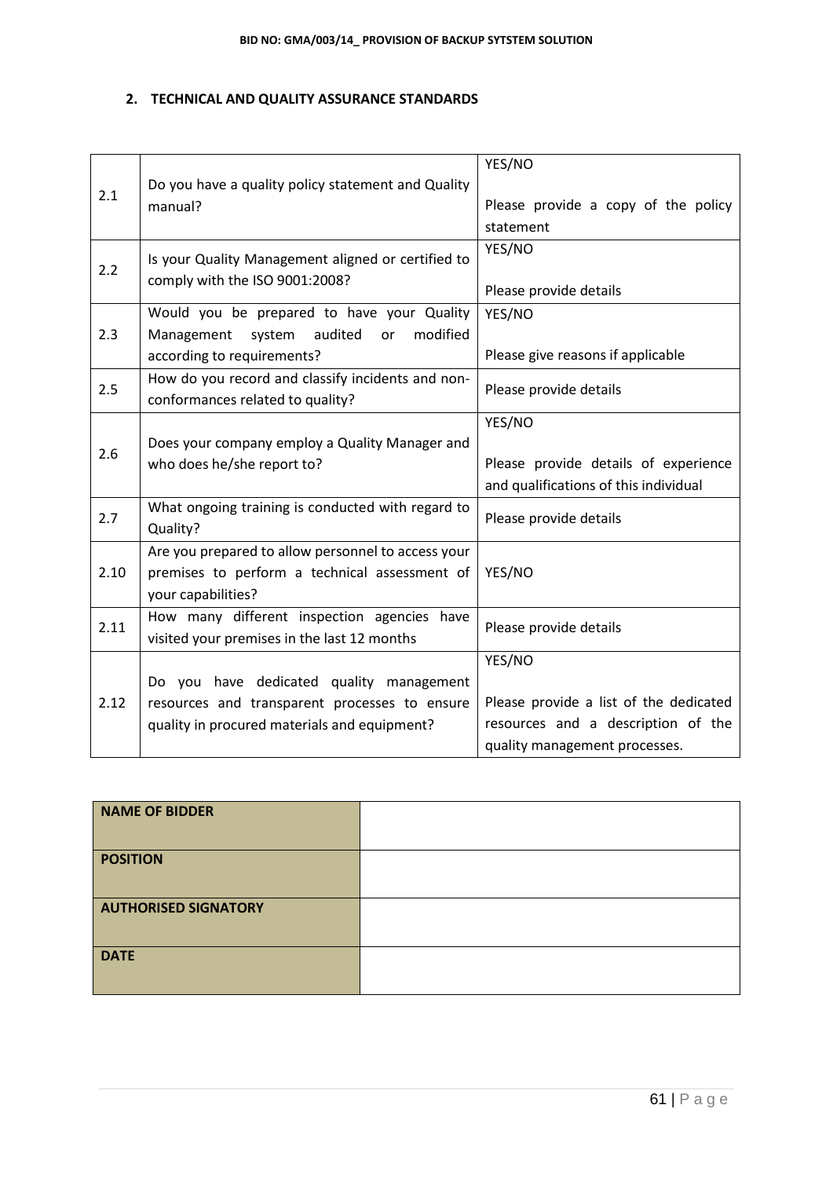## 2. TECHNICAL AND QUALITY ASSURANCE STANDARDS

| | | |
|---|---|---|
| 2.1 | Do you have a quality policy statement and Quality manual? | YES/NO<br><br>Please provide a copy of the policy statement |
| 2.2 | Is your Quality Management aligned or certified to comply with the ISO 9001:2008? | YES/NO<br><br>Please provide details |
| 2.3 | Would you be prepared to have your Quality Management system audited or modified according to requirements? | YES/NO<br><br>Please give reasons if applicable |
| 2.5 | How do you record and classify incidents and non-conformances related to quality? | Please provide details |
| 2.6 | Does your company employ a Quality Manager and who does he/she report to? | YES/NO<br><br>Please provide details of experience and qualifications of this individual |
| 2.7 | What ongoing training is conducted with regard to Quality? | Please provide details |
| 2.10 | Are you prepared to allow personnel to access your premises to perform a technical assessment of your capabilities? | YES/NO |
| 2.11 | How many different inspection agencies have visited your premises in the last 12 months | Please provide details |
| 2.12 | Do you have dedicated quality management resources and transparent processes to ensure quality in procured materials and equipment? | YES/NO<br><br>Please provide a list of the dedicated resources and a description of the quality management processes. |

| | |
|---|---|
| **NAME OF BIDDER** | |
| **POSITION** | |
| **AUTHORISED SIGNATORY** | |
| **DATE** | |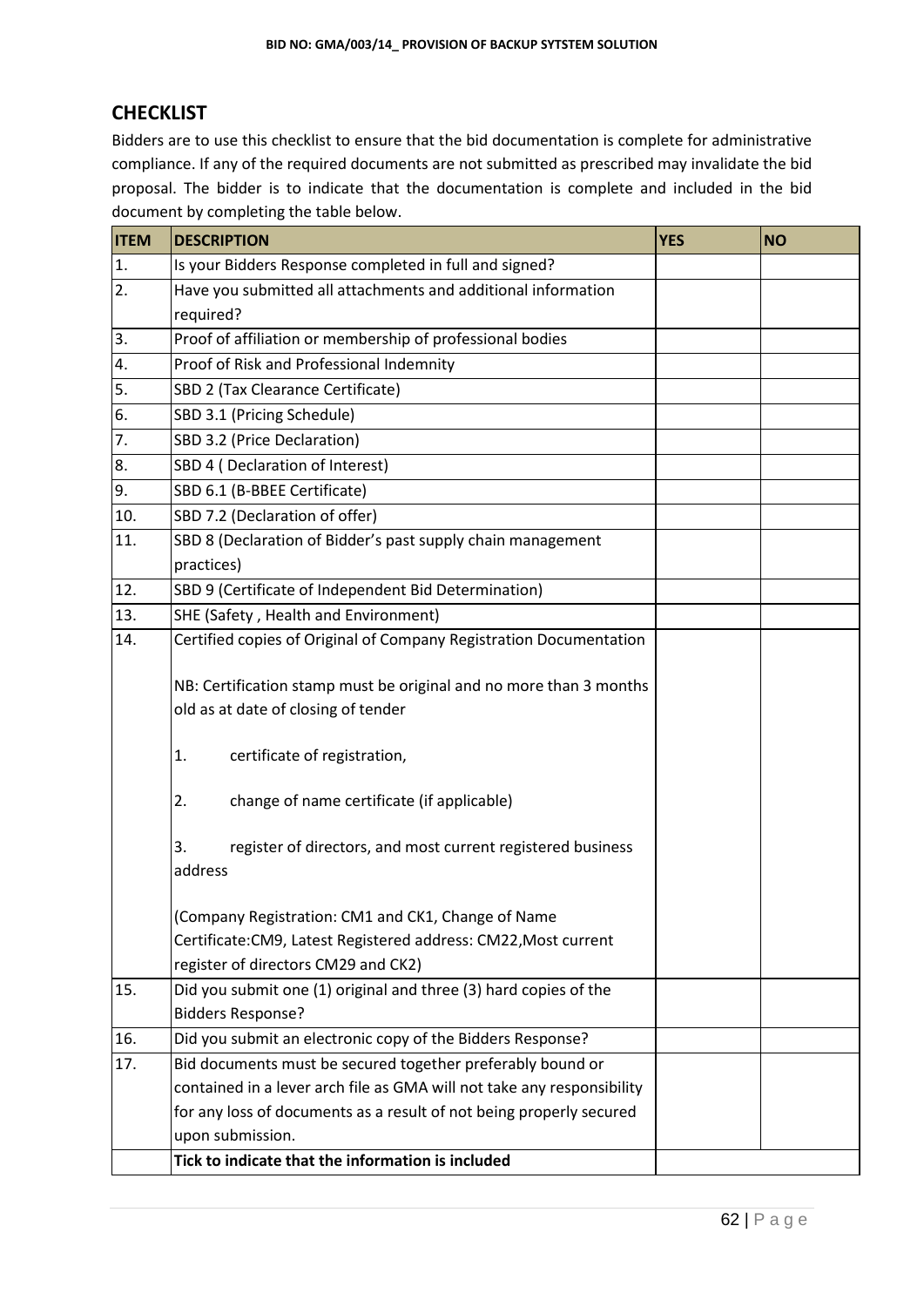## CHECKLIST

Bidders are to use this checklist to ensure that the bid documentation is complete for administrative compliance. If any of the required documents are not submitted as prescribed may invalidate the bid proposal. The bidder is to indicate that the documentation is complete and included in the bid document by completing the table below.

| ITEM | DESCRIPTION | YES | NO |
|---|---|---|---|
| 1. | Is your Bidders Response completed in full and signed? | | |
| 2. | Have you submitted all attachments and additional information required? | | |
| 3. | Proof of affiliation or membership of professional bodies | | |
| 4. | Proof of Risk and Professional Indemnity | | |
| 5. | SBD 2 (Tax Clearance Certificate) | | |
| 6. | SBD 3.1 (Pricing Schedule) | | |
| 7. | SBD 3.2 (Price Declaration) | | |
| 8. | SBD 4 ( Declaration of Interest) | | |
| 9. | SBD 6.1 (B-BBEE Certificate) | | |
| 10. | SBD 7.2 (Declaration of offer) | | |
| 11. | SBD 8 (Declaration of Bidder's past supply chain management practices) | | |
| 12. | SBD 9 (Certificate of Independent Bid Determination) | | |
| 13. | SHE (Safety , Health and Environment) | | |
| 14. | Certified copies of Original of Company Registration Documentation<br><br>NB: Certification stamp must be original and no more than 3 months old as at date of closing of tender<br><br>1. certificate of registration,<br><br>2. change of name certificate (if applicable)<br><br>3. register of directors, and most current registered business address<br><br>(Company Registration: CM1 and CK1, Change of Name Certificate:CM9, Latest Registered address: CM22,Most current register of directors CM29 and CK2) | | |
| 15. | Did you submit one (1) original and three (3) hard copies of the Bidders Response? | | |
| 16. | Did you submit an electronic copy of the Bidders Response? | | |
| 17. | Bid documents must be secured together preferably bound or contained in a lever arch file as GMA will not take any responsibility for any loss of documents as a result of not being properly secured upon submission. | | |
| | **Tick to indicate that the information is included** | | |